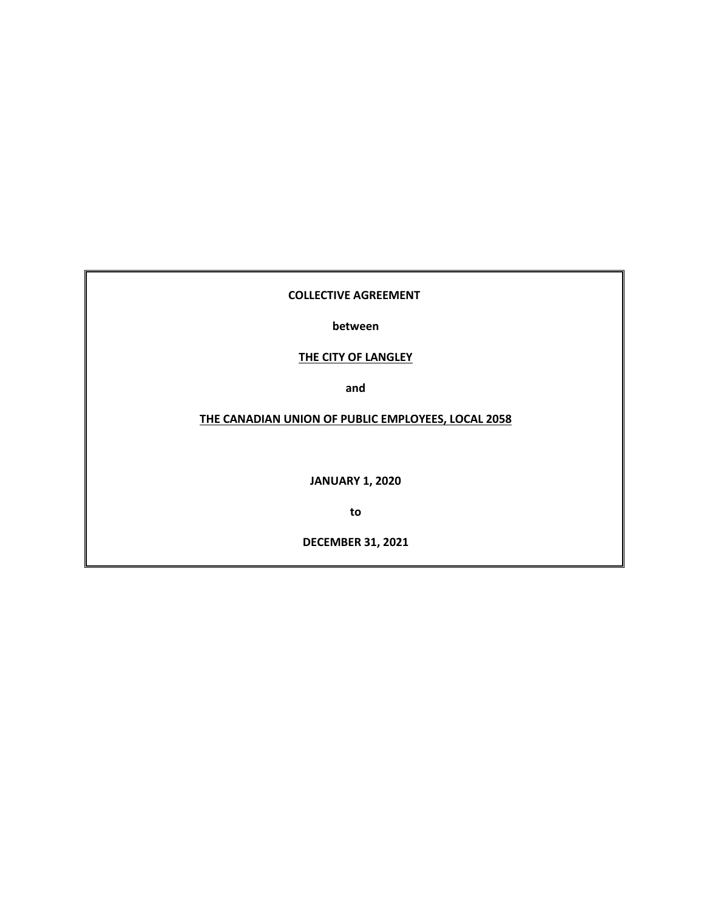**COLLECTIVE AGREEMENT**

**between**

**<u>THE CITY OF LANGLEY</u>**

**and**

**<u>THE CANADIAN UNION OF PUBLIC EMPLOYEES, LOCAL 2058</u>**

**JANUARY 1, 2020**

**to**

**DECEMBER 31, 2021**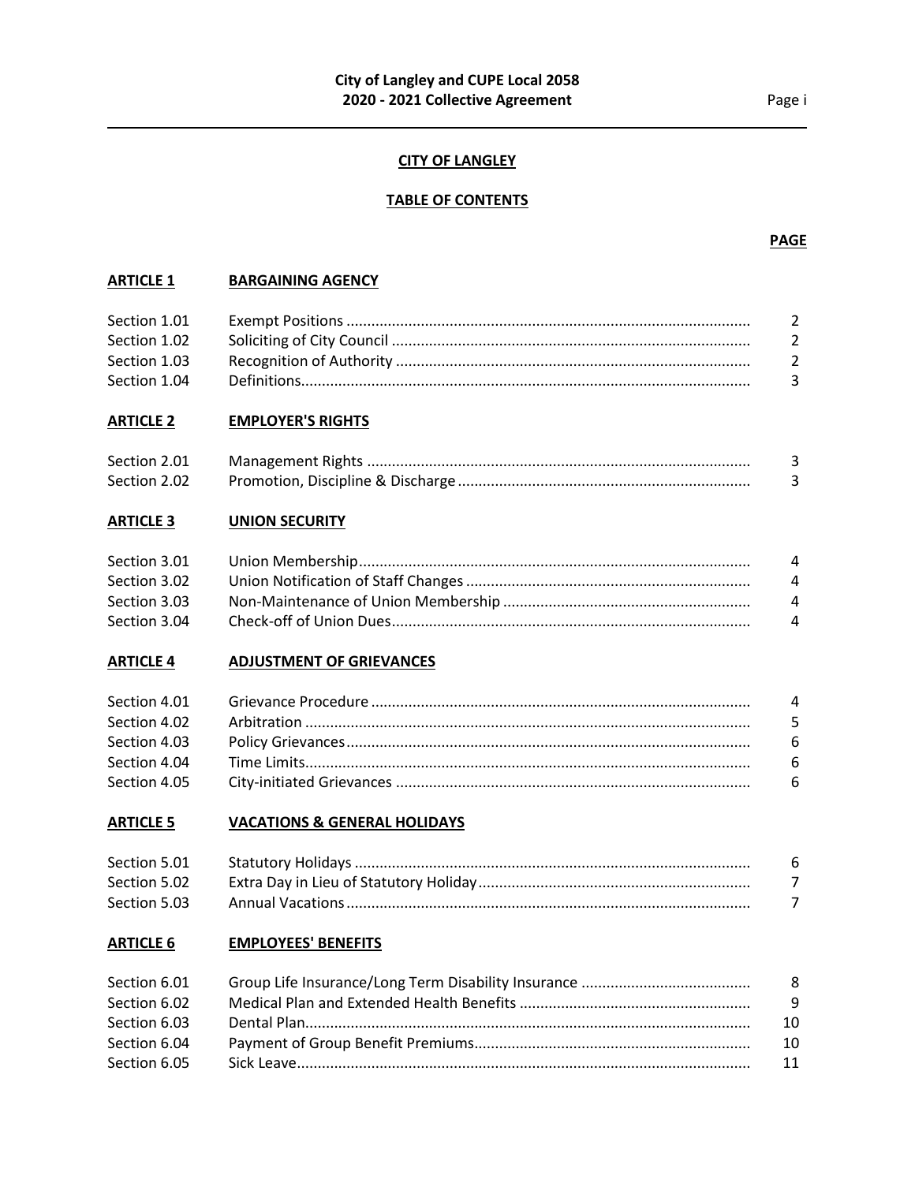**CITY OF LANGLEY**

**TABLE OF CONTENTS**

| | | PAGE |
|---|---|---|
| **ARTICLE 1** | **BARGAINING AGENCY** | |
| Section 1.01 | Exempt Positions | 2 |
| Section 1.02 | Soliciting of City Council | 2 |
| Section 1.03 | Recognition of Authority | 2 |
| Section 1.04 | Definitions | 3 |
| **ARTICLE 2** | **EMPLOYER'S RIGHTS** | |
| Section 2.01 | Management Rights | 3 |
| Section 2.02 | Promotion, Discipline & Discharge | 3 |
| **ARTICLE 3** | **UNION SECURITY** | |
| Section 3.01 | Union Membership | 4 |
| Section 3.02 | Union Notification of Staff Changes | 4 |
| Section 3.03 | Non-Maintenance of Union Membership | 4 |
| Section 3.04 | Check-off of Union Dues | 4 |
| **ARTICLE 4** | **ADJUSTMENT OF GRIEVANCES** | |
| Section 4.01 | Grievance Procedure | 4 |
| Section 4.02 | Arbitration | 5 |
| Section 4.03 | Policy Grievances | 6 |
| Section 4.04 | Time Limits | 6 |
| Section 4.05 | City-initiated Grievances | 6 |
| **ARTICLE 5** | **VACATIONS & GENERAL HOLIDAYS** | |
| Section 5.01 | Statutory Holidays | 6 |
| Section 5.02 | Extra Day in Lieu of Statutory Holiday | 7 |
| Section 5.03 | Annual Vacations | 7 |
| **ARTICLE 6** | **EMPLOYEES' BENEFITS** | |
| Section 6.01 | Group Life Insurance/Long Term Disability Insurance | 8 |
| Section 6.02 | Medical Plan and Extended Health Benefits | 9 |
| Section 6.03 | Dental Plan | 10 |
| Section 6.04 | Payment of Group Benefit Premiums | 10 |
| Section 6.05 | Sick Leave | 11 |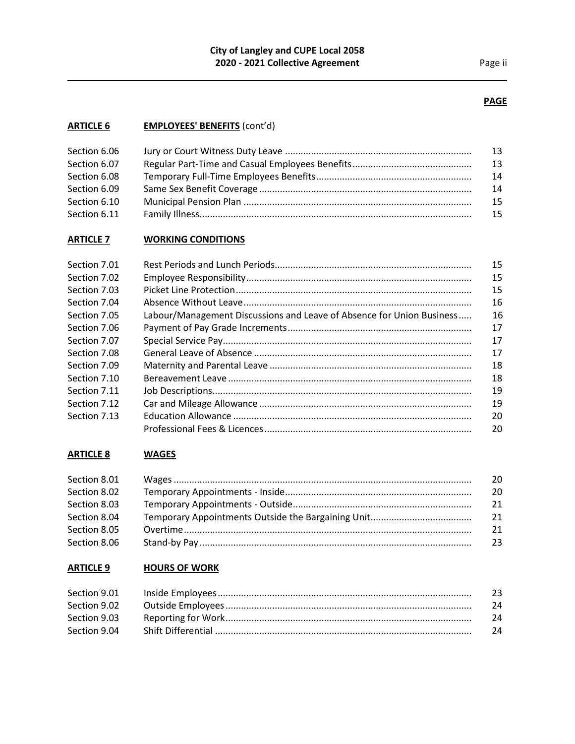**PAGE**

| | | |
|---|---|---|
| **ARTICLE 6** | **EMPLOYEES' BENEFITS** (cont'd) | |
| Section 6.06 | Jury or Court Witness Duty Leave | 13 |
| Section 6.07 | Regular Part-Time and Casual Employees Benefits | 13 |
| Section 6.08 | Temporary Full-Time Employees Benefits | 14 |
| Section 6.09 | Same Sex Benefit Coverage | 14 |
| Section 6.10 | Municipal Pension Plan | 15 |
| Section 6.11 | Family Illness | 15 |
| **ARTICLE 7** | **WORKING CONDITIONS** | |
| Section 7.01 | Rest Periods and Lunch Periods | 15 |
| Section 7.02 | Employee Responsibility | 15 |
| Section 7.03 | Picket Line Protection | 15 |
| Section 7.04 | Absence Without Leave | 16 |
| Section 7.05 | Labour/Management Discussions and Leave of Absence for Union Business | 16 |
| Section 7.06 | Payment of Pay Grade Increments | 17 |
| Section 7.07 | Special Service Pay | 17 |
| Section 7.08 | General Leave of Absence | 17 |
| Section 7.09 | Maternity and Parental Leave | 18 |
| Section 7.10 | Bereavement Leave | 18 |
| Section 7.11 | Job Descriptions | 19 |
| Section 7.12 | Car and Mileage Allowance | 19 |
| Section 7.13 | Education Allowance | 20 |
| | Professional Fees & Licences | 20 |
| **ARTICLE 8** | **WAGES** | |
| Section 8.01 | Wages | 20 |
| Section 8.02 | Temporary Appointments - Inside | 20 |
| Section 8.03 | Temporary Appointments - Outside | 21 |
| Section 8.04 | Temporary Appointments Outside the Bargaining Unit | 21 |
| Section 8.05 | Overtime | 21 |
| Section 8.06 | Stand-by Pay | 23 |
| **ARTICLE 9** | **HOURS OF WORK** | |
| Section 9.01 | Inside Employees | 23 |
| Section 9.02 | Outside Employees | 24 |
| Section 9.03 | Reporting for Work | 24 |
| Section 9.04 | Shift Differential | 24 |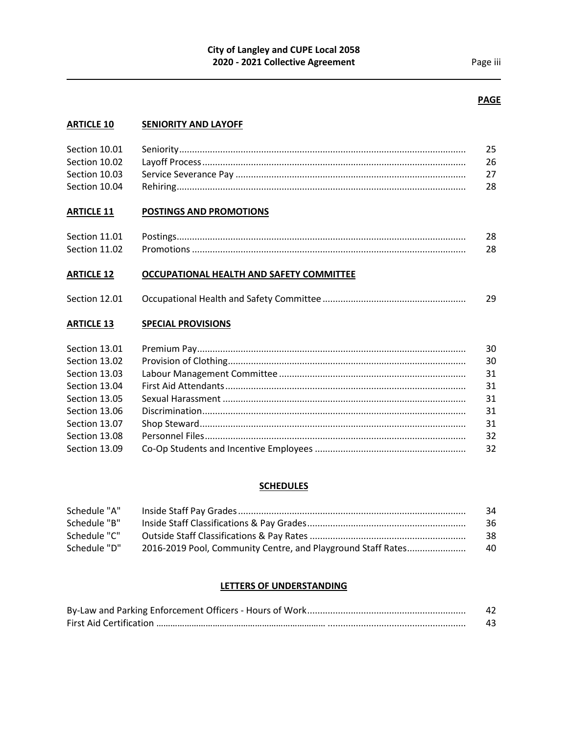**PAGE**

| | | |
|---|---|---|
| **ARTICLE 10** | **SENIORITY AND LAYOFF** | |
| Section 10.01 | Seniority | 25 |
| Section 10.02 | Layoff Process | 26 |
| Section 10.03 | Service Severance Pay | 27 |
| Section 10.04 | Rehiring | 28 |
| **ARTICLE 11** | **POSTINGS AND PROMOTIONS** | |
| Section 11.01 | Postings | 28 |
| Section 11.02 | Promotions | 28 |
| **ARTICLE 12** | **OCCUPATIONAL HEALTH AND SAFETY COMMITTEE** | |
| Section 12.01 | Occupational Health and Safety Committee | 29 |
| **ARTICLE 13** | **SPECIAL PROVISIONS** | |
| Section 13.01 | Premium Pay | 30 |
| Section 13.02 | Provision of Clothing | 30 |
| Section 13.03 | Labour Management Committee | 31 |
| Section 13.04 | First Aid Attendants | 31 |
| Section 13.05 | Sexual Harassment | 31 |
| Section 13.06 | Discrimination | 31 |
| Section 13.07 | Shop Steward | 31 |
| Section 13.08 | Personnel Files | 32 |
| Section 13.09 | Co-Op Students and Incentive Employees | 32 |

**SCHEDULES**

| | | |
|---|---|---|
| Schedule "A" | Inside Staff Pay Grades | 34 |
| Schedule "B" | Inside Staff Classifications & Pay Grades | 36 |
| Schedule "C" | Outside Staff Classifications & Pay Rates | 38 |
| Schedule "D" | 2016-2019 Pool, Community Centre, and Playground Staff Rates | 40 |

**LETTERS OF UNDERSTANDING**

| | |
|---|---|
| By-Law and Parking Enforcement Officers - Hours of Work | 42 |
| First Aid Certification | 43 |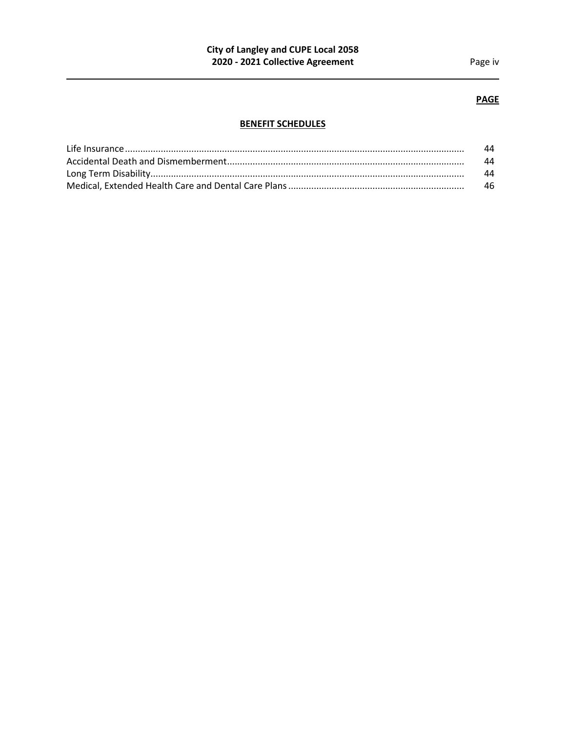**PAGE**

**BENEFIT SCHEDULES**

| | |
|---|---|
| Life Insurance | 44 |
| Accidental Death and Dismemberment | 44 |
| Long Term Disability | 44 |
| Medical, Extended Health Care and Dental Care Plans | 46 |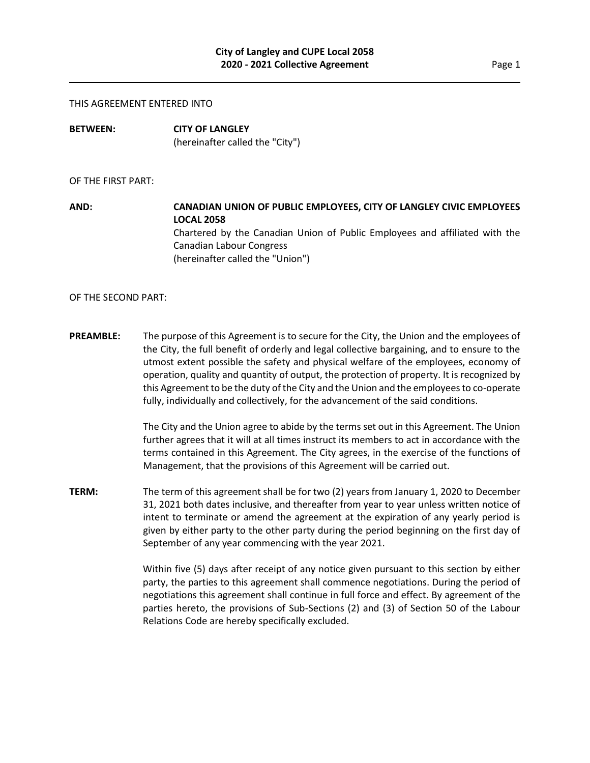THIS AGREEMENT ENTERED INTO

**BETWEEN:** **CITY OF LANGLEY**
(hereinafter called the "City")

OF THE FIRST PART:

**AND:** **CANADIAN UNION OF PUBLIC EMPLOYEES, CITY OF LANGLEY CIVIC EMPLOYEES LOCAL 2058**
Chartered by the Canadian Union of Public Employees and affiliated with the Canadian Labour Congress
(hereinafter called the "Union")

OF THE SECOND PART:

**PREAMBLE:** The purpose of this Agreement is to secure for the City, the Union and the employees of the City, the full benefit of orderly and legal collective bargaining, and to ensure to the utmost extent possible the safety and physical welfare of the employees, economy of operation, quality and quantity of output, the protection of property. It is recognized by this Agreement to be the duty of the City and the Union and the employees to co-operate fully, individually and collectively, for the advancement of the said conditions.

The City and the Union agree to abide by the terms set out in this Agreement. The Union further agrees that it will at all times instruct its members to act in accordance with the terms contained in this Agreement. The City agrees, in the exercise of the functions of Management, that the provisions of this Agreement will be carried out.

**TERM:** The term of this agreement shall be for two (2) years from January 1, 2020 to December 31, 2021 both dates inclusive, and thereafter from year to year unless written notice of intent to terminate or amend the agreement at the expiration of any yearly period is given by either party to the other party during the period beginning on the first day of September of any year commencing with the year 2021.

Within five (5) days after receipt of any notice given pursuant to this section by either party, the parties to this agreement shall commence negotiations. During the period of negotiations this agreement shall continue in full force and effect. By agreement of the parties hereto, the provisions of Sub-Sections (2) and (3) of Section 50 of the Labour Relations Code are hereby specifically excluded.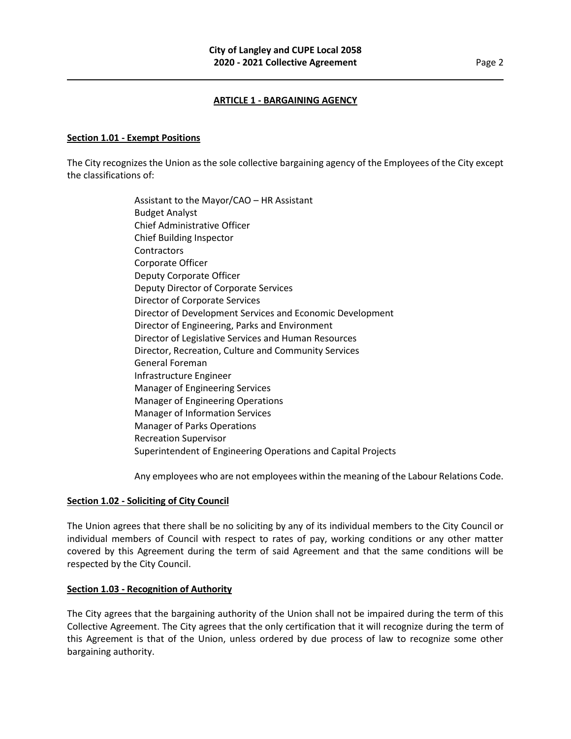## ARTICLE 1 - BARGAINING AGENCY

### Section 1.01 - Exempt Positions

The City recognizes the Union as the sole collective bargaining agency of the Employees of the City except the classifications of:

Assistant to the Mayor/CAO – HR Assistant
Budget Analyst
Chief Administrative Officer
Chief Building Inspector
Contractors
Corporate Officer
Deputy Corporate Officer
Deputy Director of Corporate Services
Director of Corporate Services
Director of Development Services and Economic Development
Director of Engineering, Parks and Environment
Director of Legislative Services and Human Resources
Director, Recreation, Culture and Community Services
General Foreman
Infrastructure Engineer
Manager of Engineering Services
Manager of Engineering Operations
Manager of Information Services
Manager of Parks Operations
Recreation Supervisor
Superintendent of Engineering Operations and Capital Projects

Any employees who are not employees within the meaning of the Labour Relations Code.

### Section 1.02 - Soliciting of City Council

The Union agrees that there shall be no soliciting by any of its individual members to the City Council or individual members of Council with respect to rates of pay, working conditions or any other matter covered by this Agreement during the term of said Agreement and that the same conditions will be respected by the City Council.

### Section 1.03 - Recognition of Authority

The City agrees that the bargaining authority of the Union shall not be impaired during the term of this Collective Agreement. The City agrees that the only certification that it will recognize during the term of this Agreement is that of the Union, unless ordered by due process of law to recognize some other bargaining authority.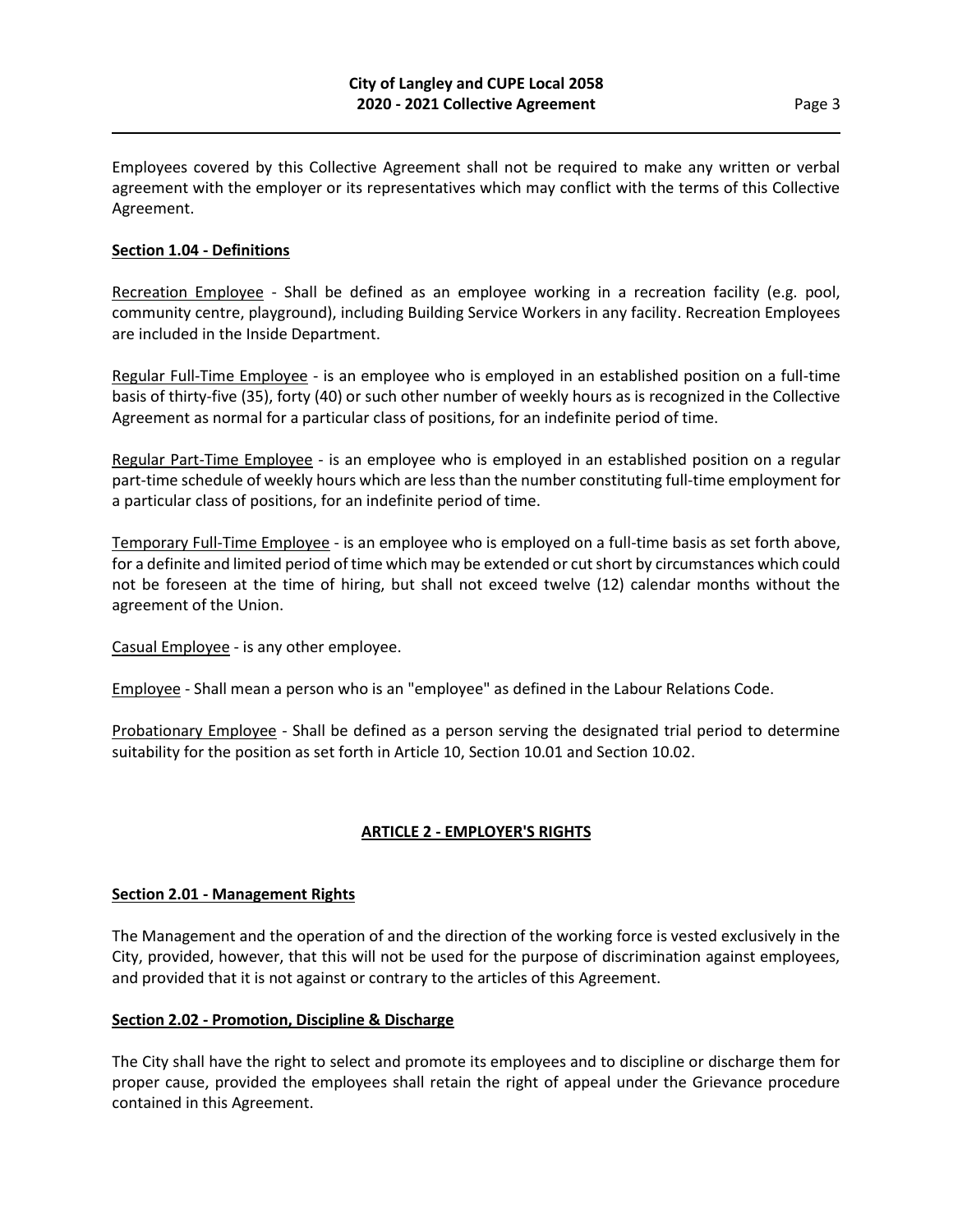Employees covered by this Collective Agreement shall not be required to make any written or verbal agreement with the employer or its representatives which may conflict with the terms of this Collective Agreement.

**Section 1.04 - Definitions**

Recreation Employee - Shall be defined as an employee working in a recreation facility (e.g. pool, community centre, playground), including Building Service Workers in any facility. Recreation Employees are included in the Inside Department.

Regular Full-Time Employee - is an employee who is employed in an established position on a full-time basis of thirty-five (35), forty (40) or such other number of weekly hours as is recognized in the Collective Agreement as normal for a particular class of positions, for an indefinite period of time.

Regular Part-Time Employee - is an employee who is employed in an established position on a regular part-time schedule of weekly hours which are less than the number constituting full-time employment for a particular class of positions, for an indefinite period of time.

Temporary Full-Time Employee - is an employee who is employed on a full-time basis as set forth above, for a definite and limited period of time which may be extended or cut short by circumstances which could not be foreseen at the time of hiring, but shall not exceed twelve (12) calendar months without the agreement of the Union.

Casual Employee - is any other employee.

Employee - Shall mean a person who is an "employee" as defined in the Labour Relations Code.

Probationary Employee - Shall be defined as a person serving the designated trial period to determine suitability for the position as set forth in Article 10, Section 10.01 and Section 10.02.

## ARTICLE 2 - EMPLOYER'S RIGHTS

**Section 2.01 - Management Rights**

The Management and the operation of and the direction of the working force is vested exclusively in the City, provided, however, that this will not be used for the purpose of discrimination against employees, and provided that it is not against or contrary to the articles of this Agreement.

**Section 2.02 - Promotion, Discipline & Discharge**

The City shall have the right to select and promote its employees and to discipline or discharge them for proper cause, provided the employees shall retain the right of appeal under the Grievance procedure contained in this Agreement.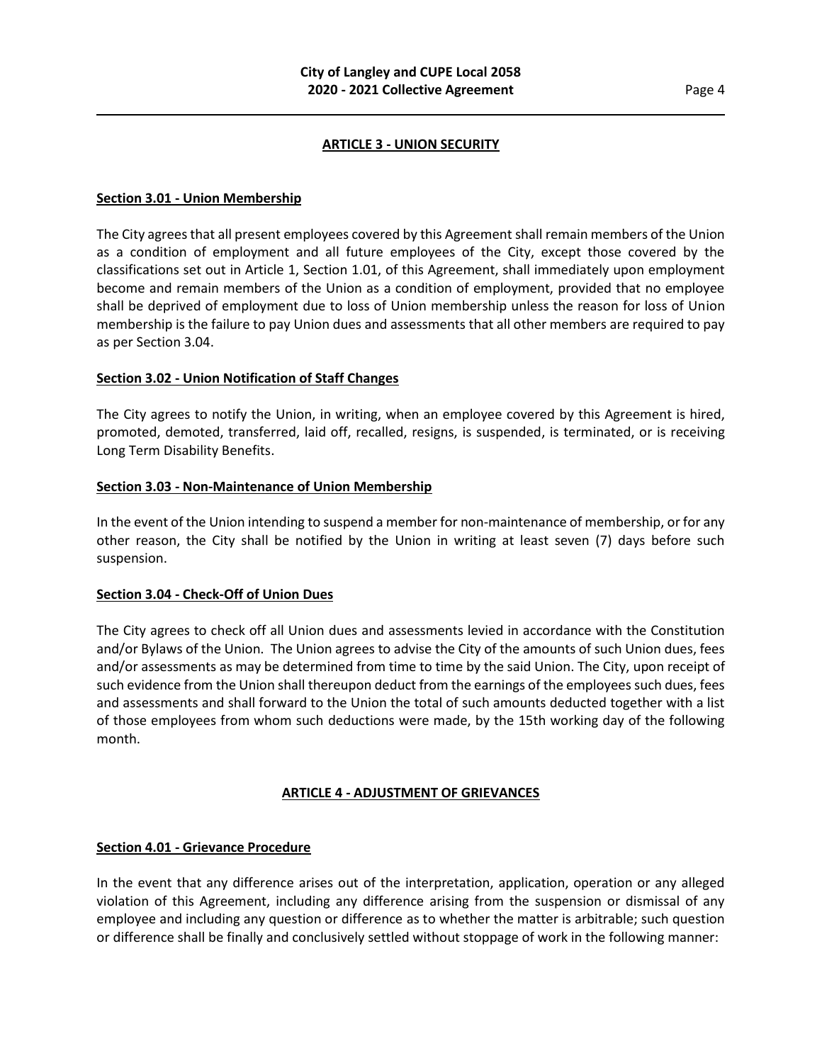## ARTICLE 3 - UNION SECURITY

### Section 3.01 - Union Membership

The City agrees that all present employees covered by this Agreement shall remain members of the Union as a condition of employment and all future employees of the City, except those covered by the classifications set out in Article 1, Section 1.01, of this Agreement, shall immediately upon employment become and remain members of the Union as a condition of employment, provided that no employee shall be deprived of employment due to loss of Union membership unless the reason for loss of Union membership is the failure to pay Union dues and assessments that all other members are required to pay as per Section 3.04.

### Section 3.02 - Union Notification of Staff Changes

The City agrees to notify the Union, in writing, when an employee covered by this Agreement is hired, promoted, demoted, transferred, laid off, recalled, resigns, is suspended, is terminated, or is receiving Long Term Disability Benefits.

### Section 3.03 - Non-Maintenance of Union Membership

In the event of the Union intending to suspend a member for non-maintenance of membership, or for any other reason, the City shall be notified by the Union in writing at least seven (7) days before such suspension.

### Section 3.04 - Check-Off of Union Dues

The City agrees to check off all Union dues and assessments levied in accordance with the Constitution and/or Bylaws of the Union. The Union agrees to advise the City of the amounts of such Union dues, fees and/or assessments as may be determined from time to time by the said Union. The City, upon receipt of such evidence from the Union shall thereupon deduct from the earnings of the employees such dues, fees and assessments and shall forward to the Union the total of such amounts deducted together with a list of those employees from whom such deductions were made, by the 15th working day of the following month.

## ARTICLE 4 - ADJUSTMENT OF GRIEVANCES

### Section 4.01 - Grievance Procedure

In the event that any difference arises out of the interpretation, application, operation or any alleged violation of this Agreement, including any difference arising from the suspension or dismissal of any employee and including any question or difference as to whether the matter is arbitrable; such question or difference shall be finally and conclusively settled without stoppage of work in the following manner: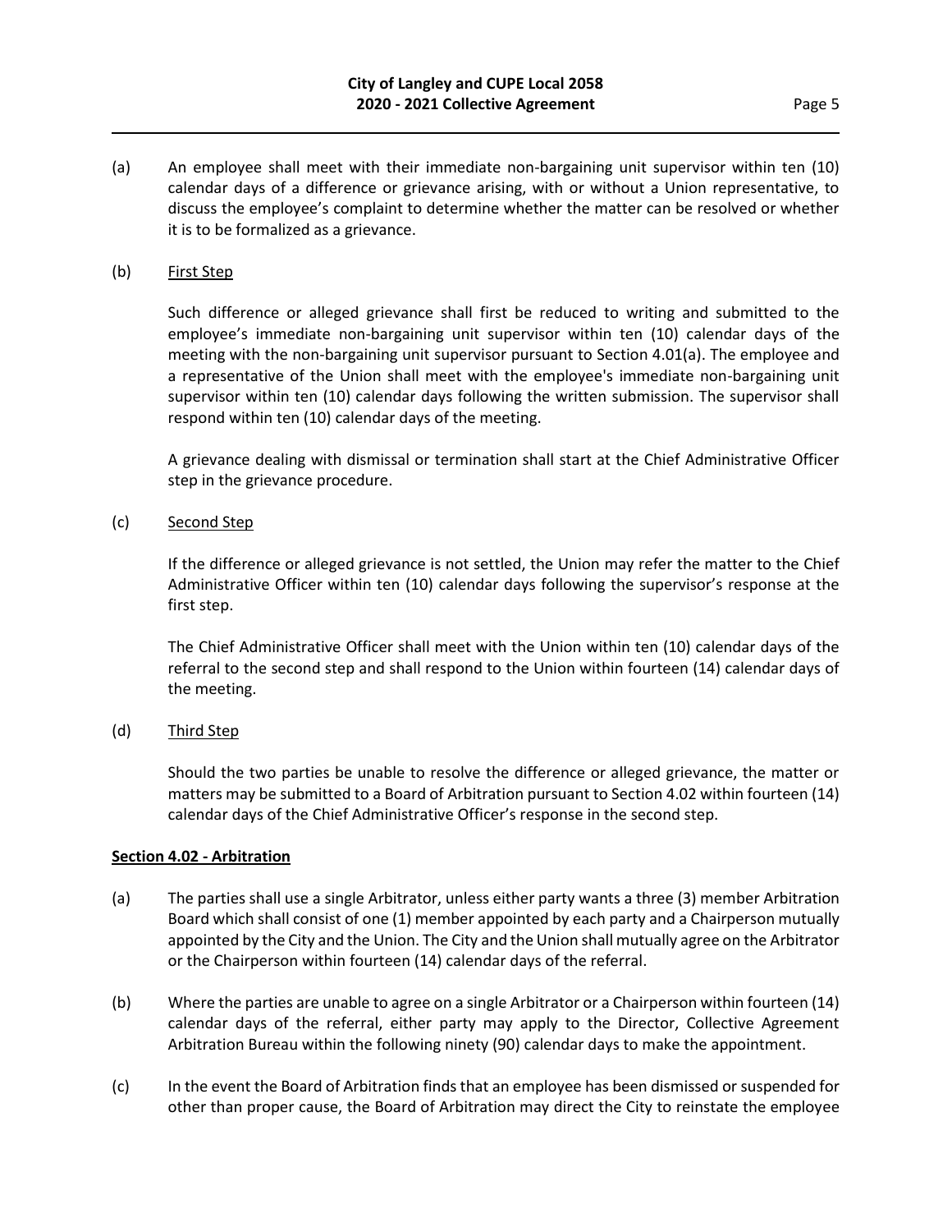(a) An employee shall meet with their immediate non-bargaining unit supervisor within ten (10) calendar days of a difference or grievance arising, with or without a Union representative, to discuss the employee's complaint to determine whether the matter can be resolved or whether it is to be formalized as a grievance.

(b) First Step

Such difference or alleged grievance shall first be reduced to writing and submitted to the employee's immediate non-bargaining unit supervisor within ten (10) calendar days of the meeting with the non-bargaining unit supervisor pursuant to Section 4.01(a). The employee and a representative of the Union shall meet with the employee's immediate non-bargaining unit supervisor within ten (10) calendar days following the written submission. The supervisor shall respond within ten (10) calendar days of the meeting.

A grievance dealing with dismissal or termination shall start at the Chief Administrative Officer step in the grievance procedure.

(c) Second Step

If the difference or alleged grievance is not settled, the Union may refer the matter to the Chief Administrative Officer within ten (10) calendar days following the supervisor's response at the first step.

The Chief Administrative Officer shall meet with the Union within ten (10) calendar days of the referral to the second step and shall respond to the Union within fourteen (14) calendar days of the meeting.

(d) Third Step

Should the two parties be unable to resolve the difference or alleged grievance, the matter or matters may be submitted to a Board of Arbitration pursuant to Section 4.02 within fourteen (14) calendar days of the Chief Administrative Officer's response in the second step.

**Section 4.02 - Arbitration**

(a) The parties shall use a single Arbitrator, unless either party wants a three (3) member Arbitration Board which shall consist of one (1) member appointed by each party and a Chairperson mutually appointed by the City and the Union. The City and the Union shall mutually agree on the Arbitrator or the Chairperson within fourteen (14) calendar days of the referral.

(b) Where the parties are unable to agree on a single Arbitrator or a Chairperson within fourteen (14) calendar days of the referral, either party may apply to the Director, Collective Agreement Arbitration Bureau within the following ninety (90) calendar days to make the appointment.

(c) In the event the Board of Arbitration finds that an employee has been dismissed or suspended for other than proper cause, the Board of Arbitration may direct the City to reinstate the employee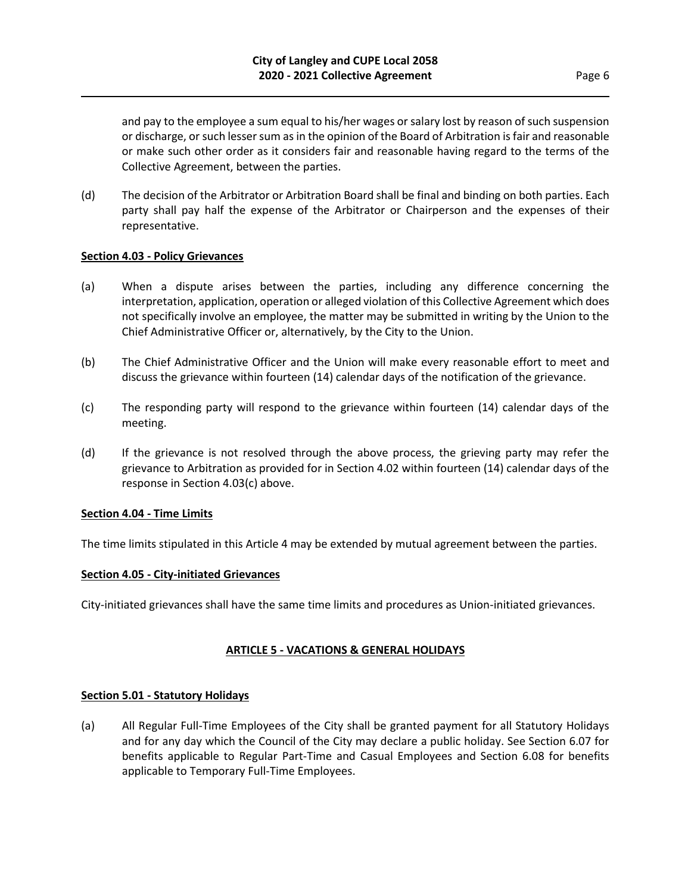and pay to the employee a sum equal to his/her wages or salary lost by reason of such suspension or discharge, or such lesser sum as in the opinion of the Board of Arbitration is fair and reasonable or make such other order as it considers fair and reasonable having regard to the terms of the Collective Agreement, between the parties.

(d) The decision of the Arbitrator or Arbitration Board shall be final and binding on both parties. Each party shall pay half the expense of the Arbitrator or Chairperson and the expenses of their representative.

**Section 4.03 - Policy Grievances**

(a) When a dispute arises between the parties, including any difference concerning the interpretation, application, operation or alleged violation of this Collective Agreement which does not specifically involve an employee, the matter may be submitted in writing by the Union to the Chief Administrative Officer or, alternatively, by the City to the Union.

(b) The Chief Administrative Officer and the Union will make every reasonable effort to meet and discuss the grievance within fourteen (14) calendar days of the notification of the grievance.

(c) The responding party will respond to the grievance within fourteen (14) calendar days of the meeting.

(d) If the grievance is not resolved through the above process, the grieving party may refer the grievance to Arbitration as provided for in Section 4.02 within fourteen (14) calendar days of the response in Section 4.03(c) above.

**Section 4.04 - Time Limits**

The time limits stipulated in this Article 4 may be extended by mutual agreement between the parties.

**Section 4.05 - City-initiated Grievances**

City-initiated grievances shall have the same time limits and procedures as Union-initiated grievances.

## ARTICLE 5 - VACATIONS & GENERAL HOLIDAYS

**Section 5.01 - Statutory Holidays**

(a) All Regular Full-Time Employees of the City shall be granted payment for all Statutory Holidays and for any day which the Council of the City may declare a public holiday. See Section 6.07 for benefits applicable to Regular Part-Time and Casual Employees and Section 6.08 for benefits applicable to Temporary Full-Time Employees.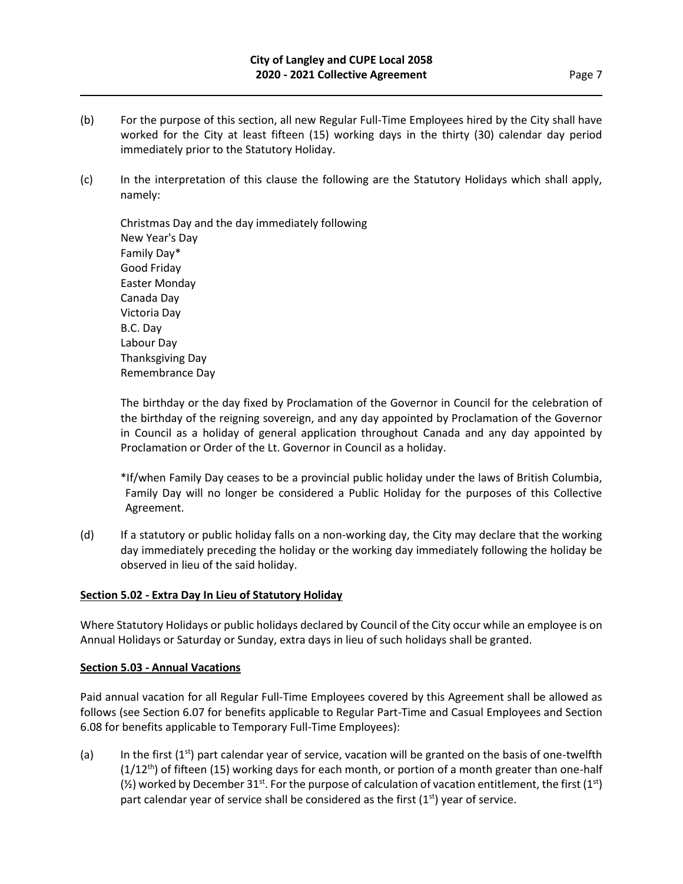(b) For the purpose of this section, all new Regular Full-Time Employees hired by the City shall have worked for the City at least fifteen (15) working days in the thirty (30) calendar day period immediately prior to the Statutory Holiday.

(c) In the interpretation of this clause the following are the Statutory Holidays which shall apply, namely:

Christmas Day and the day immediately following
New Year's Day
Family Day*
Good Friday
Easter Monday
Canada Day
Victoria Day
B.C. Day
Labour Day
Thanksgiving Day
Remembrance Day

The birthday or the day fixed by Proclamation of the Governor in Council for the celebration of the birthday of the reigning sovereign, and any day appointed by Proclamation of the Governor in Council as a holiday of general application throughout Canada and any day appointed by Proclamation or Order of the Lt. Governor in Council as a holiday.

*If/when Family Day ceases to be a provincial public holiday under the laws of British Columbia, Family Day will no longer be considered a Public Holiday for the purposes of this Collective Agreement.

(d) If a statutory or public holiday falls on a non-working day, the City may declare that the working day immediately preceding the holiday or the working day immediately following the holiday be observed in lieu of the said holiday.

**Section 5.02 - Extra Day In Lieu of Statutory Holiday**

Where Statutory Holidays or public holidays declared by Council of the City occur while an employee is on Annual Holidays or Saturday or Sunday, extra days in lieu of such holidays shall be granted.

**Section 5.03 - Annual Vacations**

Paid annual vacation for all Regular Full-Time Employees covered by this Agreement shall be allowed as follows (see Section 6.07 for benefits applicable to Regular Part-Time and Casual Employees and Section 6.08 for benefits applicable to Temporary Full-Time Employees):

(a) In the first (1st) part calendar year of service, vacation will be granted on the basis of one-twelfth (1/12th) of fifteen (15) working days for each month, or portion of a month greater than one-half (½) worked by December 31st. For the purpose of calculation of vacation entitlement, the first (1st) part calendar year of service shall be considered as the first (1st) year of service.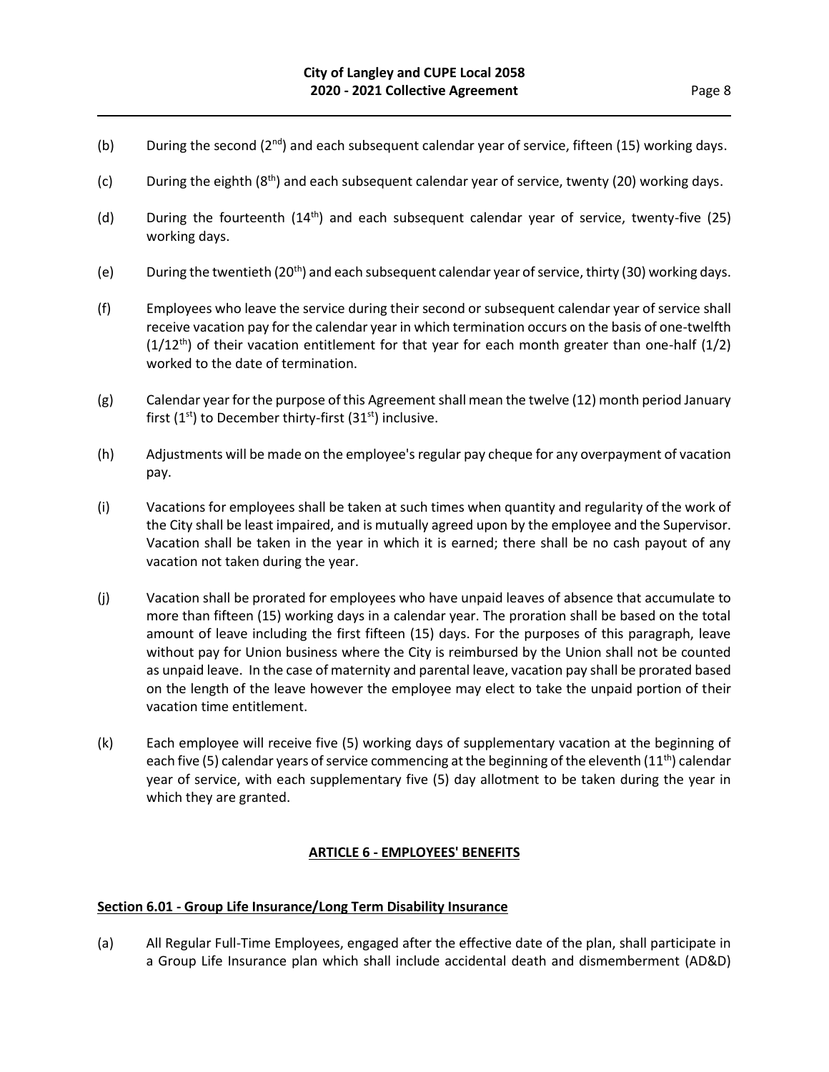(b) During the second (2nd) and each subsequent calendar year of service, fifteen (15) working days.

(c) During the eighth (8th) and each subsequent calendar year of service, twenty (20) working days.

(d) During the fourteenth (14th) and each subsequent calendar year of service, twenty-five (25) working days.

(e) During the twentieth (20th) and each subsequent calendar year of service, thirty (30) working days.

(f) Employees who leave the service during their second or subsequent calendar year of service shall receive vacation pay for the calendar year in which termination occurs on the basis of one-twelfth (1/12th) of their vacation entitlement for that year for each month greater than one-half (1/2) worked to the date of termination.

(g) Calendar year for the purpose of this Agreement shall mean the twelve (12) month period January first (1st) to December thirty-first (31st) inclusive.

(h) Adjustments will be made on the employee's regular pay cheque for any overpayment of vacation pay.

(i) Vacations for employees shall be taken at such times when quantity and regularity of the work of the City shall be least impaired, and is mutually agreed upon by the employee and the Supervisor. Vacation shall be taken in the year in which it is earned; there shall be no cash payout of any vacation not taken during the year.

(j) Vacation shall be prorated for employees who have unpaid leaves of absence that accumulate to more than fifteen (15) working days in a calendar year. The proration shall be based on the total amount of leave including the first fifteen (15) days. For the purposes of this paragraph, leave without pay for Union business where the City is reimbursed by the Union shall not be counted as unpaid leave. In the case of maternity and parental leave, vacation pay shall be prorated based on the length of the leave however the employee may elect to take the unpaid portion of their vacation time entitlement.

(k) Each employee will receive five (5) working days of supplementary vacation at the beginning of each five (5) calendar years of service commencing at the beginning of the eleventh (11th) calendar year of service, with each supplementary five (5) day allotment to be taken during the year in which they are granted.

## ARTICLE 6 - EMPLOYEES' BENEFITS

### Section 6.01 - Group Life Insurance/Long Term Disability Insurance

(a) All Regular Full-Time Employees, engaged after the effective date of the plan, shall participate in a Group Life Insurance plan which shall include accidental death and dismemberment (AD&D)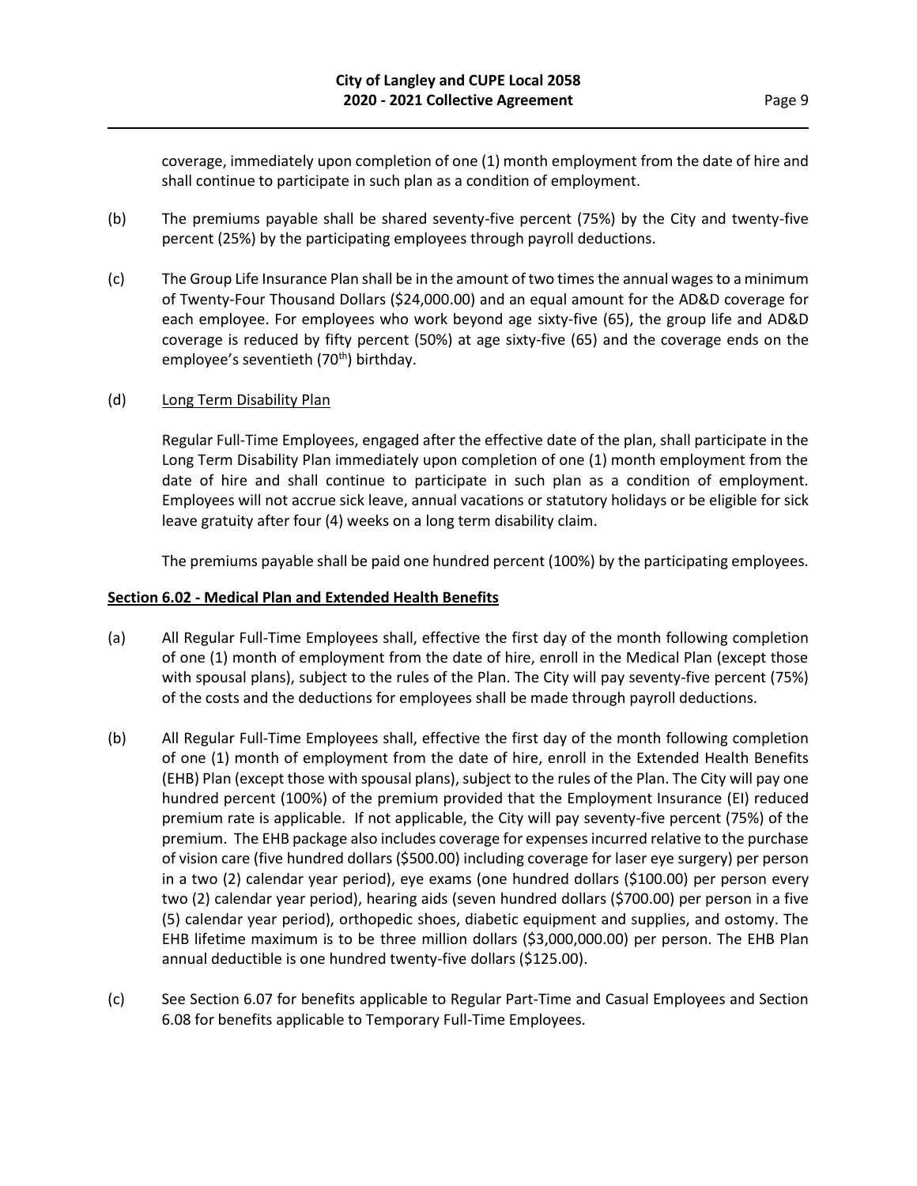coverage, immediately upon completion of one (1) month employment from the date of hire and shall continue to participate in such plan as a condition of employment.

(b) The premiums payable shall be shared seventy-five percent (75%) by the City and twenty-five percent (25%) by the participating employees through payroll deductions.

(c) The Group Life Insurance Plan shall be in the amount of two times the annual wages to a minimum of Twenty-Four Thousand Dollars ($24,000.00) and an equal amount for the AD&D coverage for each employee. For employees who work beyond age sixty-five (65), the group life and AD&D coverage is reduced by fifty percent (50%) at age sixty-five (65) and the coverage ends on the employee's seventieth (70th) birthday.

(d) Long Term Disability Plan

Regular Full-Time Employees, engaged after the effective date of the plan, shall participate in the Long Term Disability Plan immediately upon completion of one (1) month employment from the date of hire and shall continue to participate in such plan as a condition of employment. Employees will not accrue sick leave, annual vacations or statutory holidays or be eligible for sick leave gratuity after four (4) weeks on a long term disability claim.

The premiums payable shall be paid one hundred percent (100%) by the participating employees.

**Section 6.02 - Medical Plan and Extended Health Benefits**

(a) All Regular Full-Time Employees shall, effective the first day of the month following completion of one (1) month of employment from the date of hire, enroll in the Medical Plan (except those with spousal plans), subject to the rules of the Plan. The City will pay seventy-five percent (75%) of the costs and the deductions for employees shall be made through payroll deductions.

(b) All Regular Full-Time Employees shall, effective the first day of the month following completion of one (1) month of employment from the date of hire, enroll in the Extended Health Benefits (EHB) Plan (except those with spousal plans), subject to the rules of the Plan. The City will pay one hundred percent (100%) of the premium provided that the Employment Insurance (EI) reduced premium rate is applicable. If not applicable, the City will pay seventy-five percent (75%) of the premium. The EHB package also includes coverage for expenses incurred relative to the purchase of vision care (five hundred dollars ($500.00) including coverage for laser eye surgery) per person in a two (2) calendar year period), eye exams (one hundred dollars ($100.00) per person every two (2) calendar year period), hearing aids (seven hundred dollars ($700.00) per person in a five (5) calendar year period), orthopedic shoes, diabetic equipment and supplies, and ostomy. The EHB lifetime maximum is to be three million dollars ($3,000,000.00) per person. The EHB Plan annual deductible is one hundred twenty-five dollars ($125.00).

(c) See Section 6.07 for benefits applicable to Regular Part-Time and Casual Employees and Section 6.08 for benefits applicable to Temporary Full-Time Employees.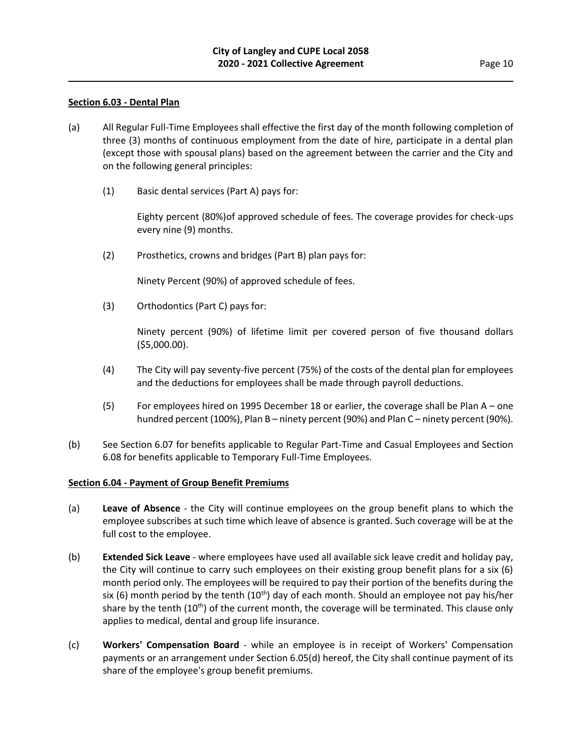**Section 6.03 - Dental Plan**

(a) All Regular Full-Time Employees shall effective the first day of the month following completion of three (3) months of continuous employment from the date of hire, participate in a dental plan (except those with spousal plans) based on the agreement between the carrier and the City and on the following general principles:

(1) Basic dental services (Part A) pays for:

Eighty percent (80%)of approved schedule of fees. The coverage provides for check-ups every nine (9) months.

(2) Prosthetics, crowns and bridges (Part B) plan pays for:

Ninety Percent (90%) of approved schedule of fees.

(3) Orthodontics (Part C) pays for:

Ninety percent (90%) of lifetime limit per covered person of five thousand dollars ($5,000.00).

(4) The City will pay seventy-five percent (75%) of the costs of the dental plan for employees and the deductions for employees shall be made through payroll deductions.

(5) For employees hired on 1995 December 18 or earlier, the coverage shall be Plan A – one hundred percent (100%), Plan B – ninety percent (90%) and Plan C – ninety percent (90%).

(b) See Section 6.07 for benefits applicable to Regular Part-Time and Casual Employees and Section 6.08 for benefits applicable to Temporary Full-Time Employees.

**Section 6.04 - Payment of Group Benefit Premiums**

(a) **Leave of Absence** - the City will continue employees on the group benefit plans to which the employee subscribes at such time which leave of absence is granted. Such coverage will be at the full cost to the employee.

(b) **Extended Sick Leave** - where employees have used all available sick leave credit and holiday pay, the City will continue to carry such employees on their existing group benefit plans for a six (6) month period only. The employees will be required to pay their portion of the benefits during the six (6) month period by the tenth (10th) day of each month. Should an employee not pay his/her share by the tenth (10th) of the current month, the coverage will be terminated. This clause only applies to medical, dental and group life insurance.

(c) **Workers' Compensation Board** - while an employee is in receipt of Workers' Compensation payments or an arrangement under Section 6.05(d) hereof, the City shall continue payment of its share of the employee's group benefit premiums.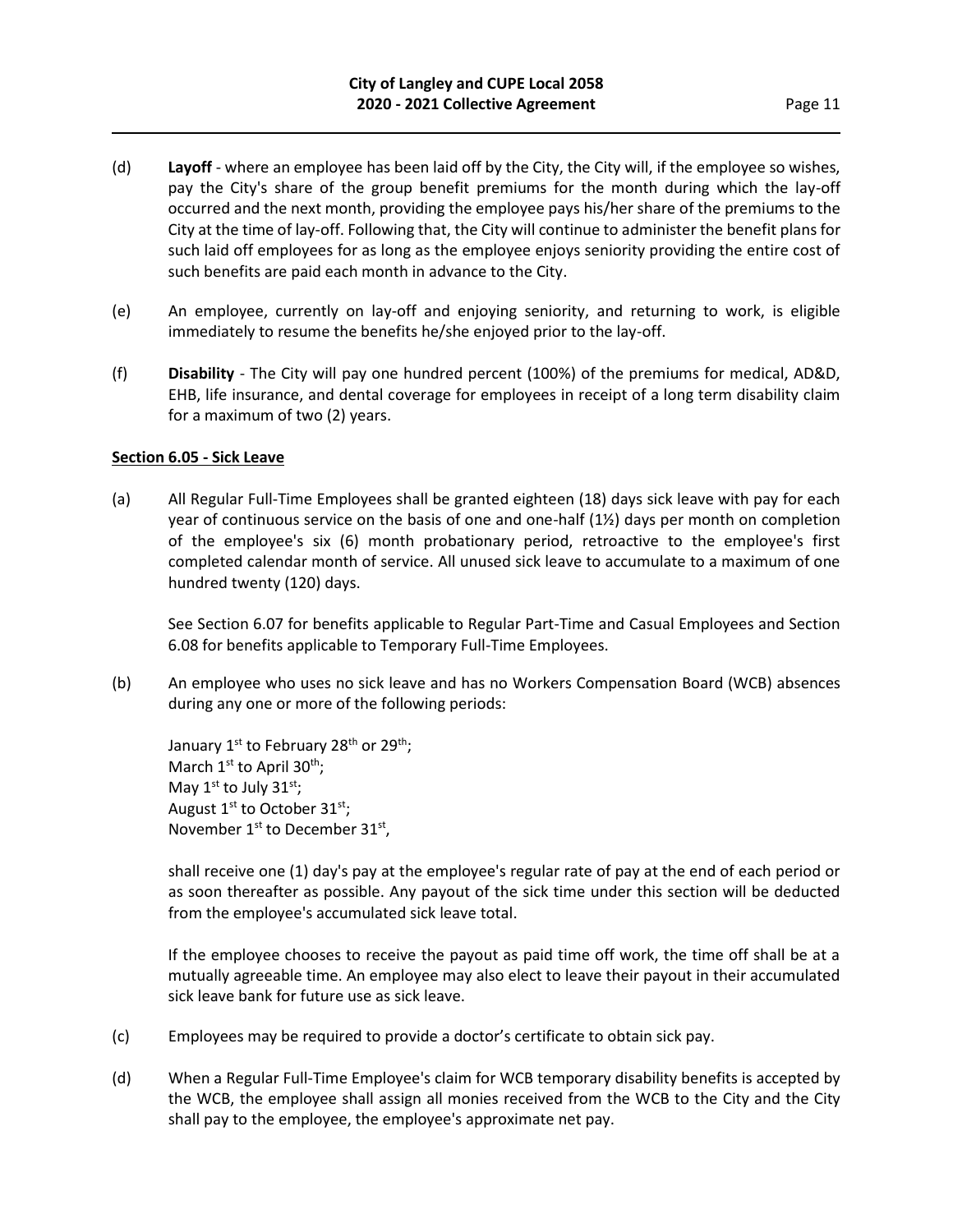(d) **Layoff** - where an employee has been laid off by the City, the City will, if the employee so wishes, pay the City's share of the group benefit premiums for the month during which the lay-off occurred and the next month, providing the employee pays his/her share of the premiums to the City at the time of lay-off. Following that, the City will continue to administer the benefit plans for such laid off employees for as long as the employee enjoys seniority providing the entire cost of such benefits are paid each month in advance to the City.

(e) An employee, currently on lay-off and enjoying seniority, and returning to work, is eligible immediately to resume the benefits he/she enjoyed prior to the lay-off.

(f) **Disability** - The City will pay one hundred percent (100%) of the premiums for medical, AD&D, EHB, life insurance, and dental coverage for employees in receipt of a long term disability claim for a maximum of two (2) years.

**Section 6.05 - Sick Leave**

(a) All Regular Full-Time Employees shall be granted eighteen (18) days sick leave with pay for each year of continuous service on the basis of one and one-half (1½) days per month on completion of the employee's six (6) month probationary period, retroactive to the employee's first completed calendar month of service. All unused sick leave to accumulate to a maximum of one hundred twenty (120) days.

See Section 6.07 for benefits applicable to Regular Part-Time and Casual Employees and Section 6.08 for benefits applicable to Temporary Full-Time Employees.

(b) An employee who uses no sick leave and has no Workers Compensation Board (WCB) absences during any one or more of the following periods:

January 1st to February 28th or 29th;
March 1st to April 30th;
May 1st to July 31st;
August 1st to October 31st;
November 1st to December 31st,

shall receive one (1) day's pay at the employee's regular rate of pay at the end of each period or as soon thereafter as possible. Any payout of the sick time under this section will be deducted from the employee's accumulated sick leave total.

If the employee chooses to receive the payout as paid time off work, the time off shall be at a mutually agreeable time. An employee may also elect to leave their payout in their accumulated sick leave bank for future use as sick leave.

(c) Employees may be required to provide a doctor's certificate to obtain sick pay.

(d) When a Regular Full-Time Employee's claim for WCB temporary disability benefits is accepted by the WCB, the employee shall assign all monies received from the WCB to the City and the City shall pay to the employee, the employee's approximate net pay.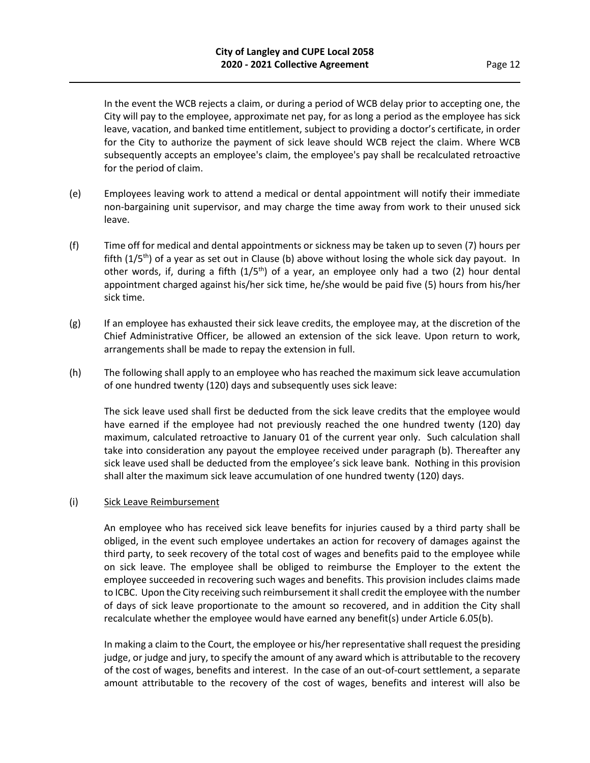In the event the WCB rejects a claim, or during a period of WCB delay prior to accepting one, the City will pay to the employee, approximate net pay, for as long a period as the employee has sick leave, vacation, and banked time entitlement, subject to providing a doctor's certificate, in order for the City to authorize the payment of sick leave should WCB reject the claim. Where WCB subsequently accepts an employee's claim, the employee's pay shall be recalculated retroactive for the period of claim.

(e) Employees leaving work to attend a medical or dental appointment will notify their immediate non-bargaining unit supervisor, and may charge the time away from work to their unused sick leave.

(f) Time off for medical and dental appointments or sickness may be taken up to seven (7) hours per fifth ($1/5^{th}$) of a year as set out in Clause (b) above without losing the whole sick day payout. In other words, if, during a fifth ($1/5^{th}$) of a year, an employee only had a two (2) hour dental appointment charged against his/her sick time, he/she would be paid five (5) hours from his/her sick time.

(g) If an employee has exhausted their sick leave credits, the employee may, at the discretion of the Chief Administrative Officer, be allowed an extension of the sick leave. Upon return to work, arrangements shall be made to repay the extension in full.

(h) The following shall apply to an employee who has reached the maximum sick leave accumulation of one hundred twenty (120) days and subsequently uses sick leave:

The sick leave used shall first be deducted from the sick leave credits that the employee would have earned if the employee had not previously reached the one hundred twenty (120) day maximum, calculated retroactive to January 01 of the current year only. Such calculation shall take into consideration any payout the employee received under paragraph (b). Thereafter any sick leave used shall be deducted from the employee's sick leave bank. Nothing in this provision shall alter the maximum sick leave accumulation of one hundred twenty (120) days.

(i) Sick Leave Reimbursement

An employee who has received sick leave benefits for injuries caused by a third party shall be obliged, in the event such employee undertakes an action for recovery of damages against the third party, to seek recovery of the total cost of wages and benefits paid to the employee while on sick leave. The employee shall be obliged to reimburse the Employer to the extent the employee succeeded in recovering such wages and benefits. This provision includes claims made to ICBC. Upon the City receiving such reimbursement it shall credit the employee with the number of days of sick leave proportionate to the amount so recovered, and in addition the City shall recalculate whether the employee would have earned any benefit(s) under Article 6.05(b).

In making a claim to the Court, the employee or his/her representative shall request the presiding judge, or judge and jury, to specify the amount of any award which is attributable to the recovery of the cost of wages, benefits and interest. In the case of an out-of-court settlement, a separate amount attributable to the recovery of the cost of wages, benefits and interest will also be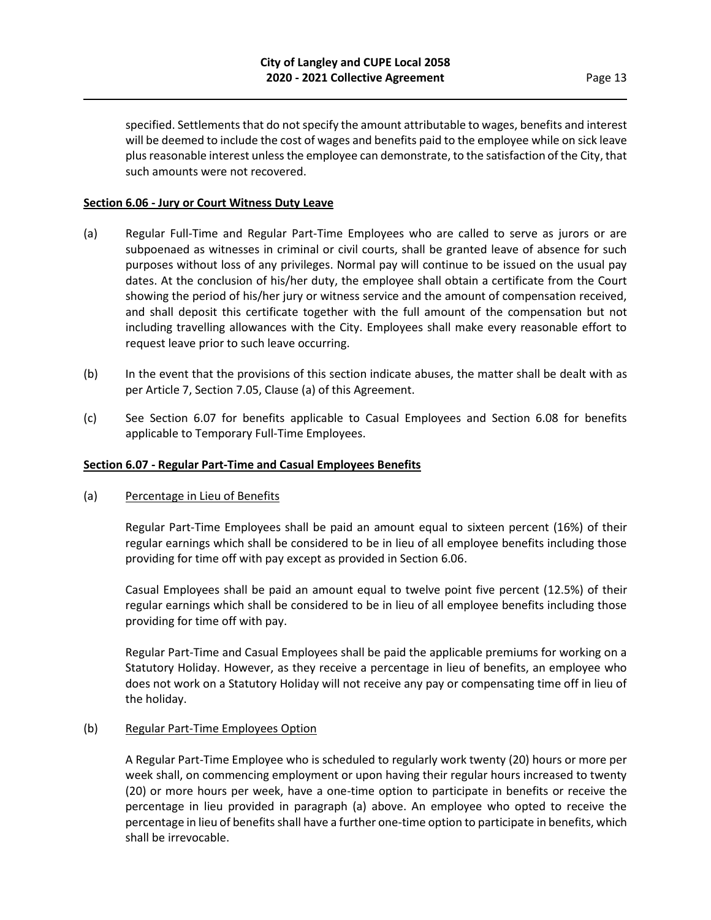specified. Settlements that do not specify the amount attributable to wages, benefits and interest will be deemed to include the cost of wages and benefits paid to the employee while on sick leave plus reasonable interest unless the employee can demonstrate, to the satisfaction of the City, that such amounts were not recovered.

**Section 6.06 - Jury or Court Witness Duty Leave**

(a) Regular Full-Time and Regular Part-Time Employees who are called to serve as jurors or are subpoenaed as witnesses in criminal or civil courts, shall be granted leave of absence for such purposes without loss of any privileges. Normal pay will continue to be issued on the usual pay dates. At the conclusion of his/her duty, the employee shall obtain a certificate from the Court showing the period of his/her jury or witness service and the amount of compensation received, and shall deposit this certificate together with the full amount of the compensation but not including travelling allowances with the City. Employees shall make every reasonable effort to request leave prior to such leave occurring.

(b) In the event that the provisions of this section indicate abuses, the matter shall be dealt with as per Article 7, Section 7.05, Clause (a) of this Agreement.

(c) See Section 6.07 for benefits applicable to Casual Employees and Section 6.08 for benefits applicable to Temporary Full-Time Employees.

**Section 6.07 - Regular Part-Time and Casual Employees Benefits**

(a) Percentage in Lieu of Benefits

Regular Part-Time Employees shall be paid an amount equal to sixteen percent (16%) of their regular earnings which shall be considered to be in lieu of all employee benefits including those providing for time off with pay except as provided in Section 6.06.

Casual Employees shall be paid an amount equal to twelve point five percent (12.5%) of their regular earnings which shall be considered to be in lieu of all employee benefits including those providing for time off with pay.

Regular Part-Time and Casual Employees shall be paid the applicable premiums for working on a Statutory Holiday. However, as they receive a percentage in lieu of benefits, an employee who does not work on a Statutory Holiday will not receive any pay or compensating time off in lieu of the holiday.

(b) Regular Part-Time Employees Option

A Regular Part-Time Employee who is scheduled to regularly work twenty (20) hours or more per week shall, on commencing employment or upon having their regular hours increased to twenty (20) or more hours per week, have a one-time option to participate in benefits or receive the percentage in lieu provided in paragraph (a) above. An employee who opted to receive the percentage in lieu of benefits shall have a further one-time option to participate in benefits, which shall be irrevocable.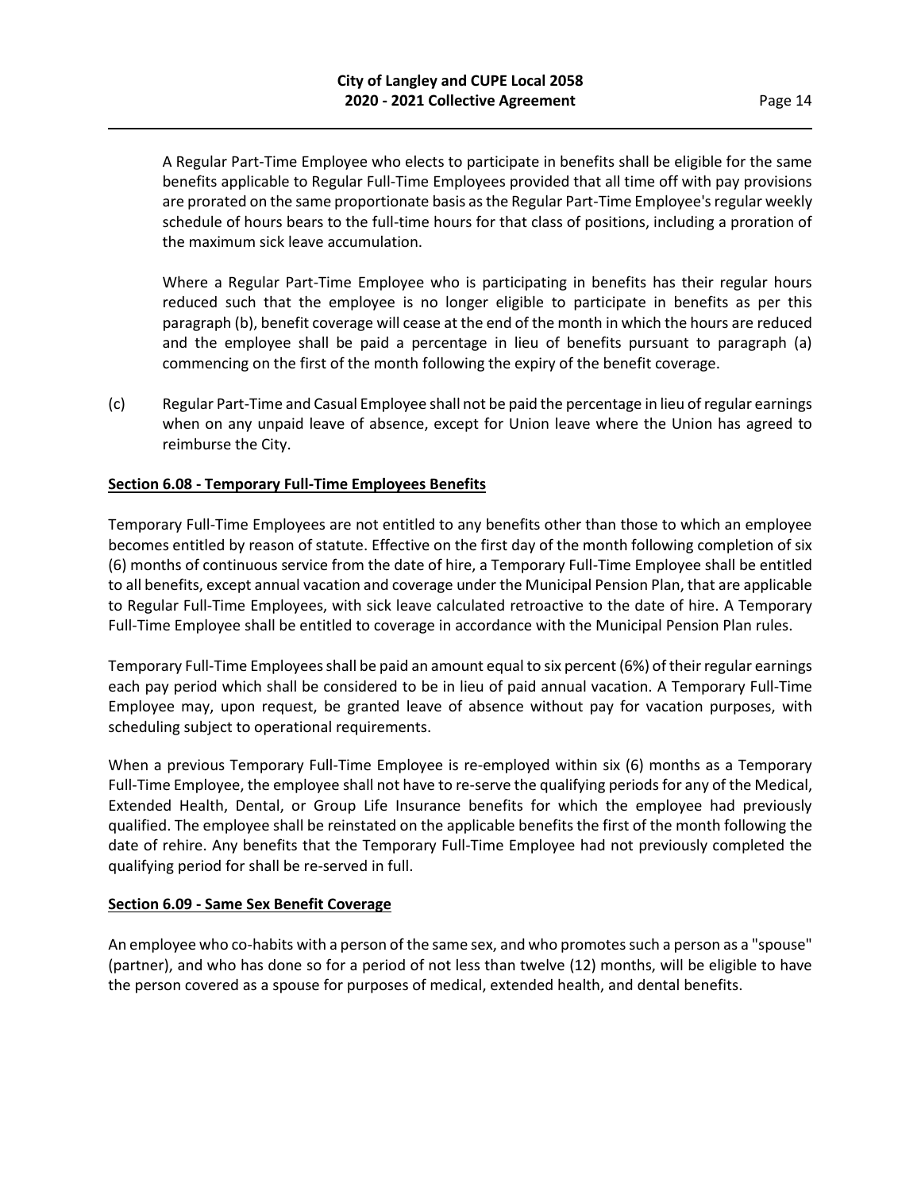A Regular Part-Time Employee who elects to participate in benefits shall be eligible for the same benefits applicable to Regular Full-Time Employees provided that all time off with pay provisions are prorated on the same proportionate basis as the Regular Part-Time Employee's regular weekly schedule of hours bears to the full-time hours for that class of positions, including a proration of the maximum sick leave accumulation.

Where a Regular Part-Time Employee who is participating in benefits has their regular hours reduced such that the employee is no longer eligible to participate in benefits as per this paragraph (b), benefit coverage will cease at the end of the month in which the hours are reduced and the employee shall be paid a percentage in lieu of benefits pursuant to paragraph (a) commencing on the first of the month following the expiry of the benefit coverage.

(c) Regular Part-Time and Casual Employee shall not be paid the percentage in lieu of regular earnings when on any unpaid leave of absence, except for Union leave where the Union has agreed to reimburse the City.

**Section 6.08 - Temporary Full-Time Employees Benefits**

Temporary Full-Time Employees are not entitled to any benefits other than those to which an employee becomes entitled by reason of statute. Effective on the first day of the month following completion of six (6) months of continuous service from the date of hire, a Temporary Full-Time Employee shall be entitled to all benefits, except annual vacation and coverage under the Municipal Pension Plan, that are applicable to Regular Full-Time Employees, with sick leave calculated retroactive to the date of hire. A Temporary Full-Time Employee shall be entitled to coverage in accordance with the Municipal Pension Plan rules.

Temporary Full-Time Employees shall be paid an amount equal to six percent (6%) of their regular earnings each pay period which shall be considered to be in lieu of paid annual vacation. A Temporary Full-Time Employee may, upon request, be granted leave of absence without pay for vacation purposes, with scheduling subject to operational requirements.

When a previous Temporary Full-Time Employee is re-employed within six (6) months as a Temporary Full-Time Employee, the employee shall not have to re-serve the qualifying periods for any of the Medical, Extended Health, Dental, or Group Life Insurance benefits for which the employee had previously qualified. The employee shall be reinstated on the applicable benefits the first of the month following the date of rehire. Any benefits that the Temporary Full-Time Employee had not previously completed the qualifying period for shall be re-served in full.

**Section 6.09 - Same Sex Benefit Coverage**

An employee who co-habits with a person of the same sex, and who promotes such a person as a "spouse" (partner), and who has done so for a period of not less than twelve (12) months, will be eligible to have the person covered as a spouse for purposes of medical, extended health, and dental benefits.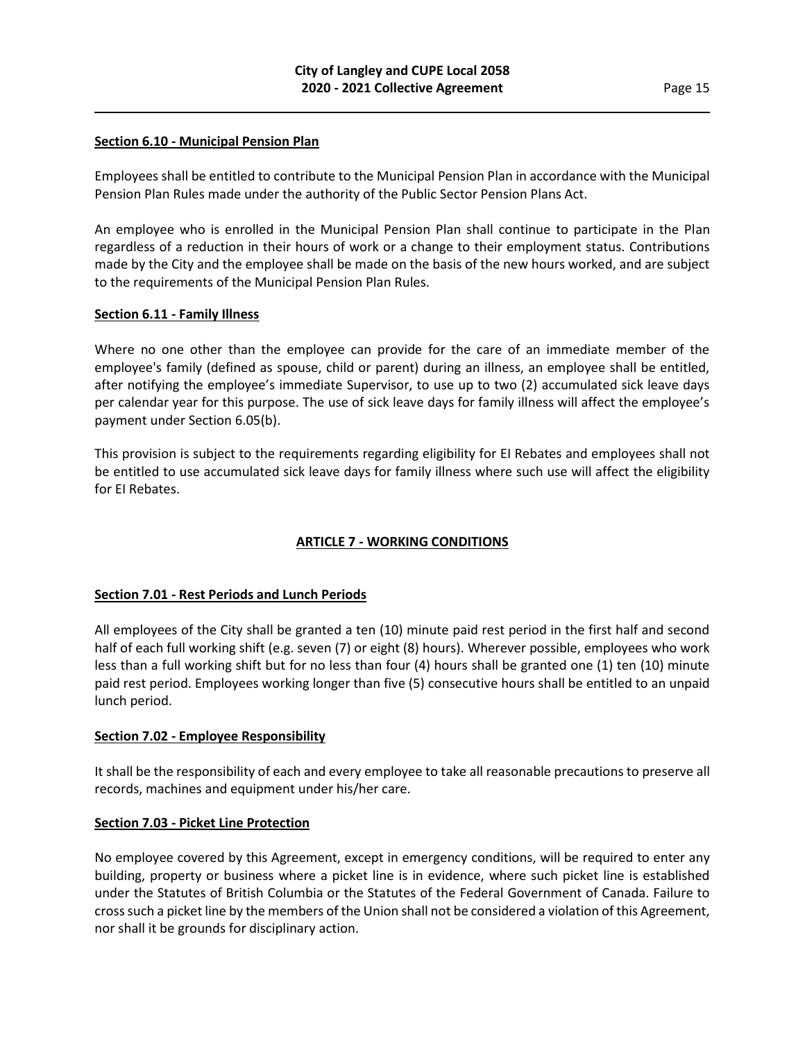**Section 6.10 - Municipal Pension Plan**

Employees shall be entitled to contribute to the Municipal Pension Plan in accordance with the Municipal Pension Plan Rules made under the authority of the Public Sector Pension Plans Act.

An employee who is enrolled in the Municipal Pension Plan shall continue to participate in the Plan regardless of a reduction in their hours of work or a change to their employment status. Contributions made by the City and the employee shall be made on the basis of the new hours worked, and are subject to the requirements of the Municipal Pension Plan Rules.

**Section 6.11 - Family Illness**

Where no one other than the employee can provide for the care of an immediate member of the employee's family (defined as spouse, child or parent) during an illness, an employee shall be entitled, after notifying the employee's immediate Supervisor, to use up to two (2) accumulated sick leave days per calendar year for this purpose. The use of sick leave days for family illness will affect the employee's payment under Section 6.05(b).

This provision is subject to the requirements regarding eligibility for EI Rebates and employees shall not be entitled to use accumulated sick leave days for family illness where such use will affect the eligibility for EI Rebates.

## ARTICLE 7 - WORKING CONDITIONS

**Section 7.01 - Rest Periods and Lunch Periods**

All employees of the City shall be granted a ten (10) minute paid rest period in the first half and second half of each full working shift (e.g. seven (7) or eight (8) hours). Wherever possible, employees who work less than a full working shift but for no less than four (4) hours shall be granted one (1) ten (10) minute paid rest period. Employees working longer than five (5) consecutive hours shall be entitled to an unpaid lunch period.

**Section 7.02 - Employee Responsibility**

It shall be the responsibility of each and every employee to take all reasonable precautions to preserve all records, machines and equipment under his/her care.

**Section 7.03 - Picket Line Protection**

No employee covered by this Agreement, except in emergency conditions, will be required to enter any building, property or business where a picket line is in evidence, where such picket line is established under the Statutes of British Columbia or the Statutes of the Federal Government of Canada. Failure to cross such a picket line by the members of the Union shall not be considered a violation of this Agreement, nor shall it be grounds for disciplinary action.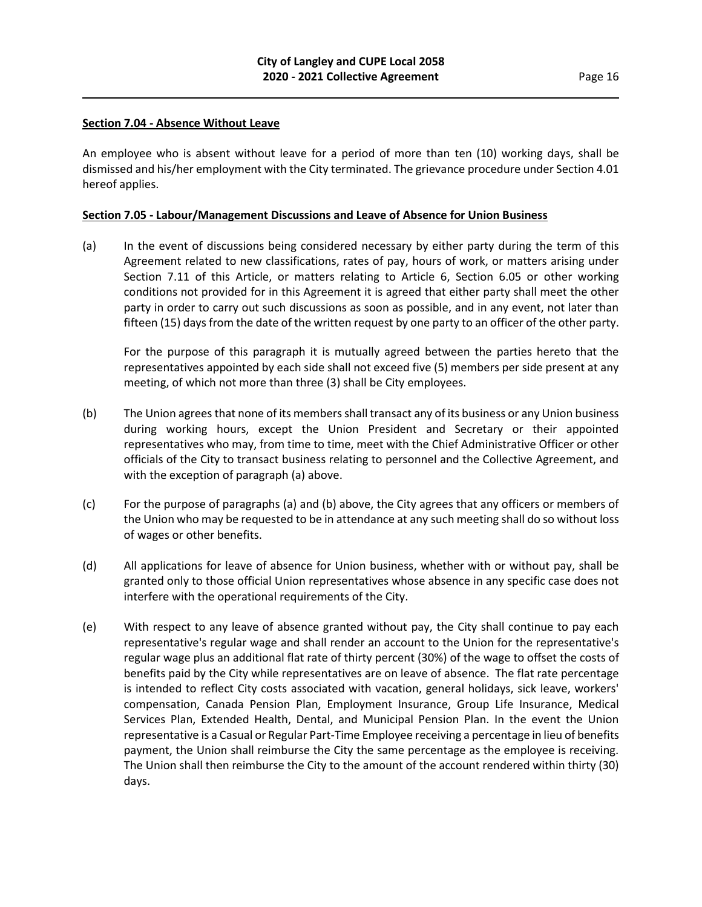**Section 7.04 - Absence Without Leave**

An employee who is absent without leave for a period of more than ten (10) working days, shall be dismissed and his/her employment with the City terminated. The grievance procedure under Section 4.01 hereof applies.

**Section 7.05 - Labour/Management Discussions and Leave of Absence for Union Business**

(a) In the event of discussions being considered necessary by either party during the term of this Agreement related to new classifications, rates of pay, hours of work, or matters arising under Section 7.11 of this Article, or matters relating to Article 6, Section 6.05 or other working conditions not provided for in this Agreement it is agreed that either party shall meet the other party in order to carry out such discussions as soon as possible, and in any event, not later than fifteen (15) days from the date of the written request by one party to an officer of the other party.

For the purpose of this paragraph it is mutually agreed between the parties hereto that the representatives appointed by each side shall not exceed five (5) members per side present at any meeting, of which not more than three (3) shall be City employees.

(b) The Union agrees that none of its members shall transact any of its business or any Union business during working hours, except the Union President and Secretary or their appointed representatives who may, from time to time, meet with the Chief Administrative Officer or other officials of the City to transact business relating to personnel and the Collective Agreement, and with the exception of paragraph (a) above.

(c) For the purpose of paragraphs (a) and (b) above, the City agrees that any officers or members of the Union who may be requested to be in attendance at any such meeting shall do so without loss of wages or other benefits.

(d) All applications for leave of absence for Union business, whether with or without pay, shall be granted only to those official Union representatives whose absence in any specific case does not interfere with the operational requirements of the City.

(e) With respect to any leave of absence granted without pay, the City shall continue to pay each representative's regular wage and shall render an account to the Union for the representative's regular wage plus an additional flat rate of thirty percent (30%) of the wage to offset the costs of benefits paid by the City while representatives are on leave of absence. The flat rate percentage is intended to reflect City costs associated with vacation, general holidays, sick leave, workers' compensation, Canada Pension Plan, Employment Insurance, Group Life Insurance, Medical Services Plan, Extended Health, Dental, and Municipal Pension Plan. In the event the Union representative is a Casual or Regular Part-Time Employee receiving a percentage in lieu of benefits payment, the Union shall reimburse the City the same percentage as the employee is receiving. The Union shall then reimburse the City to the amount of the account rendered within thirty (30) days.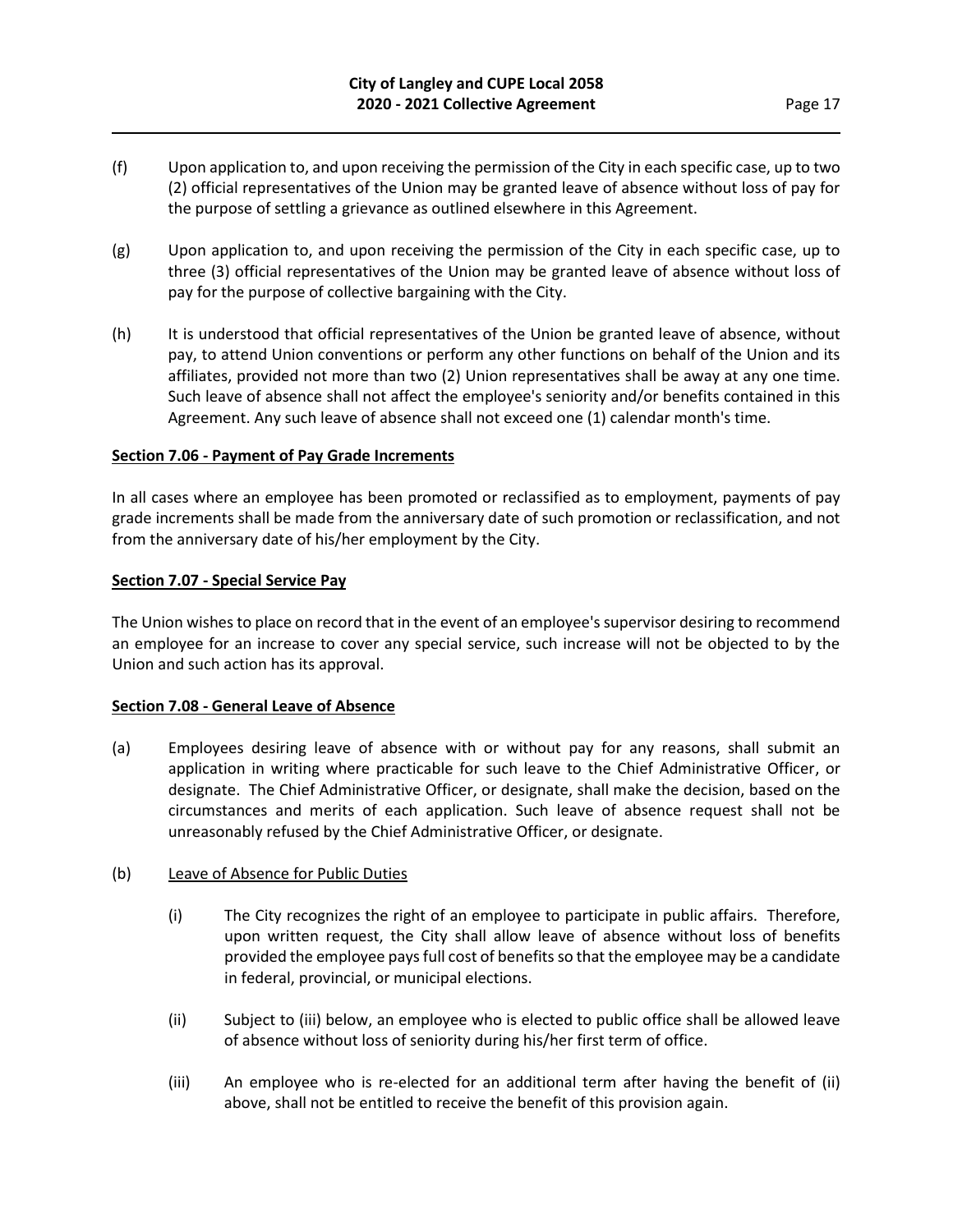(f) Upon application to, and upon receiving the permission of the City in each specific case, up to two (2) official representatives of the Union may be granted leave of absence without loss of pay for the purpose of settling a grievance as outlined elsewhere in this Agreement.

(g) Upon application to, and upon receiving the permission of the City in each specific case, up to three (3) official representatives of the Union may be granted leave of absence without loss of pay for the purpose of collective bargaining with the City.

(h) It is understood that official representatives of the Union be granted leave of absence, without pay, to attend Union conventions or perform any other functions on behalf of the Union and its affiliates, provided not more than two (2) Union representatives shall be away at any one time. Such leave of absence shall not affect the employee's seniority and/or benefits contained in this Agreement. Any such leave of absence shall not exceed one (1) calendar month's time.

**Section 7.06 - Payment of Pay Grade Increments**

In all cases where an employee has been promoted or reclassified as to employment, payments of pay grade increments shall be made from the anniversary date of such promotion or reclassification, and not from the anniversary date of his/her employment by the City.

**Section 7.07 - Special Service Pay**

The Union wishes to place on record that in the event of an employee's supervisor desiring to recommend an employee for an increase to cover any special service, such increase will not be objected to by the Union and such action has its approval.

**Section 7.08 - General Leave of Absence**

(a) Employees desiring leave of absence with or without pay for any reasons, shall submit an application in writing where practicable for such leave to the Chief Administrative Officer, or designate. The Chief Administrative Officer, or designate, shall make the decision, based on the circumstances and merits of each application. Such leave of absence request shall not be unreasonably refused by the Chief Administrative Officer, or designate.

(b) Leave of Absence for Public Duties

(i) The City recognizes the right of an employee to participate in public affairs. Therefore, upon written request, the City shall allow leave of absence without loss of benefits provided the employee pays full cost of benefits so that the employee may be a candidate in federal, provincial, or municipal elections.

(ii) Subject to (iii) below, an employee who is elected to public office shall be allowed leave of absence without loss of seniority during his/her first term of office.

(iii) An employee who is re-elected for an additional term after having the benefit of (ii) above, shall not be entitled to receive the benefit of this provision again.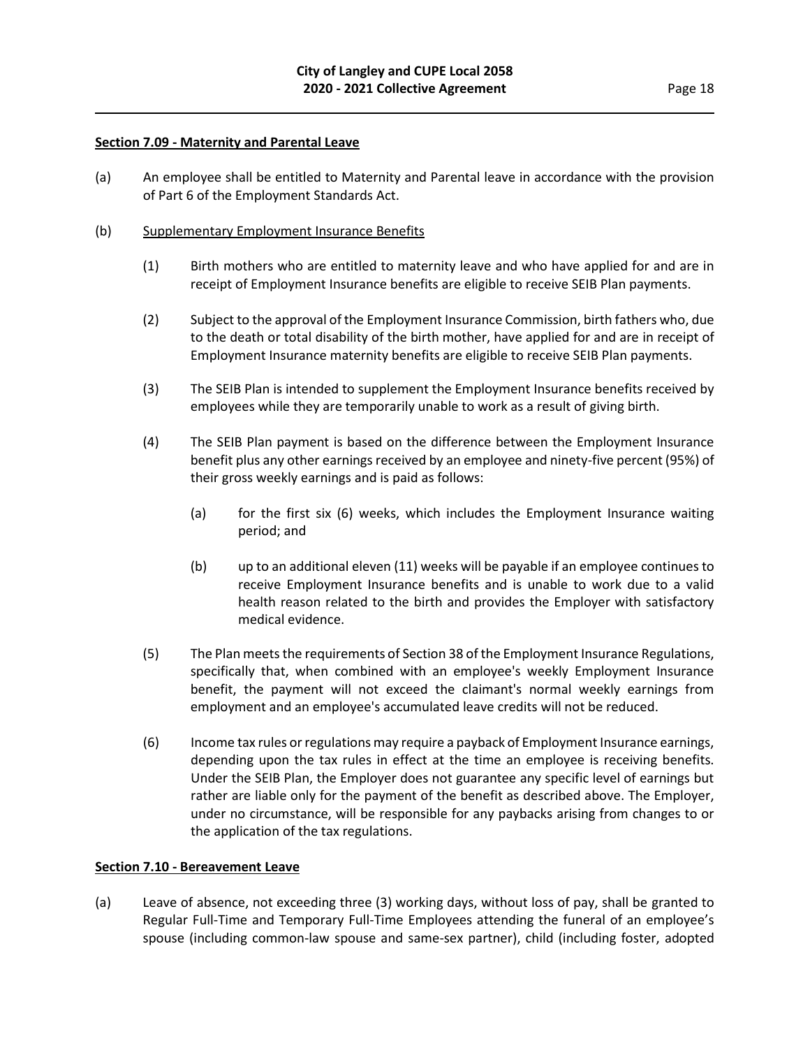**Section 7.09 - Maternity and Parental Leave**

(a) An employee shall be entitled to Maternity and Parental leave in accordance with the provision of Part 6 of the Employment Standards Act.

(b) Supplementary Employment Insurance Benefits

(1) Birth mothers who are entitled to maternity leave and who have applied for and are in receipt of Employment Insurance benefits are eligible to receive SEIB Plan payments.

(2) Subject to the approval of the Employment Insurance Commission, birth fathers who, due to the death or total disability of the birth mother, have applied for and are in receipt of Employment Insurance maternity benefits are eligible to receive SEIB Plan payments.

(3) The SEIB Plan is intended to supplement the Employment Insurance benefits received by employees while they are temporarily unable to work as a result of giving birth.

(4) The SEIB Plan payment is based on the difference between the Employment Insurance benefit plus any other earnings received by an employee and ninety-five percent (95%) of their gross weekly earnings and is paid as follows:

(a) for the first six (6) weeks, which includes the Employment Insurance waiting period; and

(b) up to an additional eleven (11) weeks will be payable if an employee continues to receive Employment Insurance benefits and is unable to work due to a valid health reason related to the birth and provides the Employer with satisfactory medical evidence.

(5) The Plan meets the requirements of Section 38 of the Employment Insurance Regulations, specifically that, when combined with an employee's weekly Employment Insurance benefit, the payment will not exceed the claimant's normal weekly earnings from employment and an employee's accumulated leave credits will not be reduced.

(6) Income tax rules or regulations may require a payback of Employment Insurance earnings, depending upon the tax rules in effect at the time an employee is receiving benefits. Under the SEIB Plan, the Employer does not guarantee any specific level of earnings but rather are liable only for the payment of the benefit as described above. The Employer, under no circumstance, will be responsible for any paybacks arising from changes to or the application of the tax regulations.

**Section 7.10 - Bereavement Leave**

(a) Leave of absence, not exceeding three (3) working days, without loss of pay, shall be granted to Regular Full-Time and Temporary Full-Time Employees attending the funeral of an employee's spouse (including common-law spouse and same-sex partner), child (including foster, adopted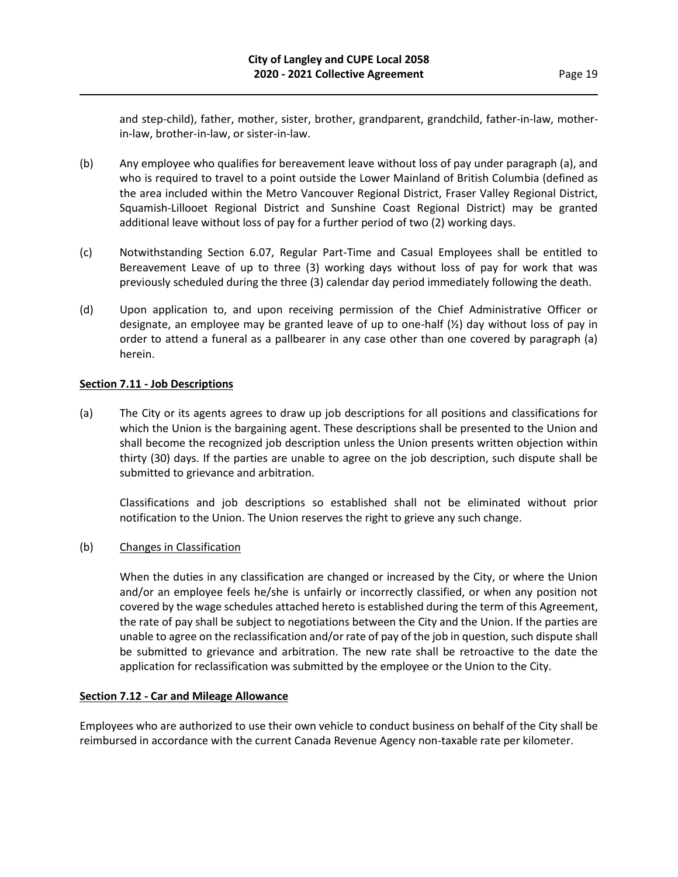and step-child), father, mother, sister, brother, grandparent, grandchild, father-in-law, mother-in-law, brother-in-law, or sister-in-law.

(b) Any employee who qualifies for bereavement leave without loss of pay under paragraph (a), and who is required to travel to a point outside the Lower Mainland of British Columbia (defined as the area included within the Metro Vancouver Regional District, Fraser Valley Regional District, Squamish-Lillooet Regional District and Sunshine Coast Regional District) may be granted additional leave without loss of pay for a further period of two (2) working days.

(c) Notwithstanding Section 6.07, Regular Part-Time and Casual Employees shall be entitled to Bereavement Leave of up to three (3) working days without loss of pay for work that was previously scheduled during the three (3) calendar day period immediately following the death.

(d) Upon application to, and upon receiving permission of the Chief Administrative Officer or designate, an employee may be granted leave of up to one-half (½) day without loss of pay in order to attend a funeral as a pallbearer in any case other than one covered by paragraph (a) herein.

**Section 7.11 - Job Descriptions**

(a) The City or its agents agrees to draw up job descriptions for all positions and classifications for which the Union is the bargaining agent. These descriptions shall be presented to the Union and shall become the recognized job description unless the Union presents written objection within thirty (30) days. If the parties are unable to agree on the job description, such dispute shall be submitted to grievance and arbitration.

Classifications and job descriptions so established shall not be eliminated without prior notification to the Union. The Union reserves the right to grieve any such change.

(b) Changes in Classification

When the duties in any classification are changed or increased by the City, or where the Union and/or an employee feels he/she is unfairly or incorrectly classified, or when any position not covered by the wage schedules attached hereto is established during the term of this Agreement, the rate of pay shall be subject to negotiations between the City and the Union. If the parties are unable to agree on the reclassification and/or rate of pay of the job in question, such dispute shall be submitted to grievance and arbitration. The new rate shall be retroactive to the date the application for reclassification was submitted by the employee or the Union to the City.

**Section 7.12 - Car and Mileage Allowance**

Employees who are authorized to use their own vehicle to conduct business on behalf of the City shall be reimbursed in accordance with the current Canada Revenue Agency non-taxable rate per kilometer.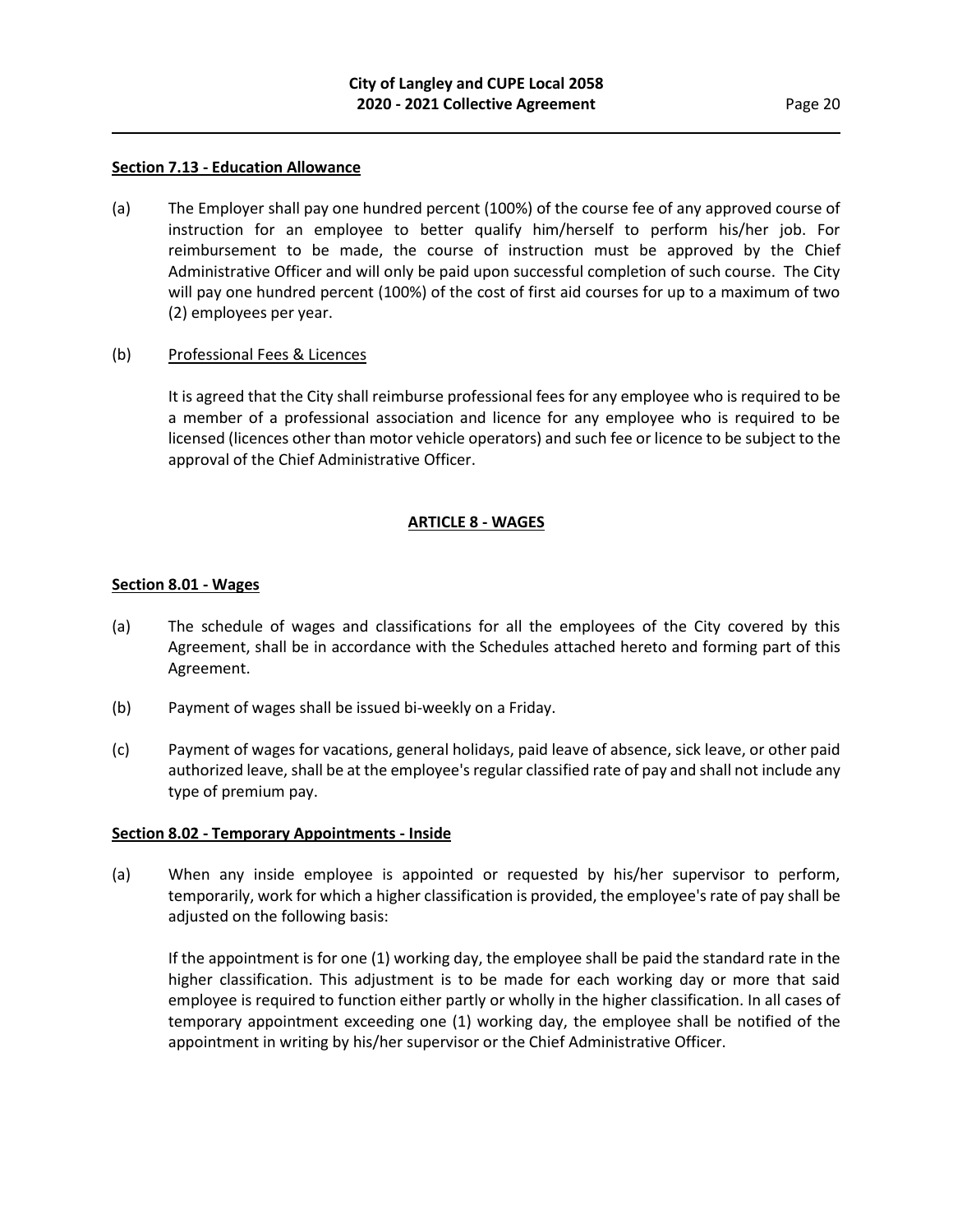**Section 7.13 - Education Allowance**

(a) The Employer shall pay one hundred percent (100%) of the course fee of any approved course of instruction for an employee to better qualify him/herself to perform his/her job. For reimbursement to be made, the course of instruction must be approved by the Chief Administrative Officer and will only be paid upon successful completion of such course. The City will pay one hundred percent (100%) of the cost of first aid courses for up to a maximum of two (2) employees per year.

(b) Professional Fees & Licences

It is agreed that the City shall reimburse professional fees for any employee who is required to be a member of a professional association and licence for any employee who is required to be licensed (licences other than motor vehicle operators) and such fee or licence to be subject to the approval of the Chief Administrative Officer.

## ARTICLE 8 - WAGES

**Section 8.01 - Wages**

(a) The schedule of wages and classifications for all the employees of the City covered by this Agreement, shall be in accordance with the Schedules attached hereto and forming part of this Agreement.

(b) Payment of wages shall be issued bi-weekly on a Friday.

(c) Payment of wages for vacations, general holidays, paid leave of absence, sick leave, or other paid authorized leave, shall be at the employee's regular classified rate of pay and shall not include any type of premium pay.

**Section 8.02 - Temporary Appointments - Inside**

(a) When any inside employee is appointed or requested by his/her supervisor to perform, temporarily, work for which a higher classification is provided, the employee's rate of pay shall be adjusted on the following basis:

If the appointment is for one (1) working day, the employee shall be paid the standard rate in the higher classification. This adjustment is to be made for each working day or more that said employee is required to function either partly or wholly in the higher classification. In all cases of temporary appointment exceeding one (1) working day, the employee shall be notified of the appointment in writing by his/her supervisor or the Chief Administrative Officer.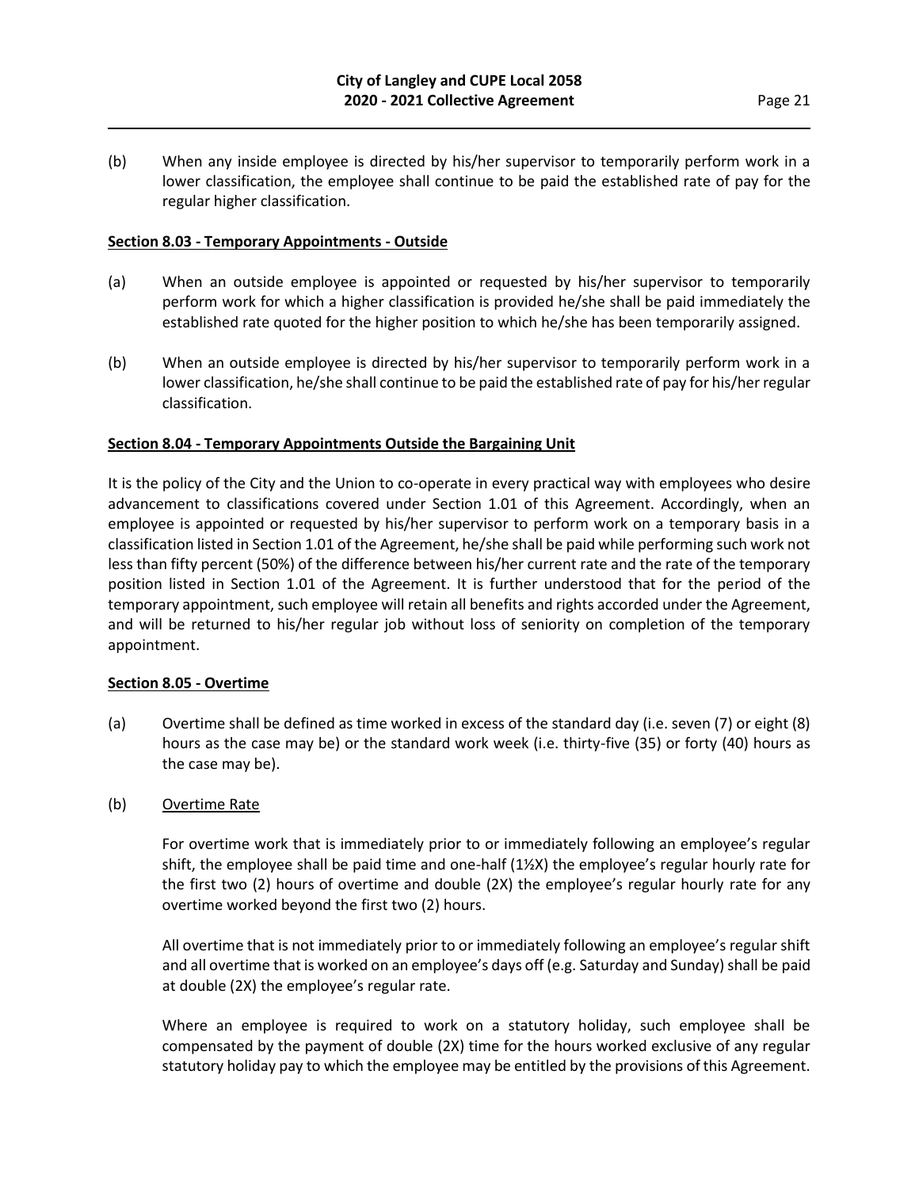(b) When any inside employee is directed by his/her supervisor to temporarily perform work in a lower classification, the employee shall continue to be paid the established rate of pay for the regular higher classification.

**Section 8.03 - Temporary Appointments - Outside**

(a) When an outside employee is appointed or requested by his/her supervisor to temporarily perform work for which a higher classification is provided he/she shall be paid immediately the established rate quoted for the higher position to which he/she has been temporarily assigned.

(b) When an outside employee is directed by his/her supervisor to temporarily perform work in a lower classification, he/she shall continue to be paid the established rate of pay for his/her regular classification.

**Section 8.04 - Temporary Appointments Outside the Bargaining Unit**

It is the policy of the City and the Union to co-operate in every practical way with employees who desire advancement to classifications covered under Section 1.01 of this Agreement. Accordingly, when an employee is appointed or requested by his/her supervisor to perform work on a temporary basis in a classification listed in Section 1.01 of the Agreement, he/she shall be paid while performing such work not less than fifty percent (50%) of the difference between his/her current rate and the rate of the temporary position listed in Section 1.01 of the Agreement. It is further understood that for the period of the temporary appointment, such employee will retain all benefits and rights accorded under the Agreement, and will be returned to his/her regular job without loss of seniority on completion of the temporary appointment.

**Section 8.05 - Overtime**

(a) Overtime shall be defined as time worked in excess of the standard day (i.e. seven (7) or eight (8) hours as the case may be) or the standard work week (i.e. thirty-five (35) or forty (40) hours as the case may be).

(b) Overtime Rate

For overtime work that is immediately prior to or immediately following an employee's regular shift, the employee shall be paid time and one-half (1½X) the employee's regular hourly rate for the first two (2) hours of overtime and double (2X) the employee's regular hourly rate for any overtime worked beyond the first two (2) hours.

All overtime that is not immediately prior to or immediately following an employee's regular shift and all overtime that is worked on an employee's days off (e.g. Saturday and Sunday) shall be paid at double (2X) the employee's regular rate.

Where an employee is required to work on a statutory holiday, such employee shall be compensated by the payment of double (2X) time for the hours worked exclusive of any regular statutory holiday pay to which the employee may be entitled by the provisions of this Agreement.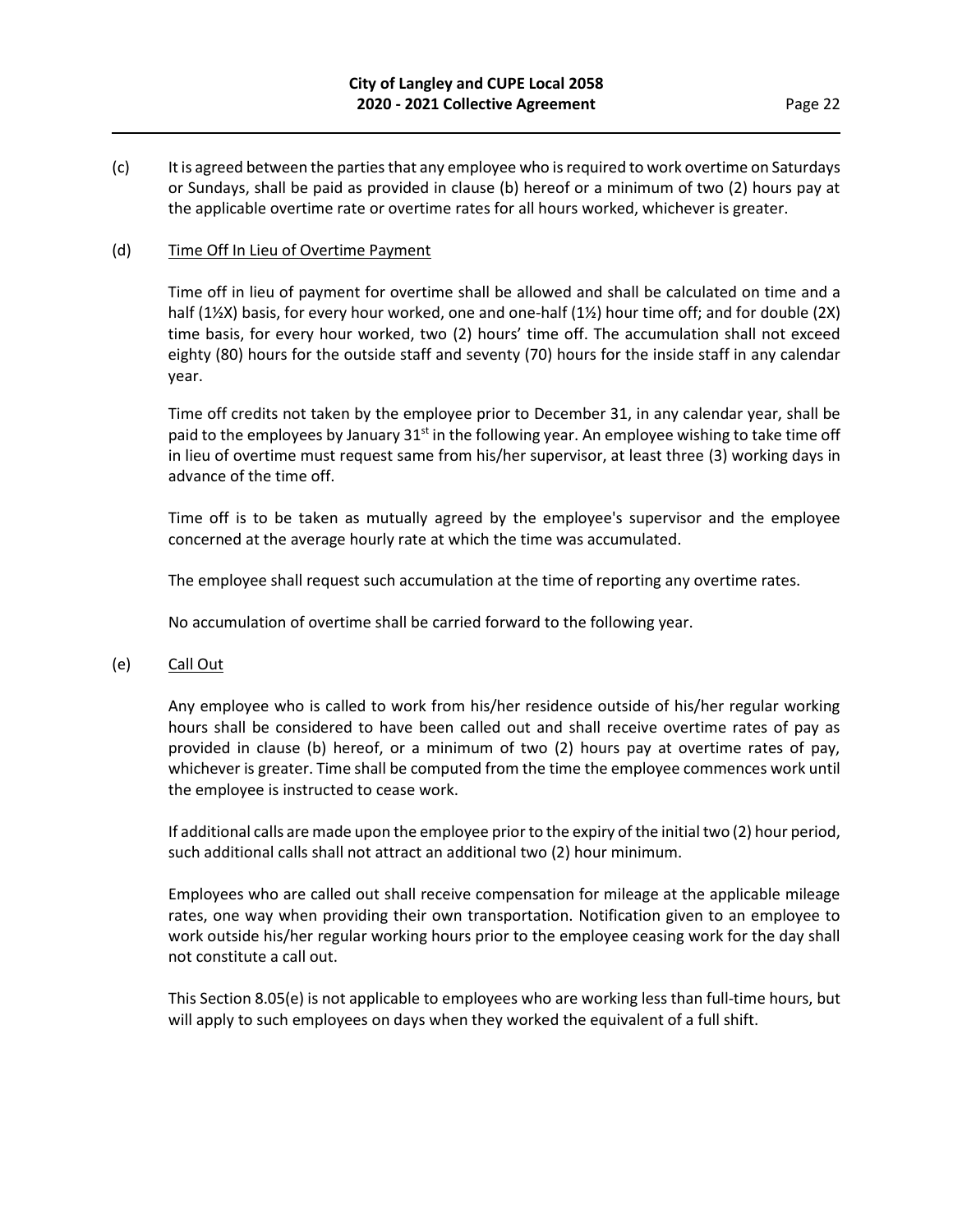(c) It is agreed between the parties that any employee who is required to work overtime on Saturdays or Sundays, shall be paid as provided in clause (b) hereof or a minimum of two (2) hours pay at the applicable overtime rate or overtime rates for all hours worked, whichever is greater.

(d) Time Off In Lieu of Overtime Payment

Time off in lieu of payment for overtime shall be allowed and shall be calculated on time and a half (1½X) basis, for every hour worked, one and one-half (1½) hour time off; and for double (2X) time basis, for every hour worked, two (2) hours' time off. The accumulation shall not exceed eighty (80) hours for the outside staff and seventy (70) hours for the inside staff in any calendar year.

Time off credits not taken by the employee prior to December 31, in any calendar year, shall be paid to the employees by January 31st in the following year. An employee wishing to take time off in lieu of overtime must request same from his/her supervisor, at least three (3) working days in advance of the time off.

Time off is to be taken as mutually agreed by the employee's supervisor and the employee concerned at the average hourly rate at which the time was accumulated.

The employee shall request such accumulation at the time of reporting any overtime rates.

No accumulation of overtime shall be carried forward to the following year.

(e) Call Out

Any employee who is called to work from his/her residence outside of his/her regular working hours shall be considered to have been called out and shall receive overtime rates of pay as provided in clause (b) hereof, or a minimum of two (2) hours pay at overtime rates of pay, whichever is greater. Time shall be computed from the time the employee commences work until the employee is instructed to cease work.

If additional calls are made upon the employee prior to the expiry of the initial two (2) hour period, such additional calls shall not attract an additional two (2) hour minimum.

Employees who are called out shall receive compensation for mileage at the applicable mileage rates, one way when providing their own transportation. Notification given to an employee to work outside his/her regular working hours prior to the employee ceasing work for the day shall not constitute a call out.

This Section 8.05(e) is not applicable to employees who are working less than full-time hours, but will apply to such employees on days when they worked the equivalent of a full shift.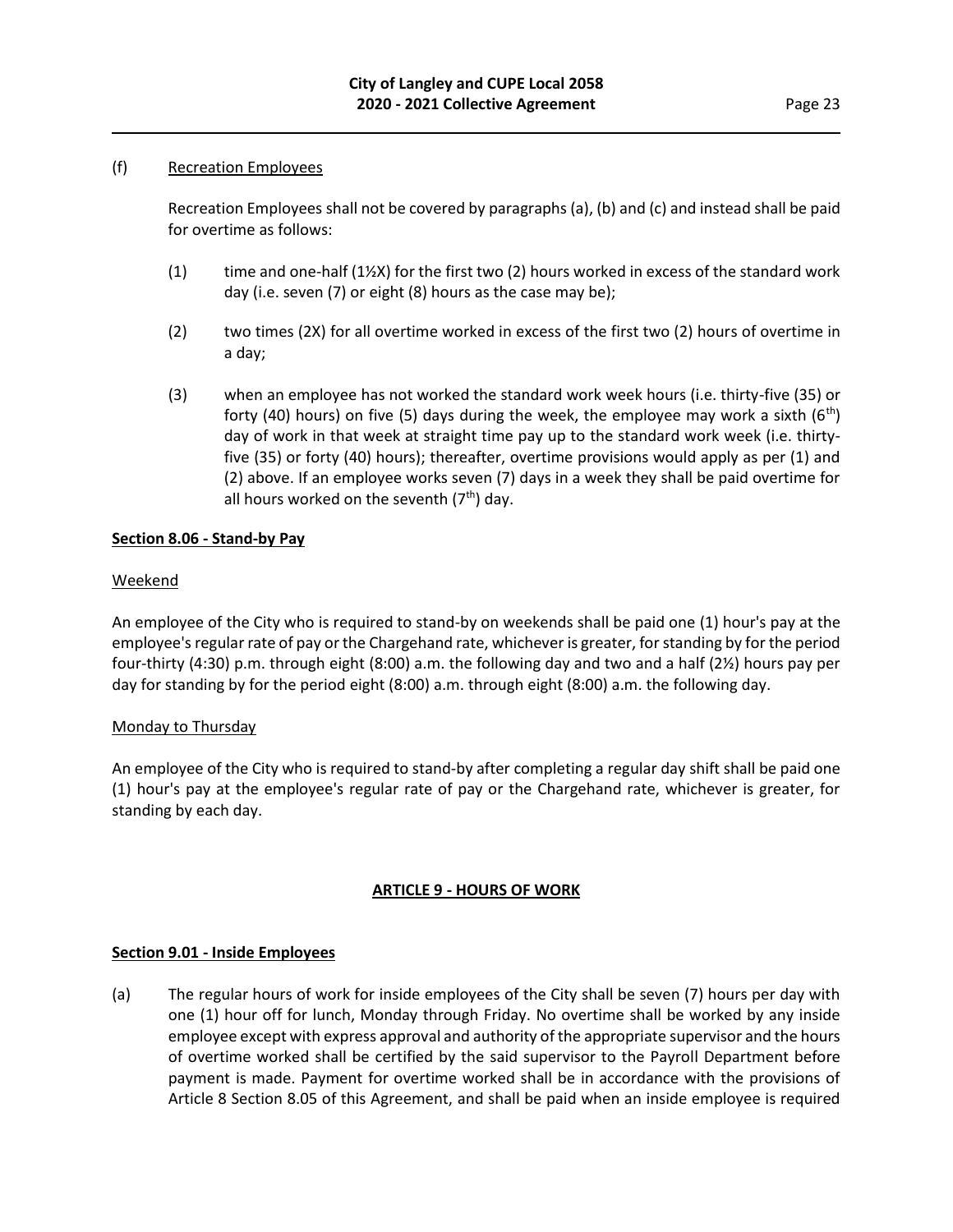(f) Recreation Employees

Recreation Employees shall not be covered by paragraphs (a), (b) and (c) and instead shall be paid for overtime as follows:

(1) time and one-half (1½X) for the first two (2) hours worked in excess of the standard work day (i.e. seven (7) or eight (8) hours as the case may be);

(2) two times (2X) for all overtime worked in excess of the first two (2) hours of overtime in a day;

(3) when an employee has not worked the standard work week hours (i.e. thirty-five (35) or forty (40) hours) on five (5) days during the week, the employee may work a sixth (6th) day of work in that week at straight time pay up to the standard work week (i.e. thirty-five (35) or forty (40) hours); thereafter, overtime provisions would apply as per (1) and (2) above. If an employee works seven (7) days in a week they shall be paid overtime for all hours worked on the seventh (7th) day.

**Section 8.06 - Stand-by Pay**

Weekend

An employee of the City who is required to stand-by on weekends shall be paid one (1) hour's pay at the employee's regular rate of pay or the Chargehand rate, whichever is greater, for standing by for the period four-thirty (4:30) p.m. through eight (8:00) a.m. the following day and two and a half (2½) hours pay per day for standing by for the period eight (8:00) a.m. through eight (8:00) a.m. the following day.

Monday to Thursday

An employee of the City who is required to stand-by after completing a regular day shift shall be paid one (1) hour's pay at the employee's regular rate of pay or the Chargehand rate, whichever is greater, for standing by each day.

## ARTICLE 9 - HOURS OF WORK

**Section 9.01 - Inside Employees**

(a) The regular hours of work for inside employees of the City shall be seven (7) hours per day with one (1) hour off for lunch, Monday through Friday. No overtime shall be worked by any inside employee except with express approval and authority of the appropriate supervisor and the hours of overtime worked shall be certified by the said supervisor to the Payroll Department before payment is made. Payment for overtime worked shall be in accordance with the provisions of Article 8 Section 8.05 of this Agreement, and shall be paid when an inside employee is required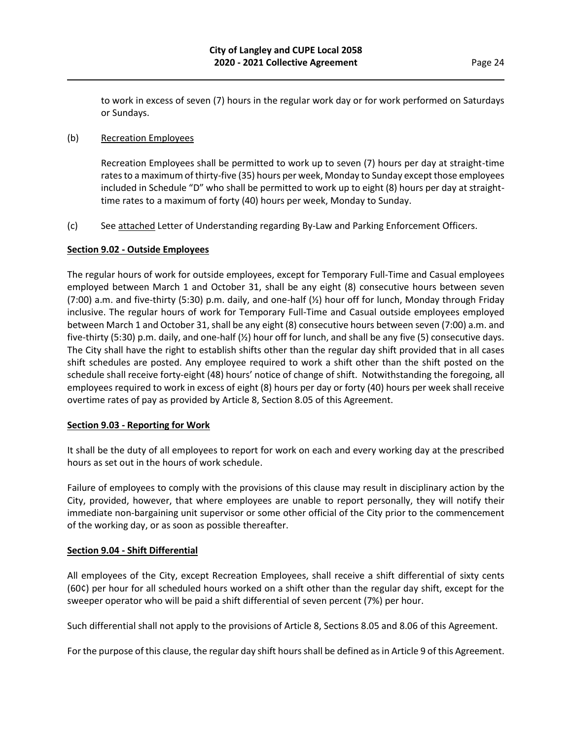to work in excess of seven (7) hours in the regular work day or for work performed on Saturdays or Sundays.

(b) Recreation Employees

Recreation Employees shall be permitted to work up to seven (7) hours per day at straight-time rates to a maximum of thirty-five (35) hours per week, Monday to Sunday except those employees included in Schedule "D" who shall be permitted to work up to eight (8) hours per day at straight-time rates to a maximum of forty (40) hours per week, Monday to Sunday.

(c) See attached Letter of Understanding regarding By-Law and Parking Enforcement Officers.

**Section 9.02 - Outside Employees**

The regular hours of work for outside employees, except for Temporary Full-Time and Casual employees employed between March 1 and October 31, shall be any eight (8) consecutive hours between seven (7:00) a.m. and five-thirty (5:30) p.m. daily, and one-half (½) hour off for lunch, Monday through Friday inclusive. The regular hours of work for Temporary Full-Time and Casual outside employees employed between March 1 and October 31, shall be any eight (8) consecutive hours between seven (7:00) a.m. and five-thirty (5:30) p.m. daily, and one-half (½) hour off for lunch, and shall be any five (5) consecutive days. The City shall have the right to establish shifts other than the regular day shift provided that in all cases shift schedules are posted. Any employee required to work a shift other than the shift posted on the schedule shall receive forty-eight (48) hours' notice of change of shift. Notwithstanding the foregoing, all employees required to work in excess of eight (8) hours per day or forty (40) hours per week shall receive overtime rates of pay as provided by Article 8, Section 8.05 of this Agreement.

**Section 9.03 - Reporting for Work**

It shall be the duty of all employees to report for work on each and every working day at the prescribed hours as set out in the hours of work schedule.

Failure of employees to comply with the provisions of this clause may result in disciplinary action by the City, provided, however, that where employees are unable to report personally, they will notify their immediate non-bargaining unit supervisor or some other official of the City prior to the commencement of the working day, or as soon as possible thereafter.

**Section 9.04 - Shift Differential**

All employees of the City, except Recreation Employees, shall receive a shift differential of sixty cents (60¢) per hour for all scheduled hours worked on a shift other than the regular day shift, except for the sweeper operator who will be paid a shift differential of seven percent (7%) per hour.

Such differential shall not apply to the provisions of Article 8, Sections 8.05 and 8.06 of this Agreement.

For the purpose of this clause, the regular day shift hours shall be defined as in Article 9 of this Agreement.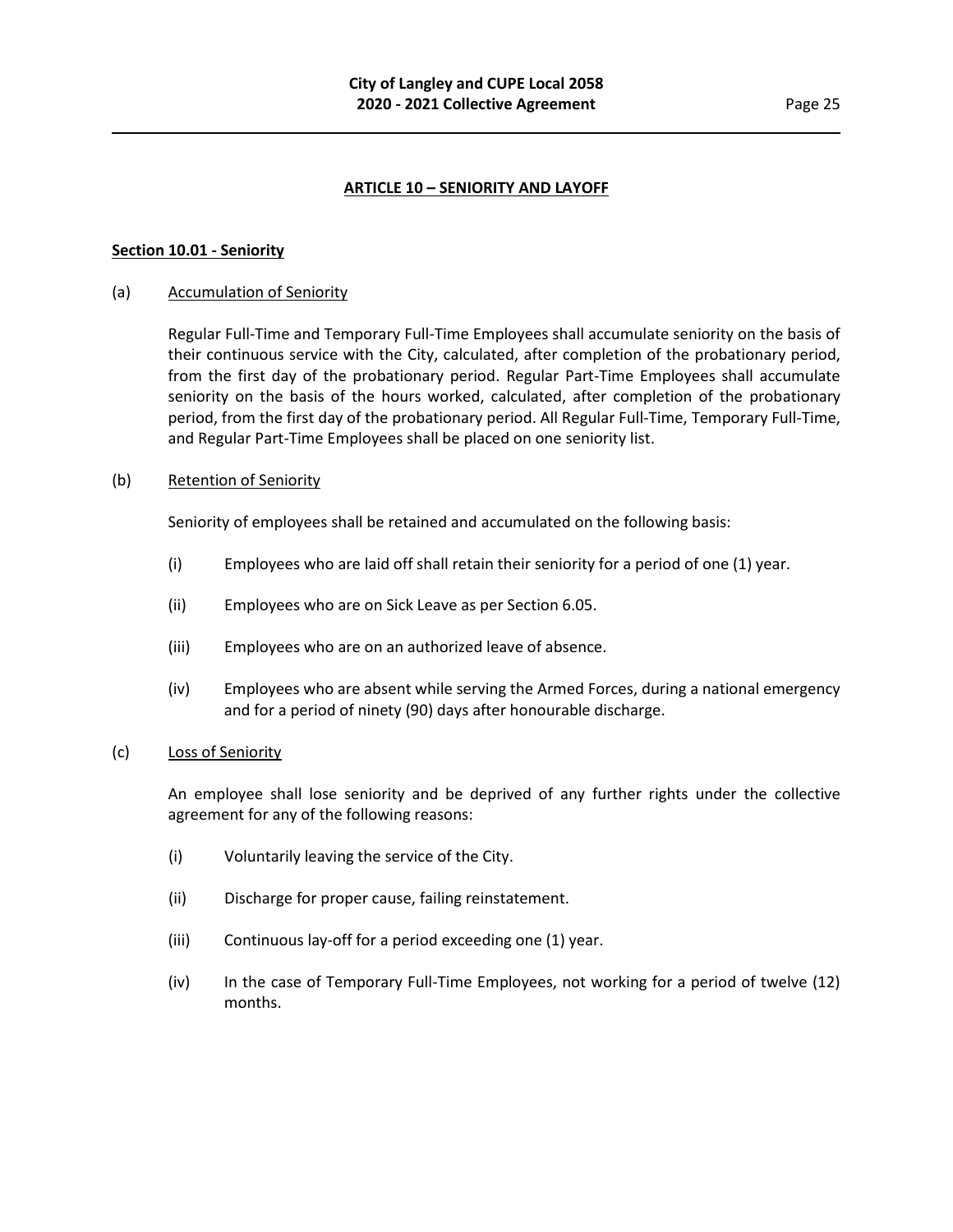## ARTICLE 10 – SENIORITY AND LAYOFF

### Section 10.01 - Seniority

(a) Accumulation of Seniority

Regular Full-Time and Temporary Full-Time Employees shall accumulate seniority on the basis of their continuous service with the City, calculated, after completion of the probationary period, from the first day of the probationary period. Regular Part-Time Employees shall accumulate seniority on the basis of the hours worked, calculated, after completion of the probationary period, from the first day of the probationary period. All Regular Full-Time, Temporary Full-Time, and Regular Part-Time Employees shall be placed on one seniority list.

(b) Retention of Seniority

Seniority of employees shall be retained and accumulated on the following basis:

(i) Employees who are laid off shall retain their seniority for a period of one (1) year.

(ii) Employees who are on Sick Leave as per Section 6.05.

(iii) Employees who are on an authorized leave of absence.

(iv) Employees who are absent while serving the Armed Forces, during a national emergency and for a period of ninety (90) days after honourable discharge.

(c) Loss of Seniority

An employee shall lose seniority and be deprived of any further rights under the collective agreement for any of the following reasons:

(i) Voluntarily leaving the service of the City.

(ii) Discharge for proper cause, failing reinstatement.

(iii) Continuous lay-off for a period exceeding one (1) year.

(iv) In the case of Temporary Full-Time Employees, not working for a period of twelve (12) months.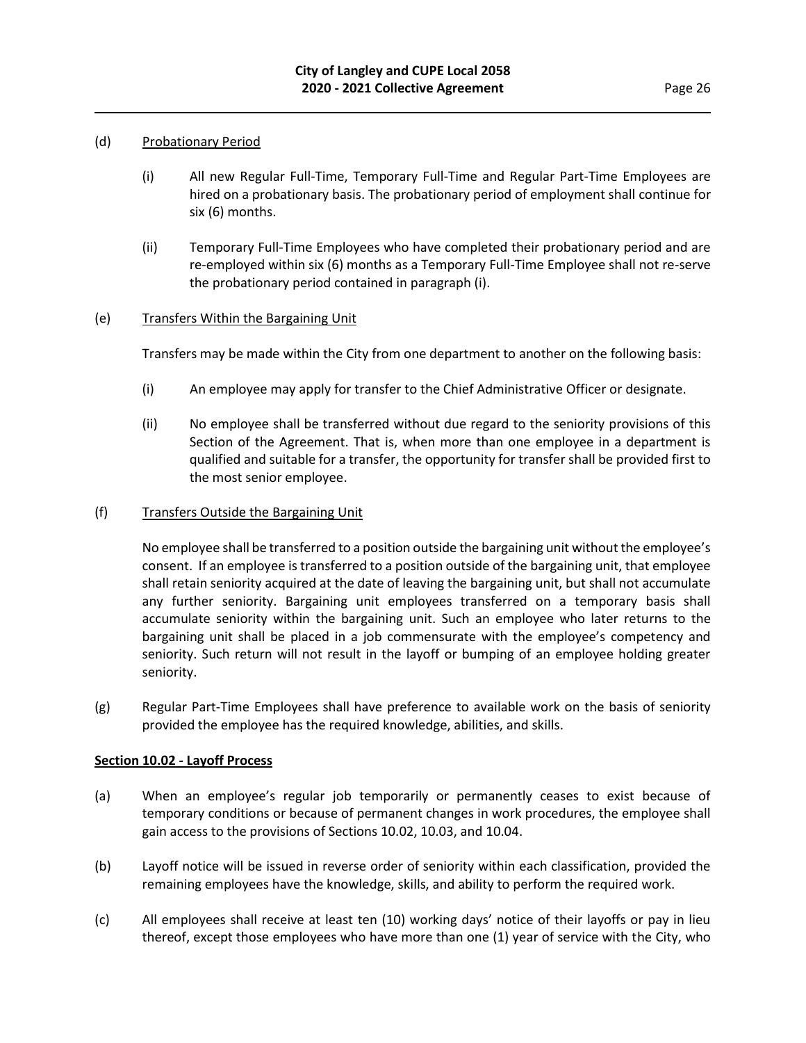(d) Probationary Period

(i) All new Regular Full-Time, Temporary Full-Time and Regular Part-Time Employees are hired on a probationary basis. The probationary period of employment shall continue for six (6) months.

(ii) Temporary Full-Time Employees who have completed their probationary period and are re-employed within six (6) months as a Temporary Full-Time Employee shall not re-serve the probationary period contained in paragraph (i).

(e) Transfers Within the Bargaining Unit

Transfers may be made within the City from one department to another on the following basis:

(i) An employee may apply for transfer to the Chief Administrative Officer or designate.

(ii) No employee shall be transferred without due regard to the seniority provisions of this Section of the Agreement. That is, when more than one employee in a department is qualified and suitable for a transfer, the opportunity for transfer shall be provided first to the most senior employee.

(f) Transfers Outside the Bargaining Unit

No employee shall be transferred to a position outside the bargaining unit without the employee's consent. If an employee is transferred to a position outside of the bargaining unit, that employee shall retain seniority acquired at the date of leaving the bargaining unit, but shall not accumulate any further seniority. Bargaining unit employees transferred on a temporary basis shall accumulate seniority within the bargaining unit. Such an employee who later returns to the bargaining unit shall be placed in a job commensurate with the employee's competency and seniority. Such return will not result in the layoff or bumping of an employee holding greater seniority.

(g) Regular Part-Time Employees shall have preference to available work on the basis of seniority provided the employee has the required knowledge, abilities, and skills.

**Section 10.02 - Layoff Process**

(a) When an employee's regular job temporarily or permanently ceases to exist because of temporary conditions or because of permanent changes in work procedures, the employee shall gain access to the provisions of Sections 10.02, 10.03, and 10.04.

(b) Layoff notice will be issued in reverse order of seniority within each classification, provided the remaining employees have the knowledge, skills, and ability to perform the required work.

(c) All employees shall receive at least ten (10) working days' notice of their layoffs or pay in lieu thereof, except those employees who have more than one (1) year of service with the City, who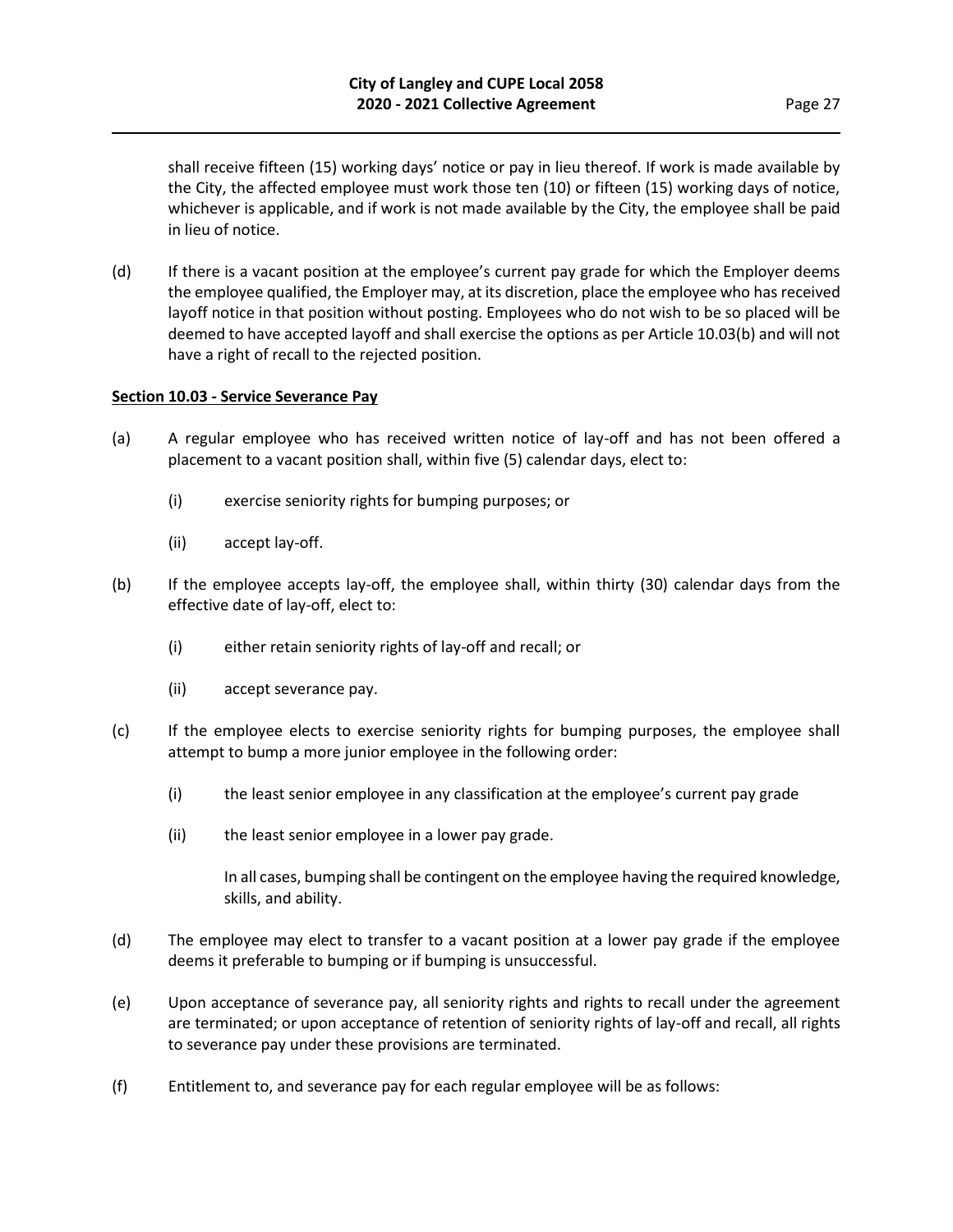shall receive fifteen (15) working days' notice or pay in lieu thereof. If work is made available by the City, the affected employee must work those ten (10) or fifteen (15) working days of notice, whichever is applicable, and if work is not made available by the City, the employee shall be paid in lieu of notice.

(d) If there is a vacant position at the employee's current pay grade for which the Employer deems the employee qualified, the Employer may, at its discretion, place the employee who has received layoff notice in that position without posting. Employees who do not wish to be so placed will be deemed to have accepted layoff and shall exercise the options as per Article 10.03(b) and will not have a right of recall to the rejected position.

**Section 10.03 - Service Severance Pay**

(a) A regular employee who has received written notice of lay-off and has not been offered a placement to a vacant position shall, within five (5) calendar days, elect to:

(i) exercise seniority rights for bumping purposes; or

(ii) accept lay-off.

(b) If the employee accepts lay-off, the employee shall, within thirty (30) calendar days from the effective date of lay-off, elect to:

(i) either retain seniority rights of lay-off and recall; or

(ii) accept severance pay.

(c) If the employee elects to exercise seniority rights for bumping purposes, the employee shall attempt to bump a more junior employee in the following order:

(i) the least senior employee in any classification at the employee's current pay grade

(ii) the least senior employee in a lower pay grade.

In all cases, bumping shall be contingent on the employee having the required knowledge, skills, and ability.

(d) The employee may elect to transfer to a vacant position at a lower pay grade if the employee deems it preferable to bumping or if bumping is unsuccessful.

(e) Upon acceptance of severance pay, all seniority rights and rights to recall under the agreement are terminated; or upon acceptance of retention of seniority rights of lay-off and recall, all rights to severance pay under these provisions are terminated.

(f) Entitlement to, and severance pay for each regular employee will be as follows: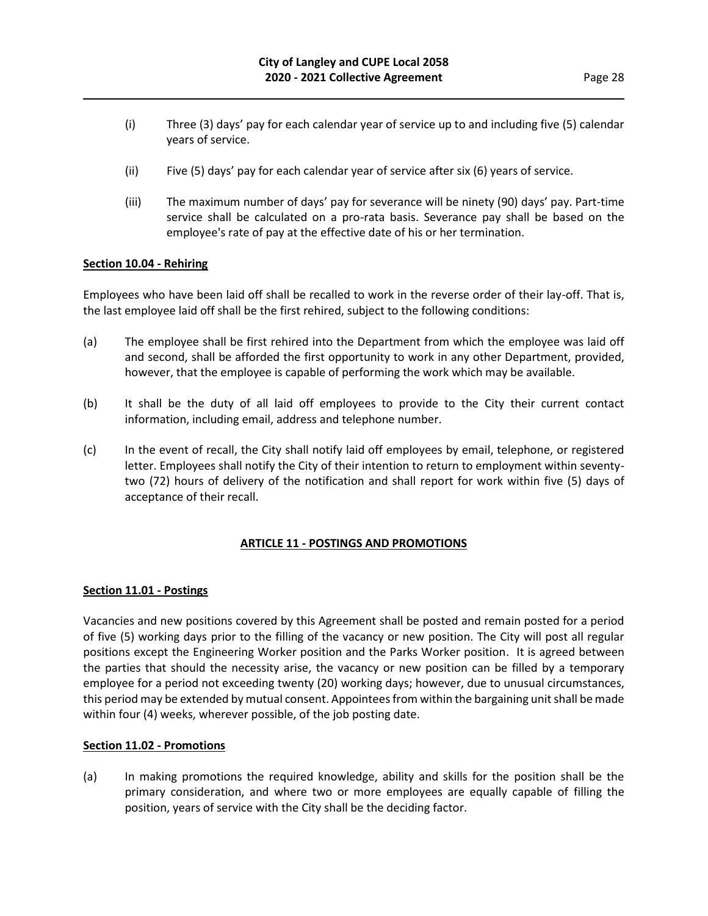(i) Three (3) days' pay for each calendar year of service up to and including five (5) calendar years of service.

(ii) Five (5) days' pay for each calendar year of service after six (6) years of service.

(iii) The maximum number of days' pay for severance will be ninety (90) days' pay. Part-time service shall be calculated on a pro-rata basis. Severance pay shall be based on the employee's rate of pay at the effective date of his or her termination.

**Section 10.04 - Rehiring**

Employees who have been laid off shall be recalled to work in the reverse order of their lay-off. That is, the last employee laid off shall be the first rehired, subject to the following conditions:

(a) The employee shall be first rehired into the Department from which the employee was laid off and second, shall be afforded the first opportunity to work in any other Department, provided, however, that the employee is capable of performing the work which may be available.

(b) It shall be the duty of all laid off employees to provide to the City their current contact information, including email, address and telephone number.

(c) In the event of recall, the City shall notify laid off employees by email, telephone, or registered letter. Employees shall notify the City of their intention to return to employment within seventy-two (72) hours of delivery of the notification and shall report for work within five (5) days of acceptance of their recall.

## ARTICLE 11 - POSTINGS AND PROMOTIONS

**Section 11.01 - Postings**

Vacancies and new positions covered by this Agreement shall be posted and remain posted for a period of five (5) working days prior to the filling of the vacancy or new position. The City will post all regular positions except the Engineering Worker position and the Parks Worker position. It is agreed between the parties that should the necessity arise, the vacancy or new position can be filled by a temporary employee for a period not exceeding twenty (20) working days; however, due to unusual circumstances, this period may be extended by mutual consent. Appointees from within the bargaining unit shall be made within four (4) weeks, wherever possible, of the job posting date.

**Section 11.02 - Promotions**

(a) In making promotions the required knowledge, ability and skills for the position shall be the primary consideration, and where two or more employees are equally capable of filling the position, years of service with the City shall be the deciding factor.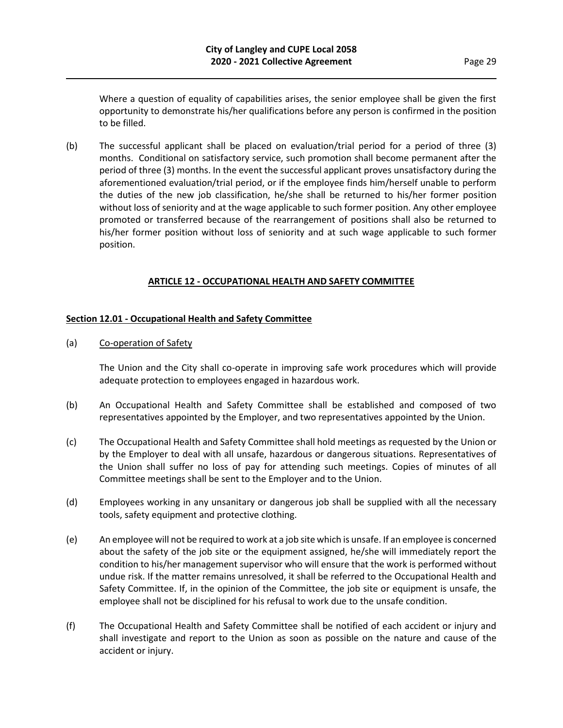Where a question of equality of capabilities arises, the senior employee shall be given the first opportunity to demonstrate his/her qualifications before any person is confirmed in the position to be filled.

(b) The successful applicant shall be placed on evaluation/trial period for a period of three (3) months. Conditional on satisfactory service, such promotion shall become permanent after the period of three (3) months. In the event the successful applicant proves unsatisfactory during the aforementioned evaluation/trial period, or if the employee finds him/herself unable to perform the duties of the new job classification, he/she shall be returned to his/her former position without loss of seniority and at the wage applicable to such former position. Any other employee promoted or transferred because of the rearrangement of positions shall also be returned to his/her former position without loss of seniority and at such wage applicable to such former position.

## ARTICLE 12 - OCCUPATIONAL HEALTH AND SAFETY COMMITTEE

### Section 12.01 - Occupational Health and Safety Committee

(a) Co-operation of Safety

The Union and the City shall co-operate in improving safe work procedures which will provide adequate protection to employees engaged in hazardous work.

(b) An Occupational Health and Safety Committee shall be established and composed of two representatives appointed by the Employer, and two representatives appointed by the Union.

(c) The Occupational Health and Safety Committee shall hold meetings as requested by the Union or by the Employer to deal with all unsafe, hazardous or dangerous situations. Representatives of the Union shall suffer no loss of pay for attending such meetings. Copies of minutes of all Committee meetings shall be sent to the Employer and to the Union.

(d) Employees working in any unsanitary or dangerous job shall be supplied with all the necessary tools, safety equipment and protective clothing.

(e) An employee will not be required to work at a job site which is unsafe. If an employee is concerned about the safety of the job site or the equipment assigned, he/she will immediately report the condition to his/her management supervisor who will ensure that the work is performed without undue risk. If the matter remains unresolved, it shall be referred to the Occupational Health and Safety Committee. If, in the opinion of the Committee, the job site or equipment is unsafe, the employee shall not be disciplined for his refusal to work due to the unsafe condition.

(f) The Occupational Health and Safety Committee shall be notified of each accident or injury and shall investigate and report to the Union as soon as possible on the nature and cause of the accident or injury.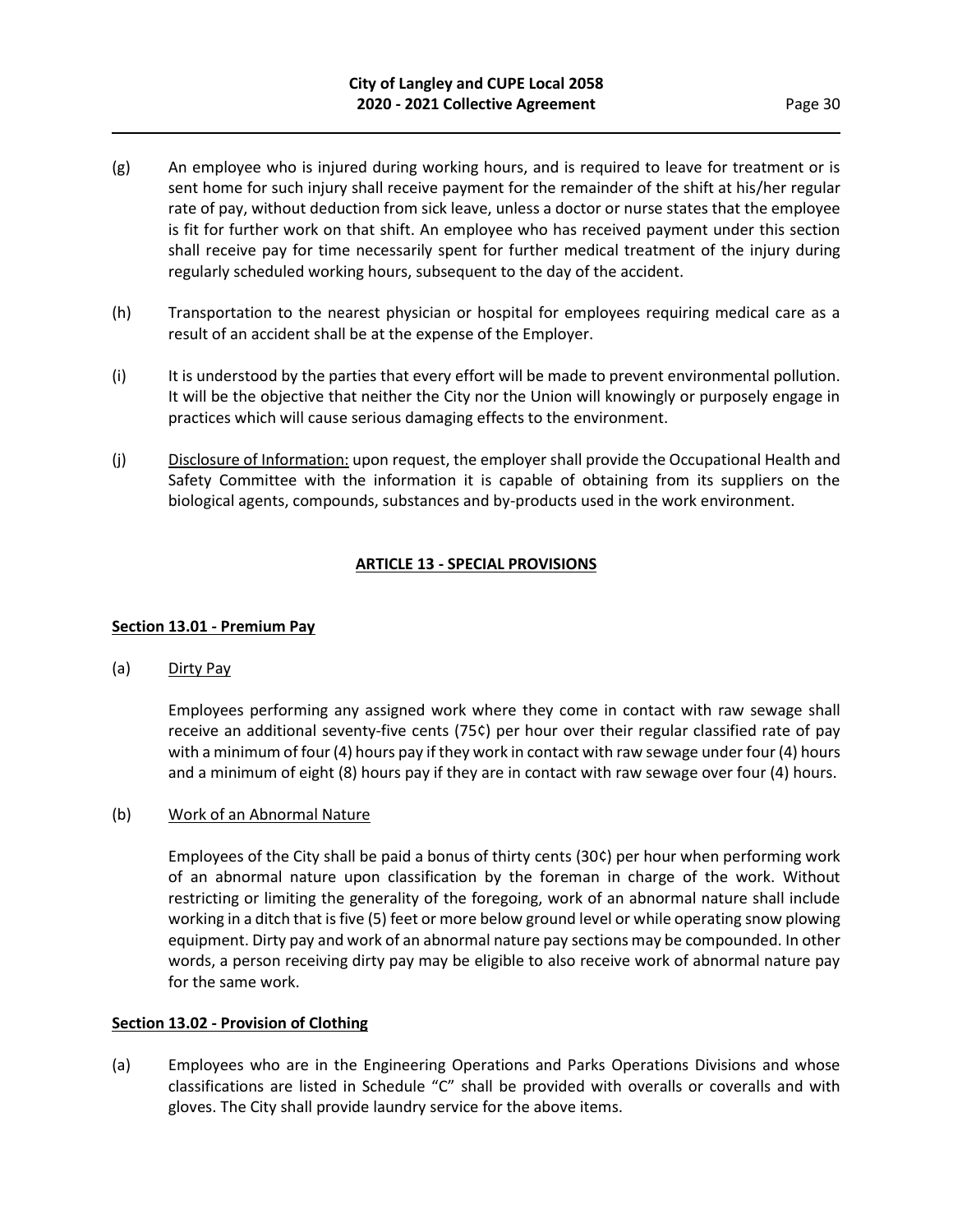(g) An employee who is injured during working hours, and is required to leave for treatment or is sent home for such injury shall receive payment for the remainder of the shift at his/her regular rate of pay, without deduction from sick leave, unless a doctor or nurse states that the employee is fit for further work on that shift. An employee who has received payment under this section shall receive pay for time necessarily spent for further medical treatment of the injury during regularly scheduled working hours, subsequent to the day of the accident.

(h) Transportation to the nearest physician or hospital for employees requiring medical care as a result of an accident shall be at the expense of the Employer.

(i) It is understood by the parties that every effort will be made to prevent environmental pollution. It will be the objective that neither the City nor the Union will knowingly or purposely engage in practices which will cause serious damaging effects to the environment.

(j) <u>Disclosure of Information:</u> upon request, the employer shall provide the Occupational Health and Safety Committee with the information it is capable of obtaining from its suppliers on the biological agents, compounds, substances and by-products used in the work environment.

## ARTICLE 13 - SPECIAL PROVISIONS

### Section 13.01 - Premium Pay

(a) <u>Dirty Pay</u>

Employees performing any assigned work where they come in contact with raw sewage shall receive an additional seventy-five cents (75¢) per hour over their regular classified rate of pay with a minimum of four (4) hours pay if they work in contact with raw sewage under four (4) hours and a minimum of eight (8) hours pay if they are in contact with raw sewage over four (4) hours.

(b) <u>Work of an Abnormal Nature</u>

Employees of the City shall be paid a bonus of thirty cents (30¢) per hour when performing work of an abnormal nature upon classification by the foreman in charge of the work. Without restricting or limiting the generality of the foregoing, work of an abnormal nature shall include working in a ditch that is five (5) feet or more below ground level or while operating snow plowing equipment. Dirty pay and work of an abnormal nature pay sections may be compounded. In other words, a person receiving dirty pay may be eligible to also receive work of abnormal nature pay for the same work.

### Section 13.02 - Provision of Clothing

(a) Employees who are in the Engineering Operations and Parks Operations Divisions and whose classifications are listed in Schedule "C" shall be provided with overalls or coveralls and with gloves. The City shall provide laundry service for the above items.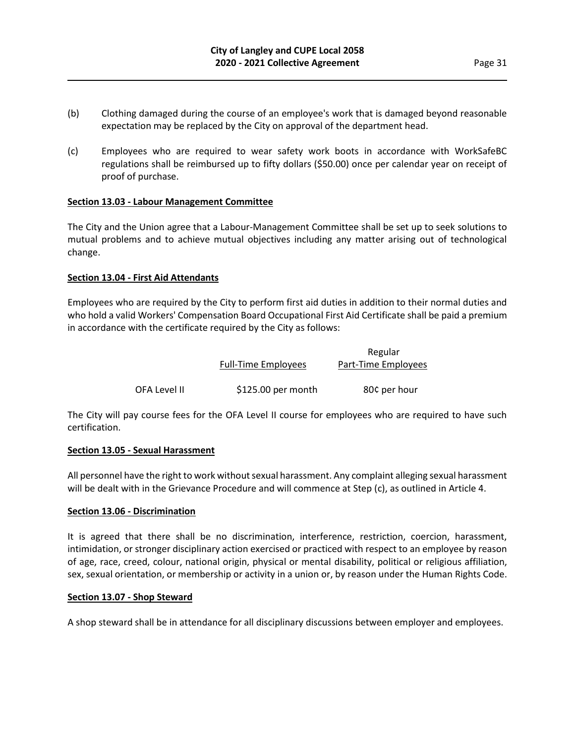(b) Clothing damaged during the course of an employee's work that is damaged beyond reasonable expectation may be replaced by the City on approval of the department head.

(c) Employees who are required to wear safety work boots in accordance with WorkSafeBC regulations shall be reimbursed up to fifty dollars ($50.00) once per calendar year on receipt of proof of purchase.

**Section 13.03 - Labour Management Committee**

The City and the Union agree that a Labour-Management Committee shall be set up to seek solutions to mutual problems and to achieve mutual objectives including any matter arising out of technological change.

**Section 13.04 - First Aid Attendants**

Employees who are required by the City to perform first aid duties in addition to their normal duties and who hold a valid Workers' Compensation Board Occupational First Aid Certificate shall be paid a premium in accordance with the certificate required by the City as follows:

| | Full-Time Employees | Regular Part-Time Employees |
|---|---|---|
| OFA Level II | $125.00 per month | 80¢ per hour |

The City will pay course fees for the OFA Level II course for employees who are required to have such certification.

**Section 13.05 - Sexual Harassment**

All personnel have the right to work without sexual harassment. Any complaint alleging sexual harassment will be dealt with in the Grievance Procedure and will commence at Step (c), as outlined in Article 4.

**Section 13.06 - Discrimination**

It is agreed that there shall be no discrimination, interference, restriction, coercion, harassment, intimidation, or stronger disciplinary action exercised or practiced with respect to an employee by reason of age, race, creed, colour, national origin, physical or mental disability, political or religious affiliation, sex, sexual orientation, or membership or activity in a union or, by reason under the Human Rights Code.

**Section 13.07 - Shop Steward**

A shop steward shall be in attendance for all disciplinary discussions between employer and employees.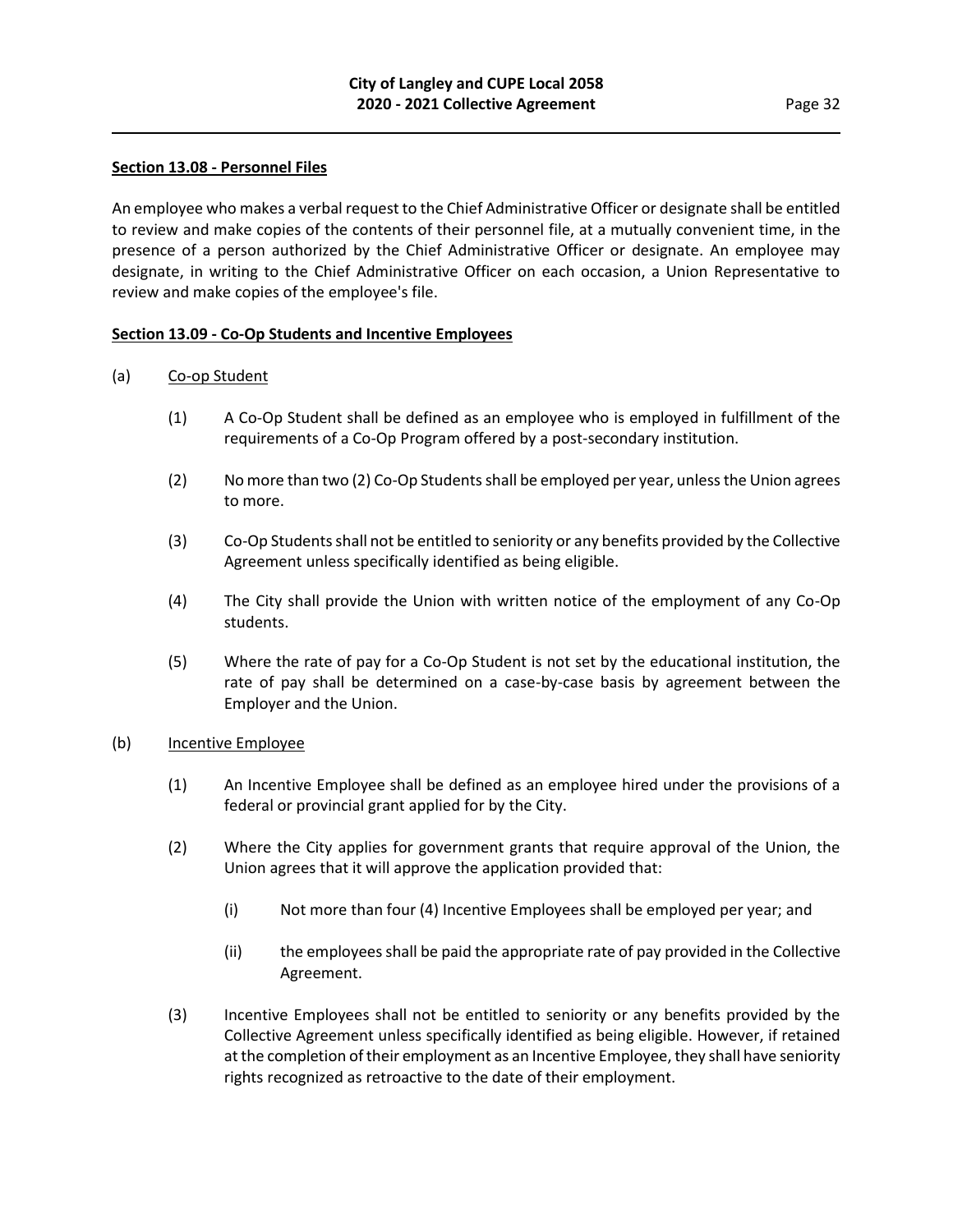**Section 13.08 - Personnel Files**

An employee who makes a verbal request to the Chief Administrative Officer or designate shall be entitled to review and make copies of the contents of their personnel file, at a mutually convenient time, in the presence of a person authorized by the Chief Administrative Officer or designate. An employee may designate, in writing to the Chief Administrative Officer on each occasion, a Union Representative to review and make copies of the employee's file.

**Section 13.09 - Co-Op Students and Incentive Employees**

(a) Co-op Student

(1) A Co-Op Student shall be defined as an employee who is employed in fulfillment of the requirements of a Co-Op Program offered by a post-secondary institution.

(2) No more than two (2) Co-Op Students shall be employed per year, unless the Union agrees to more.

(3) Co-Op Students shall not be entitled to seniority or any benefits provided by the Collective Agreement unless specifically identified as being eligible.

(4) The City shall provide the Union with written notice of the employment of any Co-Op students.

(5) Where the rate of pay for a Co-Op Student is not set by the educational institution, the rate of pay shall be determined on a case-by-case basis by agreement between the Employer and the Union.

(b) Incentive Employee

(1) An Incentive Employee shall be defined as an employee hired under the provisions of a federal or provincial grant applied for by the City.

(2) Where the City applies for government grants that require approval of the Union, the Union agrees that it will approve the application provided that:

(i) Not more than four (4) Incentive Employees shall be employed per year; and

(ii) the employees shall be paid the appropriate rate of pay provided in the Collective Agreement.

(3) Incentive Employees shall not be entitled to seniority or any benefits provided by the Collective Agreement unless specifically identified as being eligible. However, if retained at the completion of their employment as an Incentive Employee, they shall have seniority rights recognized as retroactive to the date of their employment.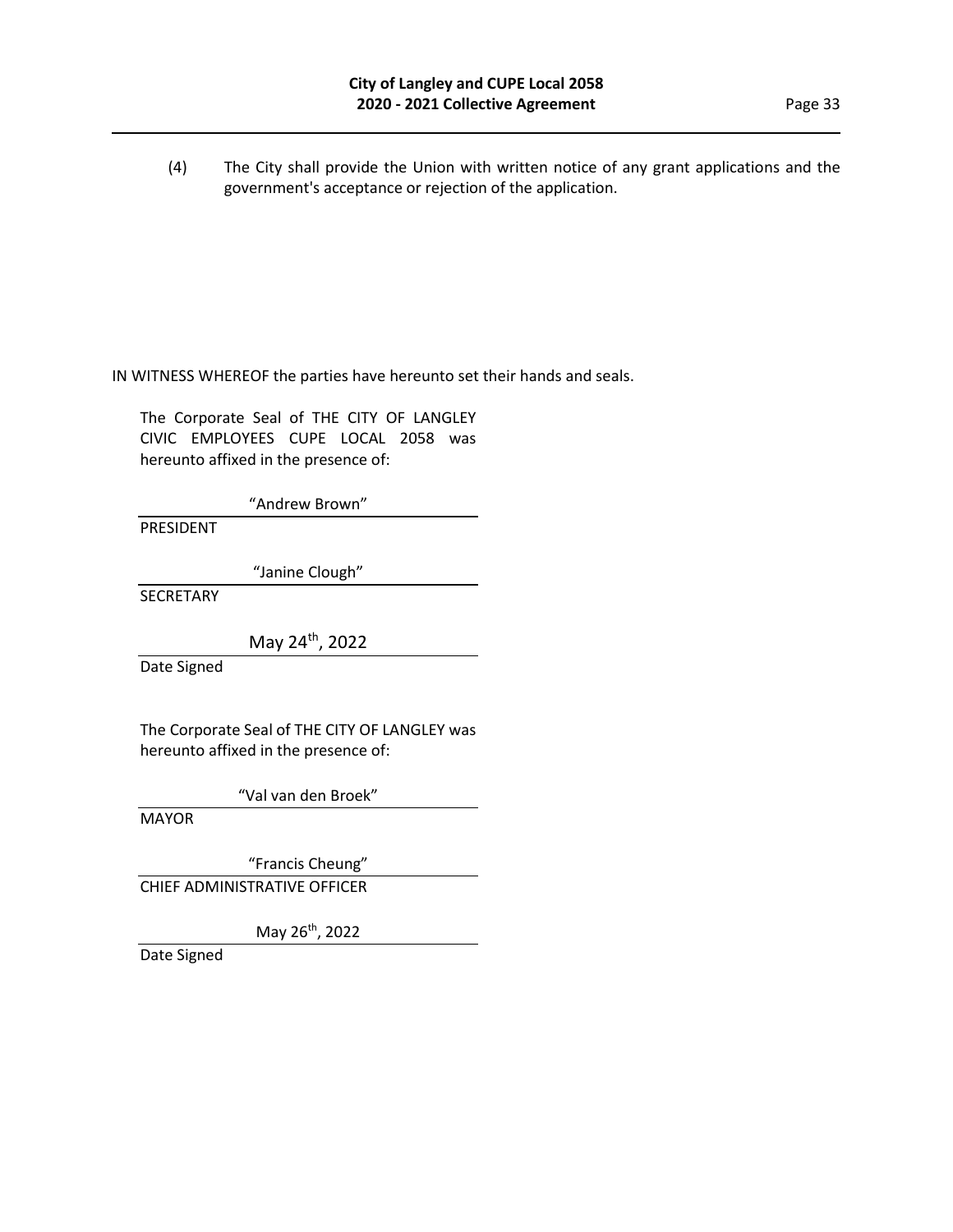(4) The City shall provide the Union with written notice of any grant applications and the government's acceptance or rejection of the application.

IN WITNESS WHEREOF the parties have hereunto set their hands and seals.

The Corporate Seal of THE CITY OF LANGLEY CIVIC EMPLOYEES CUPE LOCAL 2058 was hereunto affixed in the presence of:

"Andrew Brown"

PRESIDENT

"Janine Clough"

SECRETARY

May 24th, 2022

Date Signed

The Corporate Seal of THE CITY OF LANGLEY was hereunto affixed in the presence of:

"Val van den Broek"

MAYOR

"Francis Cheung"

CHIEF ADMINISTRATIVE OFFICER

May 26th, 2022

Date Signed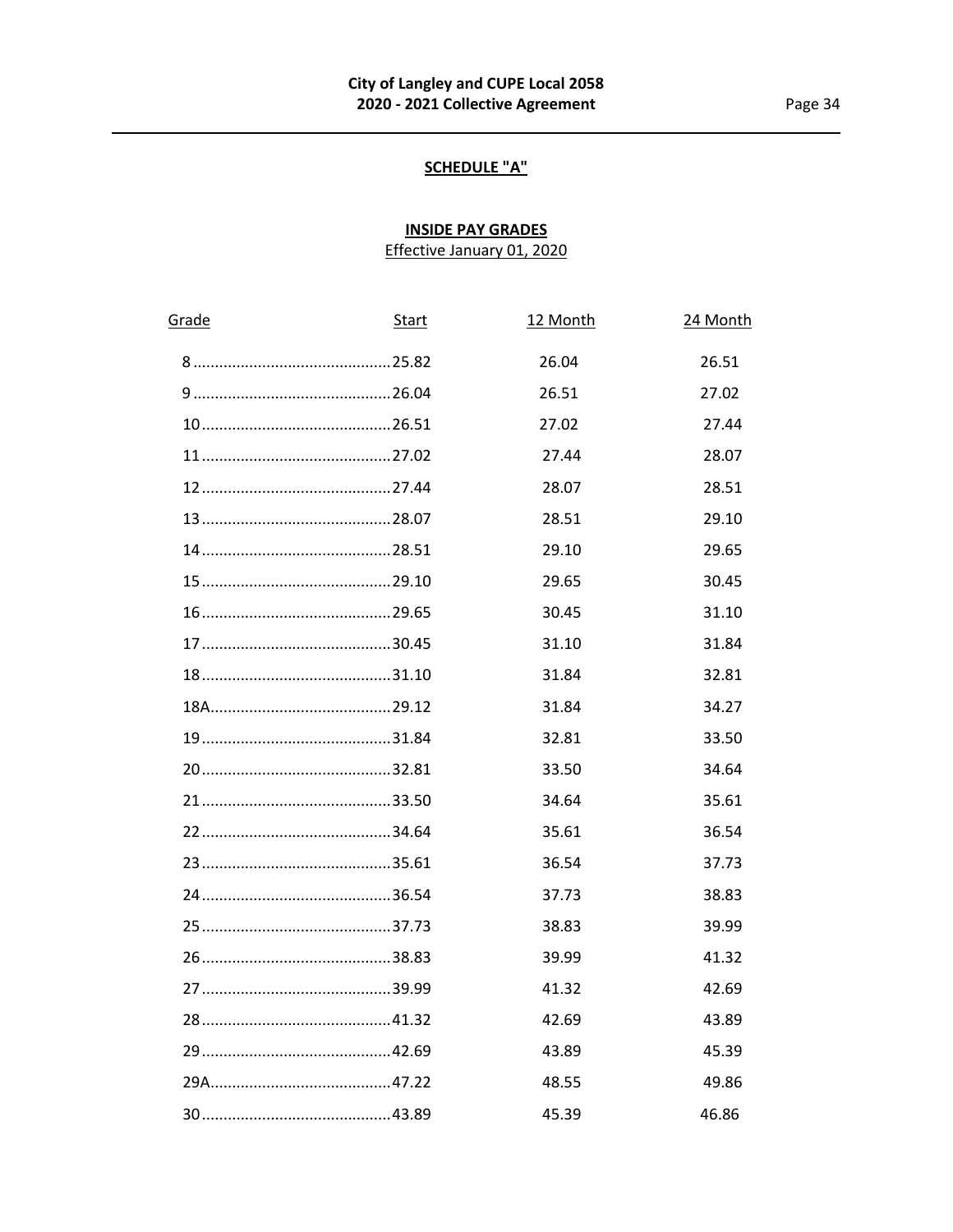## SCHEDULE "A"

### INSIDE PAY GRADES

Effective January 01, 2020

| Grade | Start | 12 Month | 24 Month |
|---|---|---|---|
| 8 | 25.82 | 26.04 | 26.51 |
| 9 | 26.04 | 26.51 | 27.02 |
| 10 | 26.51 | 27.02 | 27.44 |
| 11 | 27.02 | 27.44 | 28.07 |
| 12 | 27.44 | 28.07 | 28.51 |
| 13 | 28.07 | 28.51 | 29.10 |
| 14 | 28.51 | 29.10 | 29.65 |
| 15 | 29.10 | 29.65 | 30.45 |
| 16 | 29.65 | 30.45 | 31.10 |
| 17 | 30.45 | 31.10 | 31.84 |
| 18 | 31.10 | 31.84 | 32.81 |
| 18A | 29.12 | 31.84 | 34.27 |
| 19 | 31.84 | 32.81 | 33.50 |
| 20 | 32.81 | 33.50 | 34.64 |
| 21 | 33.50 | 34.64 | 35.61 |
| 22 | 34.64 | 35.61 | 36.54 |
| 23 | 35.61 | 36.54 | 37.73 |
| 24 | 36.54 | 37.73 | 38.83 |
| 25 | 37.73 | 38.83 | 39.99 |
| 26 | 38.83 | 39.99 | 41.32 |
| 27 | 39.99 | 41.32 | 42.69 |
| 28 | 41.32 | 42.69 | 43.89 |
| 29 | 42.69 | 43.89 | 45.39 |
| 29A | 47.22 | 48.55 | 49.86 |
| 30 | 43.89 | 45.39 | 46.86 |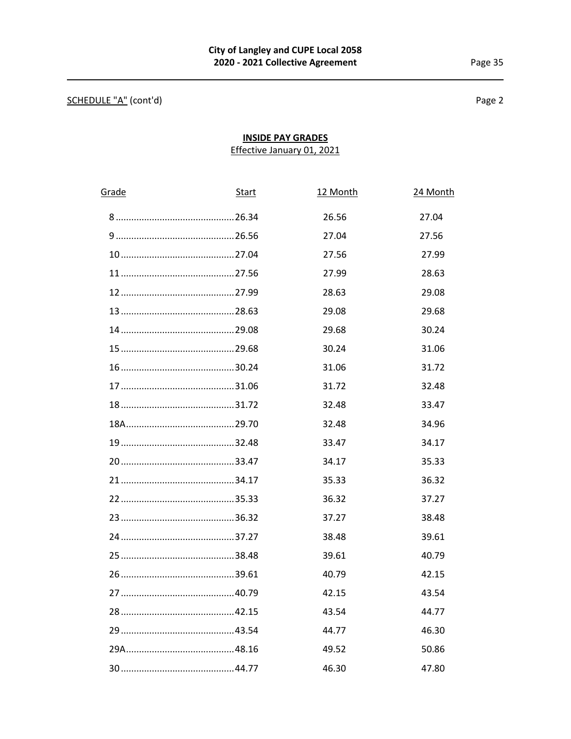SCHEDULE "A" (cont'd)

Page 2

## INSIDE PAY GRADES

Effective January 01, 2021

| Grade | Start | 12 Month | 24 Month |
|---|---|---|---|
| 8 | 26.34 | 26.56 | 27.04 |
| 9 | 26.56 | 27.04 | 27.56 |
| 10 | 27.04 | 27.56 | 27.99 |
| 11 | 27.56 | 27.99 | 28.63 |
| 12 | 27.99 | 28.63 | 29.08 |
| 13 | 28.63 | 29.08 | 29.68 |
| 14 | 29.08 | 29.68 | 30.24 |
| 15 | 29.68 | 30.24 | 31.06 |
| 16 | 30.24 | 31.06 | 31.72 |
| 17 | 31.06 | 31.72 | 32.48 |
| 18 | 31.72 | 32.48 | 33.47 |
| 18A | 29.70 | 32.48 | 34.96 |
| 19 | 32.48 | 33.47 | 34.17 |
| 20 | 33.47 | 34.17 | 35.33 |
| 21 | 34.17 | 35.33 | 36.32 |
| 22 | 35.33 | 36.32 | 37.27 |
| 23 | 36.32 | 37.27 | 38.48 |
| 24 | 37.27 | 38.48 | 39.61 |
| 25 | 38.48 | 39.61 | 40.79 |
| 26 | 39.61 | 40.79 | 42.15 |
| 27 | 40.79 | 42.15 | 43.54 |
| 28 | 42.15 | 43.54 | 44.77 |
| 29 | 43.54 | 44.77 | 46.30 |
| 29A | 48.16 | 49.52 | 50.86 |
| 30 | 44.77 | 46.30 | 47.80 |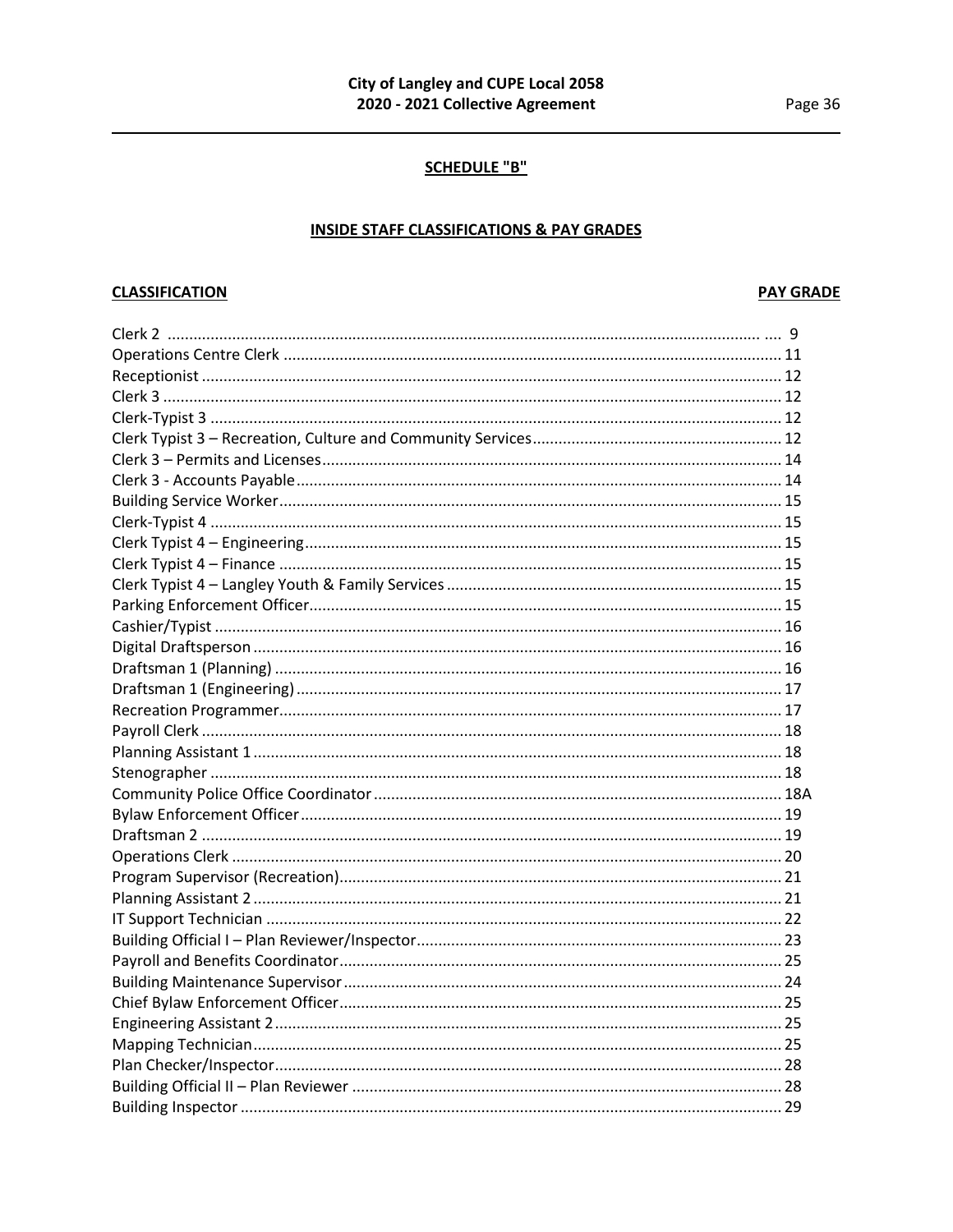## SCHEDULE "B"

### INSIDE STAFF CLASSIFICATIONS & PAY GRADES

| CLASSIFICATION | PAY GRADE |
|---|---|
| Clerk 2 | 9 |
| Operations Centre Clerk | 11 |
| Receptionist | 12 |
| Clerk 3 | 12 |
| Clerk-Typist 3 | 12 |
| Clerk Typist 3 – Recreation, Culture and Community Services | 12 |
| Clerk 3 – Permits and Licenses | 14 |
| Clerk 3 - Accounts Payable | 14 |
| Building Service Worker | 15 |
| Clerk-Typist 4 | 15 |
| Clerk Typist 4 – Engineering | 15 |
| Clerk Typist 4 – Finance | 15 |
| Clerk Typist 4 – Langley Youth & Family Services | 15 |
| Parking Enforcement Officer | 15 |
| Cashier/Typist | 16 |
| Digital Draftsperson | 16 |
| Draftsman 1 (Planning) | 16 |
| Draftsman 1 (Engineering) | 17 |
| Recreation Programmer | 17 |
| Payroll Clerk | 18 |
| Planning Assistant 1 | 18 |
| Stenographer | 18 |
| Community Police Office Coordinator | 18A |
| Bylaw Enforcement Officer | 19 |
| Draftsman 2 | 19 |
| Operations Clerk | 20 |
| Program Supervisor (Recreation) | 21 |
| Planning Assistant 2 | 21 |
| IT Support Technician | 22 |
| Building Official I – Plan Reviewer/Inspector | 23 |
| Payroll and Benefits Coordinator | 25 |
| Building Maintenance Supervisor | 24 |
| Chief Bylaw Enforcement Officer | 25 |
| Engineering Assistant 2 | 25 |
| Mapping Technician | 25 |
| Plan Checker/Inspector | 28 |
| Building Official II – Plan Reviewer | 28 |
| Building Inspector | 29 |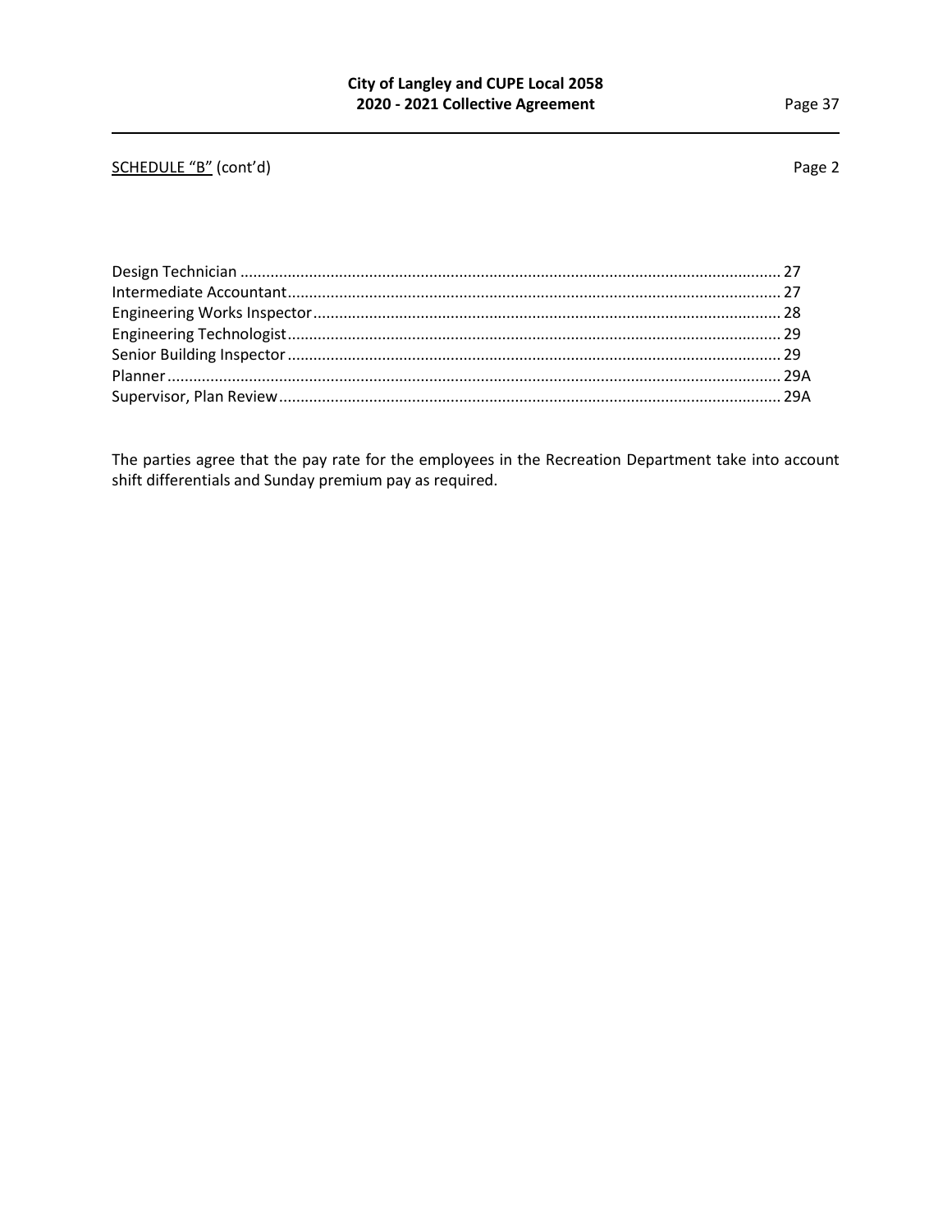<u>SCHEDULE "B"</u> (cont'd) Page 2

| | |
|---|---|
| Design Technician | 27 |
| Intermediate Accountant | 27 |
| Engineering Works Inspector | 28 |
| Engineering Technologist | 29 |
| Senior Building Inspector | 29 |
| Planner | 29A |
| Supervisor, Plan Review | 29A |

The parties agree that the pay rate for the employees in the Recreation Department take into account shift differentials and Sunday premium pay as required.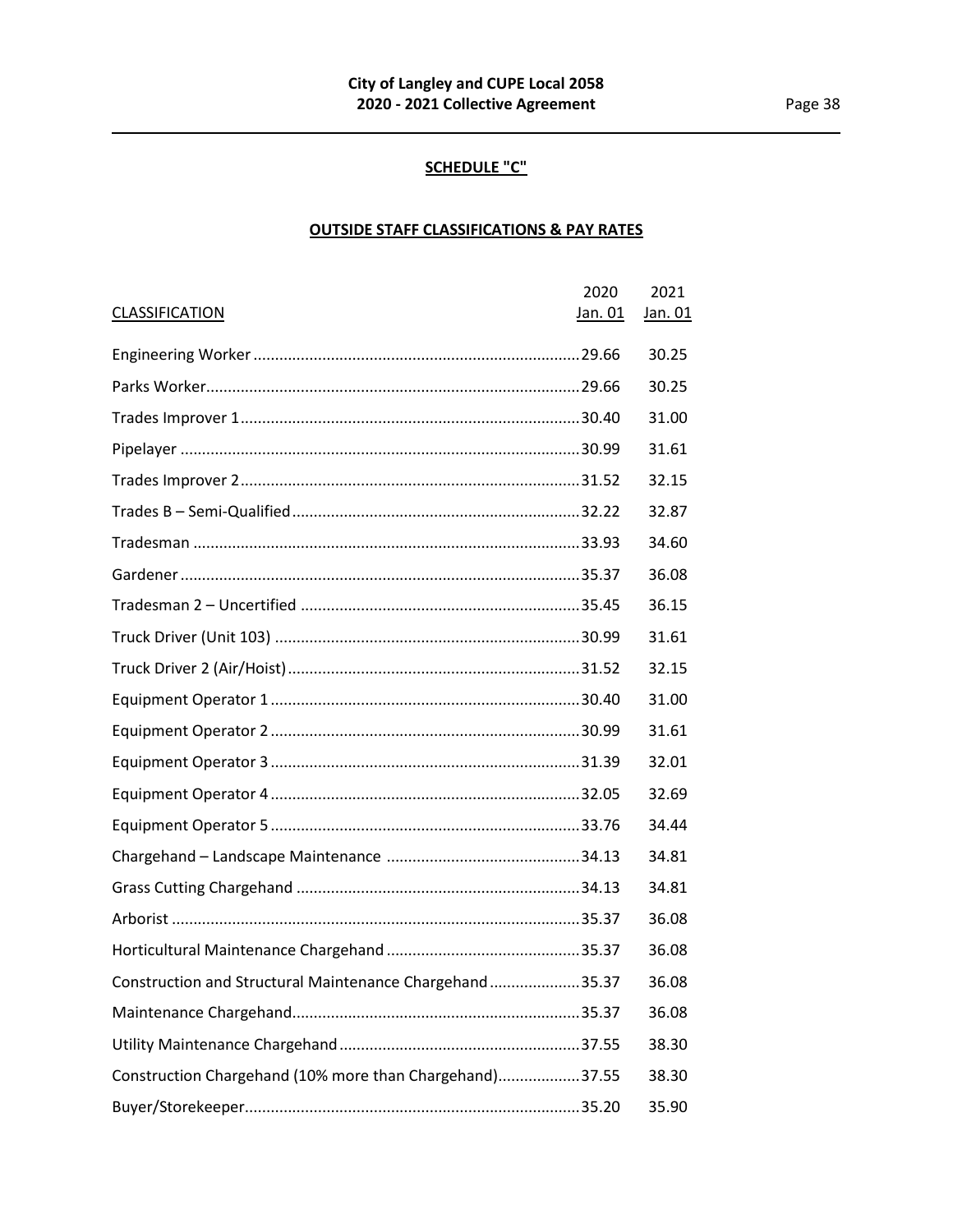## SCHEDULE "C"

### OUTSIDE STAFF CLASSIFICATIONS & PAY RATES

| CLASSIFICATION | 2020 Jan. 01 | 2021 Jan. 01 |
|---|---|---|
| Engineering Worker | 29.66 | 30.25 |
| Parks Worker | 29.66 | 30.25 |
| Trades Improver 1 | 30.40 | 31.00 |
| Pipelayer | 30.99 | 31.61 |
| Trades Improver 2 | 31.52 | 32.15 |
| Trades B – Semi-Qualified | 32.22 | 32.87 |
| Tradesman | 33.93 | 34.60 |
| Gardener | 35.37 | 36.08 |
| Tradesman 2 – Uncertified | 35.45 | 36.15 |
| Truck Driver (Unit 103) | 30.99 | 31.61 |
| Truck Driver 2 (Air/Hoist) | 31.52 | 32.15 |
| Equipment Operator 1 | 30.40 | 31.00 |
| Equipment Operator 2 | 30.99 | 31.61 |
| Equipment Operator 3 | 31.39 | 32.01 |
| Equipment Operator 4 | 32.05 | 32.69 |
| Equipment Operator 5 | 33.76 | 34.44 |
| Chargehand – Landscape Maintenance | 34.13 | 34.81 |
| Grass Cutting Chargehand | 34.13 | 34.81 |
| Arborist | 35.37 | 36.08 |
| Horticultural Maintenance Chargehand | 35.37 | 36.08 |
| Construction and Structural Maintenance Chargehand | 35.37 | 36.08 |
| Maintenance Chargehand | 35.37 | 36.08 |
| Utility Maintenance Chargehand | 37.55 | 38.30 |
| Construction Chargehand (10% more than Chargehand) | 37.55 | 38.30 |
| Buyer/Storekeeper | 35.20 | 35.90 |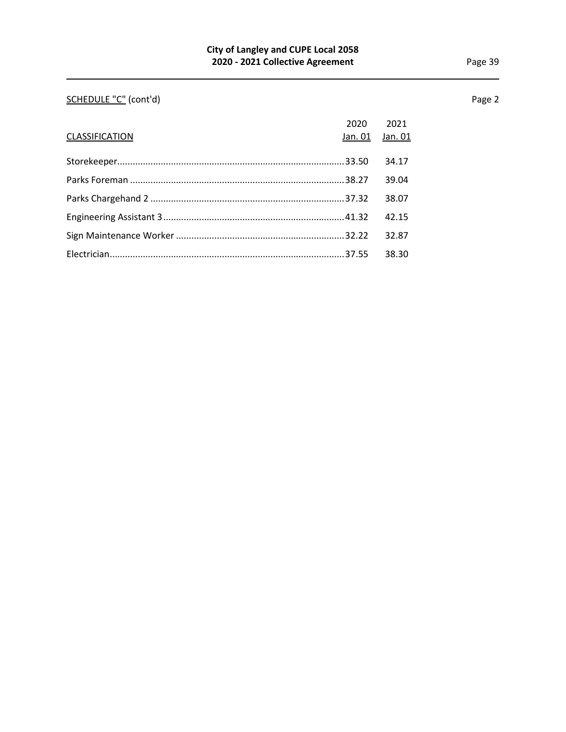SCHEDULE "C" (cont'd)

Page 2

| CLASSIFICATION | 2020 Jan. 01 | 2021 Jan. 01 |
|---|---|---|
| Storekeeper | 33.50 | 34.17 |
| Parks Foreman | 38.27 | 39.04 |
| Parks Chargehand 2 | 37.32 | 38.07 |
| Engineering Assistant 3 | 41.32 | 42.15 |
| Sign Maintenance Worker | 32.22 | 32.87 |
| Electrician | 37.55 | 38.30 |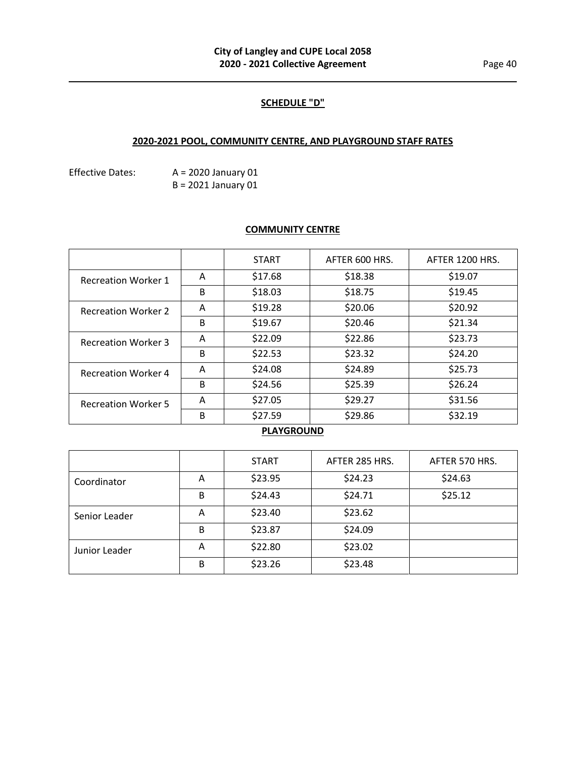## SCHEDULE "D"

### 2020-2021 POOL, COMMUNITY CENTRE, AND PLAYGROUND STAFF RATES

Effective Dates: A = 2020 January 01
B = 2021 January 01

#### COMMUNITY CENTRE

| | | START | AFTER 600 HRS. | AFTER 1200 HRS. |
|---|---|---|---|---|
| Recreation Worker 1 | A | $17.68 | $18.38 | $19.07 |
| | B | $18.03 | $18.75 | $19.45 |
| Recreation Worker 2 | A | $19.28 | $20.06 | $20.92 |
| | B | $19.67 | $20.46 | $21.34 |
| Recreation Worker 3 | A | $22.09 | $22.86 | $23.73 |
| | B | $22.53 | $23.32 | $24.20 |
| Recreation Worker 4 | A | $24.08 | $24.89 | $25.73 |
| | B | $24.56 | $25.39 | $26.24 |
| Recreation Worker 5 | A | $27.05 | $29.27 | $31.56 |
| | B | $27.59 | $29.86 | $32.19 |

#### PLAYGROUND

| | | START | AFTER 285 HRS. | AFTER 570 HRS. |
|---|---|---|---|---|
| Coordinator | A | $23.95 | $24.23 | $24.63 |
| | B | $24.43 | $24.71 | $25.12 |
| Senior Leader | A | $23.40 | $23.62 | |
| | B | $23.87 | $24.09 | |
| Junior Leader | A | $22.80 | $23.02 | |
| | B | $23.26 | $23.48 | |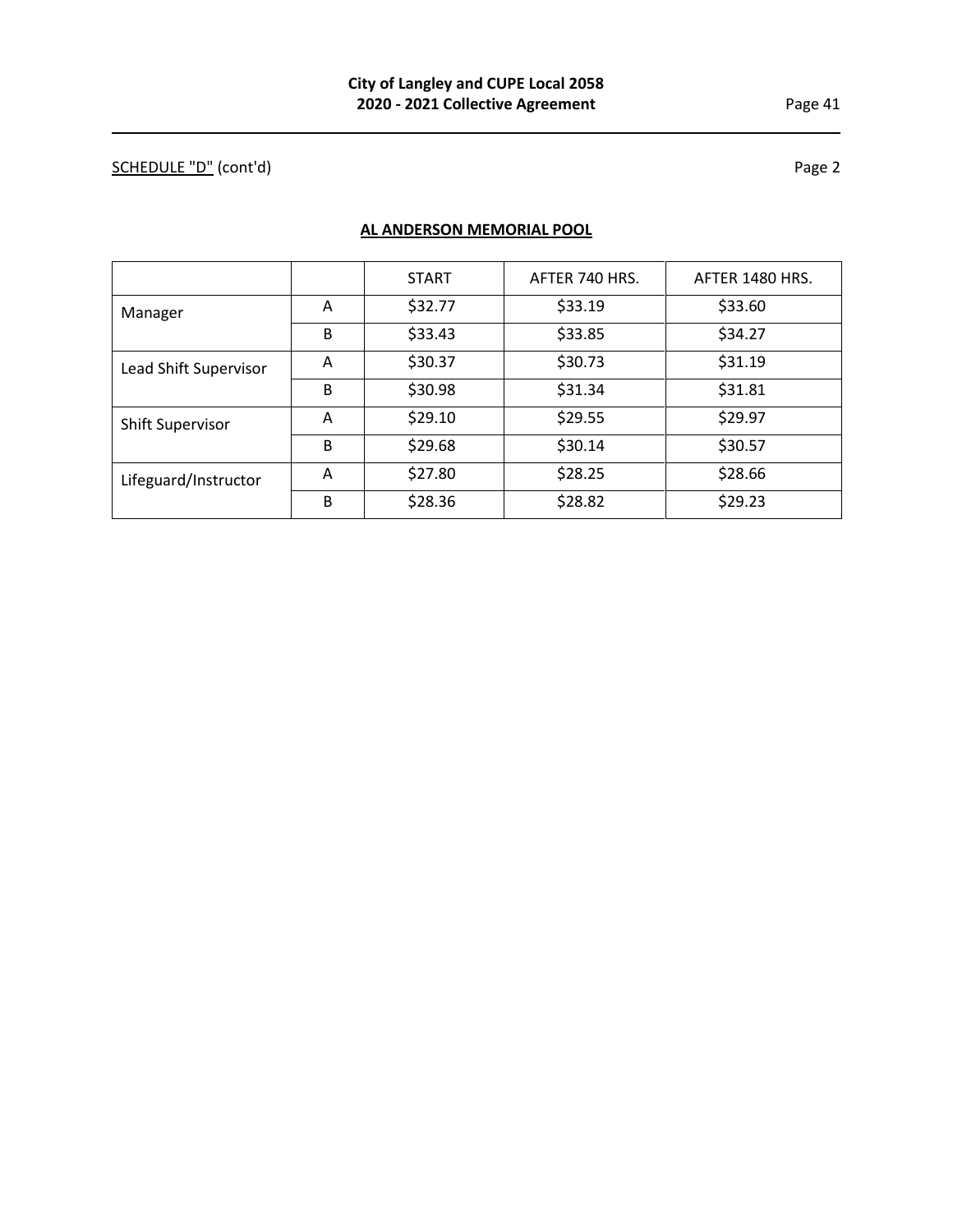SCHEDULE "D" (cont'd)

Page 2

## AL ANDERSON MEMORIAL POOL

| | | START | AFTER 740 HRS. | AFTER 1480 HRS. |
|---|---|---|---|---|
| Manager | A | $32.77 | $33.19 | $33.60 |
| | B | $33.43 | $33.85 | $34.27 |
| Lead Shift Supervisor | A | $30.37 | $30.73 | $31.19 |
| | B | $30.98 | $31.34 | $31.81 |
| Shift Supervisor | A | $29.10 | $29.55 | $29.97 |
| | B | $29.68 | $30.14 | $30.57 |
| Lifeguard/Instructor | A | $27.80 | $28.25 | $28.66 |
| | B | $28.36 | $28.82 | $29.23 |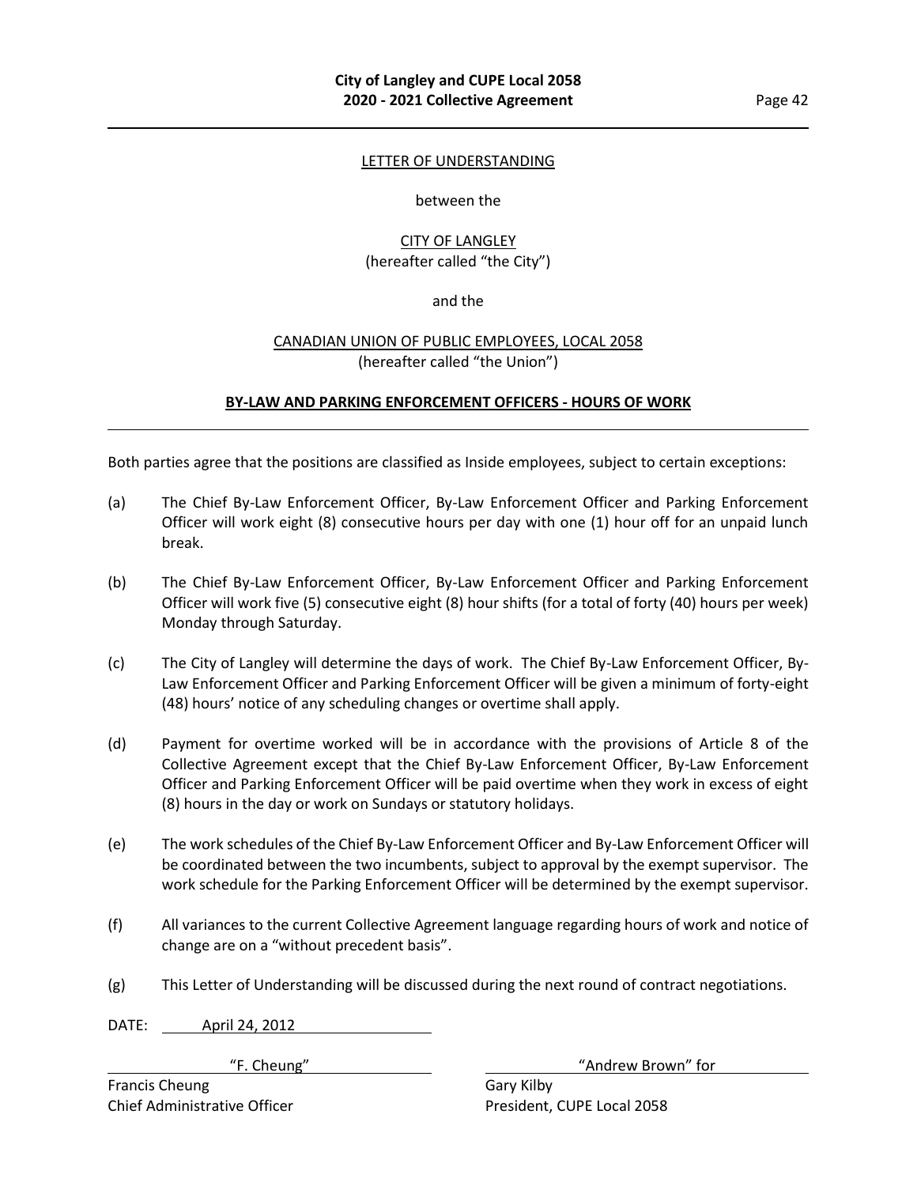LETTER OF UNDERSTANDING

between the

CITY OF LANGLEY
(hereafter called "the City")

and the

CANADIAN UNION OF PUBLIC EMPLOYEES, LOCAL 2058
(hereafter called "the Union")

**BY-LAW AND PARKING ENFORCEMENT OFFICERS - HOURS OF WORK**

Both parties agree that the positions are classified as Inside employees, subject to certain exceptions:

(a) The Chief By-Law Enforcement Officer, By-Law Enforcement Officer and Parking Enforcement Officer will work eight (8) consecutive hours per day with one (1) hour off for an unpaid lunch break.

(b) The Chief By-Law Enforcement Officer, By-Law Enforcement Officer and Parking Enforcement Officer will work five (5) consecutive eight (8) hour shifts (for a total of forty (40) hours per week) Monday through Saturday.

(c) The City of Langley will determine the days of work. The Chief By-Law Enforcement Officer, By-Law Enforcement Officer and Parking Enforcement Officer will be given a minimum of forty-eight (48) hours' notice of any scheduling changes or overtime shall apply.

(d) Payment for overtime worked will be in accordance with the provisions of Article 8 of the Collective Agreement except that the Chief By-Law Enforcement Officer, By-Law Enforcement Officer and Parking Enforcement Officer will be paid overtime when they work in excess of eight (8) hours in the day or work on Sundays or statutory holidays.

(e) The work schedules of the Chief By-Law Enforcement Officer and By-Law Enforcement Officer will be coordinated between the two incumbents, subject to approval by the exempt supervisor. The work schedule for the Parking Enforcement Officer will be determined by the exempt supervisor.

(f) All variances to the current Collective Agreement language regarding hours of work and notice of change are on a "without precedent basis".

(g) This Letter of Understanding will be discussed during the next round of contract negotiations.

DATE: April 24, 2012

"F. Cheung"
Francis Cheung
Chief Administrative Officer

"Andrew Brown" for
Gary Kilby
President, CUPE Local 2058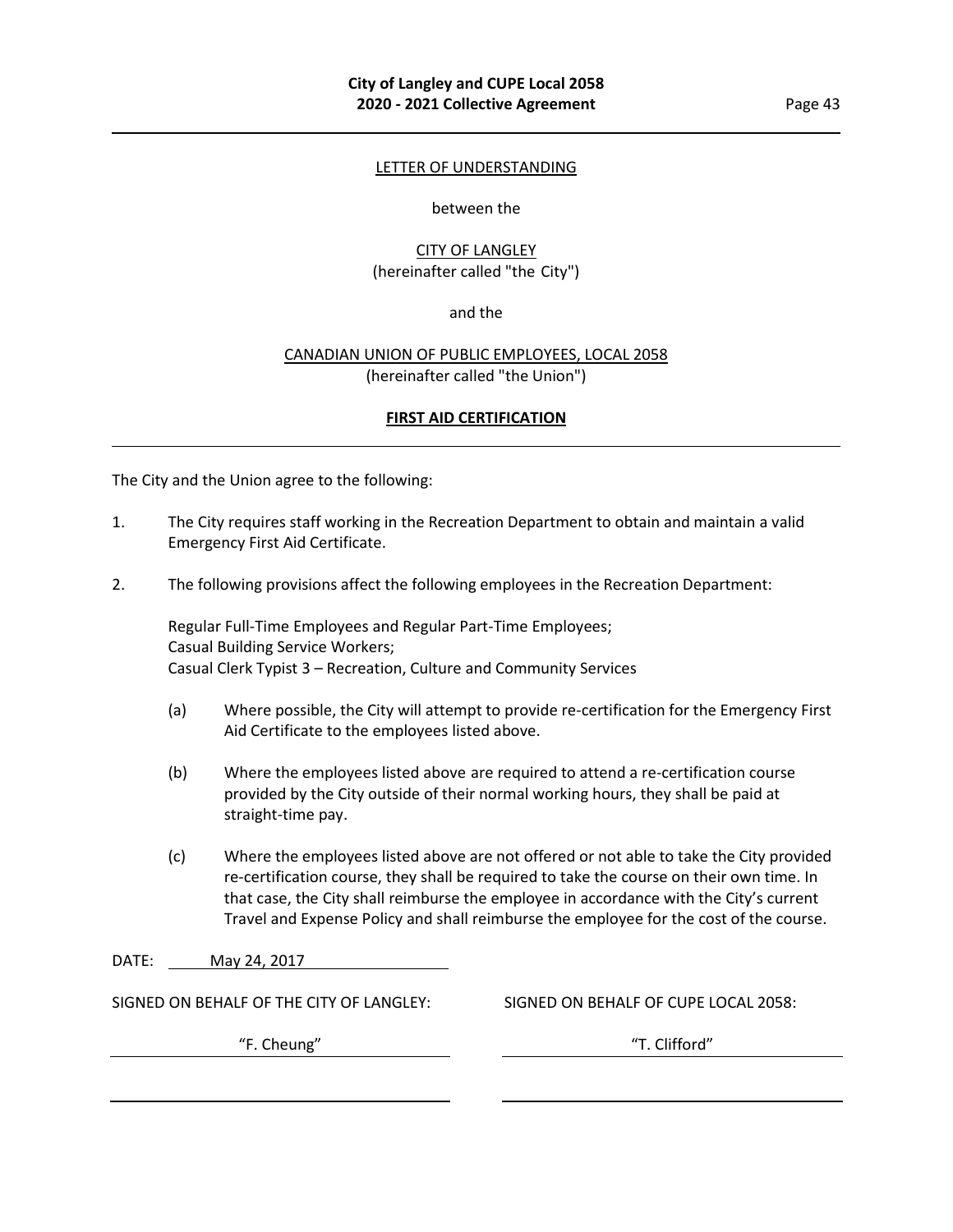LETTER OF UNDERSTANDING

between the

CITY OF LANGLEY
(hereinafter called "the City")

and the

CANADIAN UNION OF PUBLIC EMPLOYEES, LOCAL 2058
(hereinafter called "the Union")

**FIRST AID CERTIFICATION**

---

The City and the Union agree to the following:

1. The City requires staff working in the Recreation Department to obtain and maintain a valid Emergency First Aid Certificate.

2. The following provisions affect the following employees in the Recreation Department:

   Regular Full-Time Employees and Regular Part-Time Employees;
   Casual Building Service Workers;
   Casual Clerk Typist 3 – Recreation, Culture and Community Services

   (a) Where possible, the City will attempt to provide re-certification for the Emergency First Aid Certificate to the employees listed above.

   (b) Where the employees listed above are required to attend a re-certification course provided by the City outside of their normal working hours, they shall be paid at straight-time pay.

   (c) Where the employees listed above are not offered or not able to take the City provided re-certification course, they shall be required to take the course on their own time. In that case, the City shall reimburse the employee in accordance with the City's current Travel and Expense Policy and shall reimburse the employee for the cost of the course.

DATE: May 24, 2017

| SIGNED ON BEHALF OF THE CITY OF LANGLEY: | SIGNED ON BEHALF OF CUPE LOCAL 2058: |
|---|---|
| "F. Cheung" | "T. Clifford" |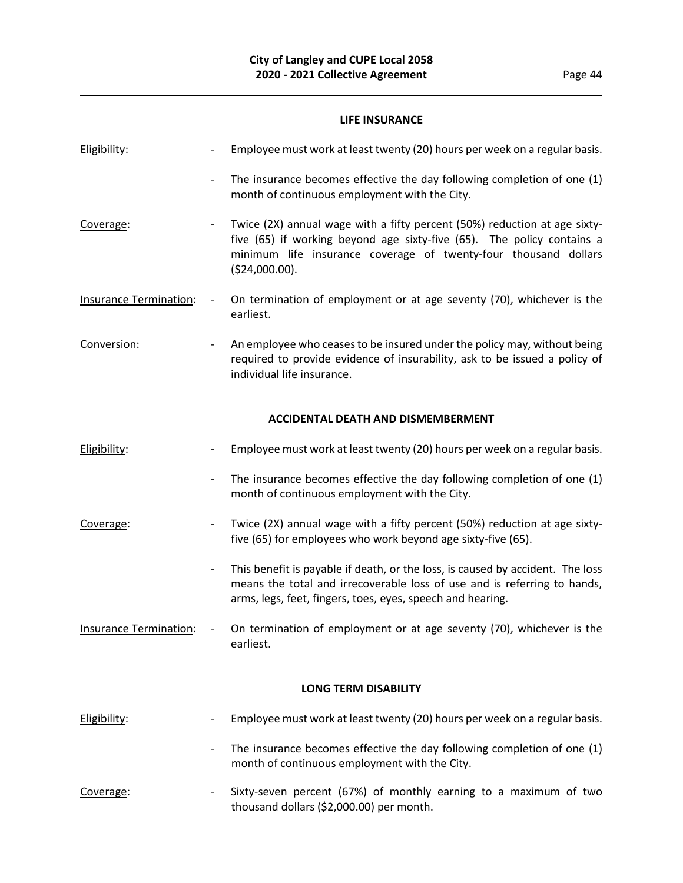## LIFE INSURANCE

| | |
|---|---|
| Eligibility: | - Employee must work at least twenty (20) hours per week on a regular basis. |
| | - The insurance becomes effective the day following completion of one (1) month of continuous employment with the City. |
| Coverage: | - Twice (2X) annual wage with a fifty percent (50%) reduction at age sixty-five (65) if working beyond age sixty-five (65). The policy contains a minimum life insurance coverage of twenty-four thousand dollars ($24,000.00). |
| Insurance Termination: | - On termination of employment or at age seventy (70), whichever is the earliest. |
| Conversion: | - An employee who ceases to be insured under the policy may, without being required to provide evidence of insurability, ask to be issued a policy of individual life insurance. |

## ACCIDENTAL DEATH AND DISMEMBERMENT

| | |
|---|---|
| Eligibility: | - Employee must work at least twenty (20) hours per week on a regular basis. |
| | - The insurance becomes effective the day following completion of one (1) month of continuous employment with the City. |
| Coverage: | - Twice (2X) annual wage with a fifty percent (50%) reduction at age sixty-five (65) for employees who work beyond age sixty-five (65). |
| | - This benefit is payable if death, or the loss, is caused by accident. The loss means the total and irrecoverable loss of use and is referring to hands, arms, legs, feet, fingers, toes, eyes, speech and hearing. |
| Insurance Termination: | - On termination of employment or at age seventy (70), whichever is the earliest. |

## LONG TERM DISABILITY

| | |
|---|---|
| Eligibility: | - Employee must work at least twenty (20) hours per week on a regular basis. |
| | - The insurance becomes effective the day following completion of one (1) month of continuous employment with the City. |
| Coverage: | - Sixty-seven percent (67%) of monthly earning to a maximum of two thousand dollars ($2,000.00) per month. |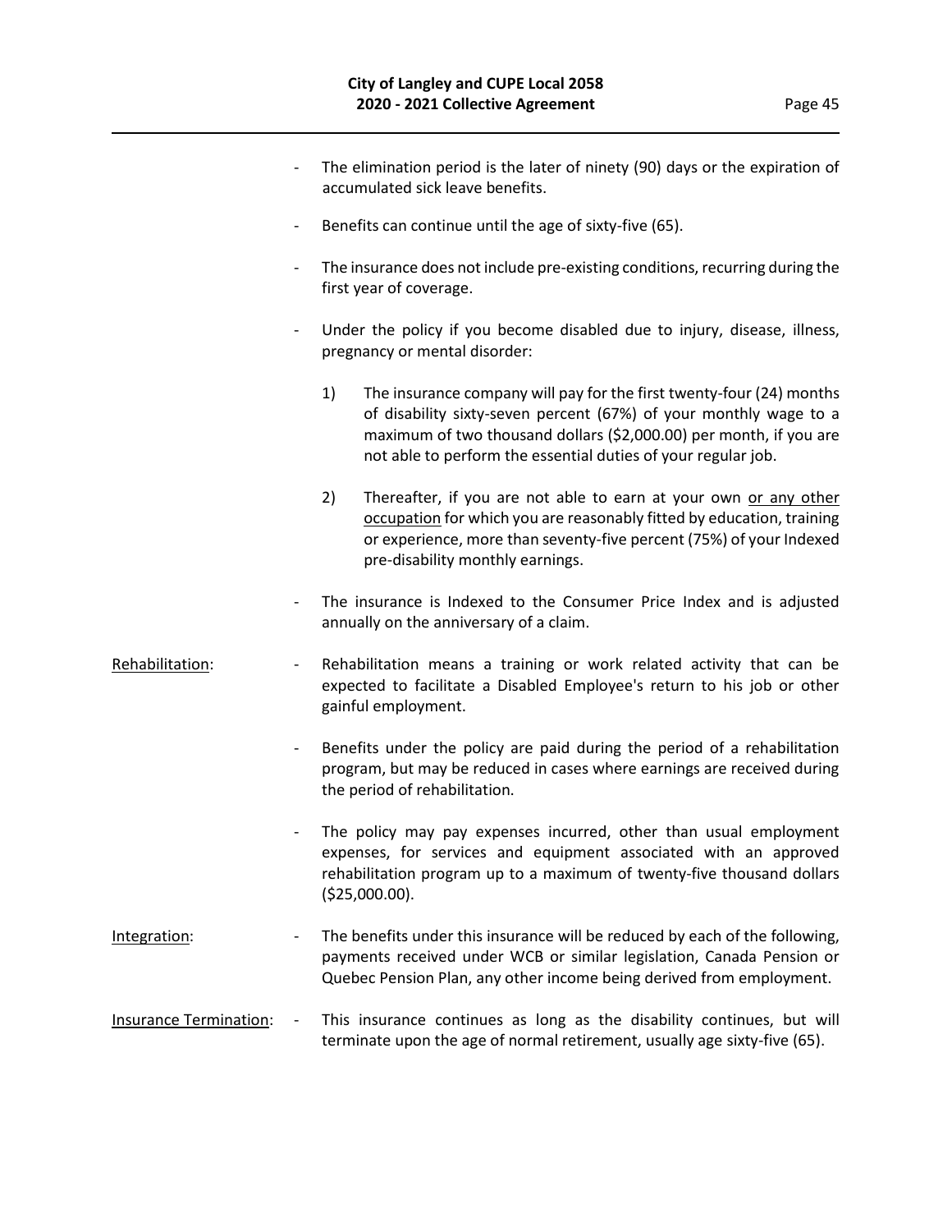- The elimination period is the later of ninety (90) days or the expiration of accumulated sick leave benefits.

- Benefits can continue until the age of sixty-five (65).

- The insurance does not include pre-existing conditions, recurring during the first year of coverage.

- Under the policy if you become disabled due to injury, disease, illness, pregnancy or mental disorder:

  1) The insurance company will pay for the first twenty-four (24) months of disability sixty-seven percent (67%) of your monthly wage to a maximum of two thousand dollars ($2,000.00) per month, if you are not able to perform the essential duties of your regular job.

  2) Thereafter, if you are not able to earn at your own <u>or any other occupation</u> for which you are reasonably fitted by education, training or experience, more than seventy-five percent (75%) of your Indexed pre-disability monthly earnings.

- The insurance is Indexed to the Consumer Price Index and is adjusted annually on the anniversary of a claim.

<u>Rehabilitation</u>:

- Rehabilitation means a training or work related activity that can be expected to facilitate a Disabled Employee's return to his job or other gainful employment.

- Benefits under the policy are paid during the period of a rehabilitation program, but may be reduced in cases where earnings are received during the period of rehabilitation.

- The policy may pay expenses incurred, other than usual employment expenses, for services and equipment associated with an approved rehabilitation program up to a maximum of twenty-five thousand dollars ($25,000.00).

<u>Integration</u>:

- The benefits under this insurance will be reduced by each of the following, payments received under WCB or similar legislation, Canada Pension or Quebec Pension Plan, any other income being derived from employment.

<u>Insurance Termination</u>:

- This insurance continues as long as the disability continues, but will terminate upon the age of normal retirement, usually age sixty-five (65).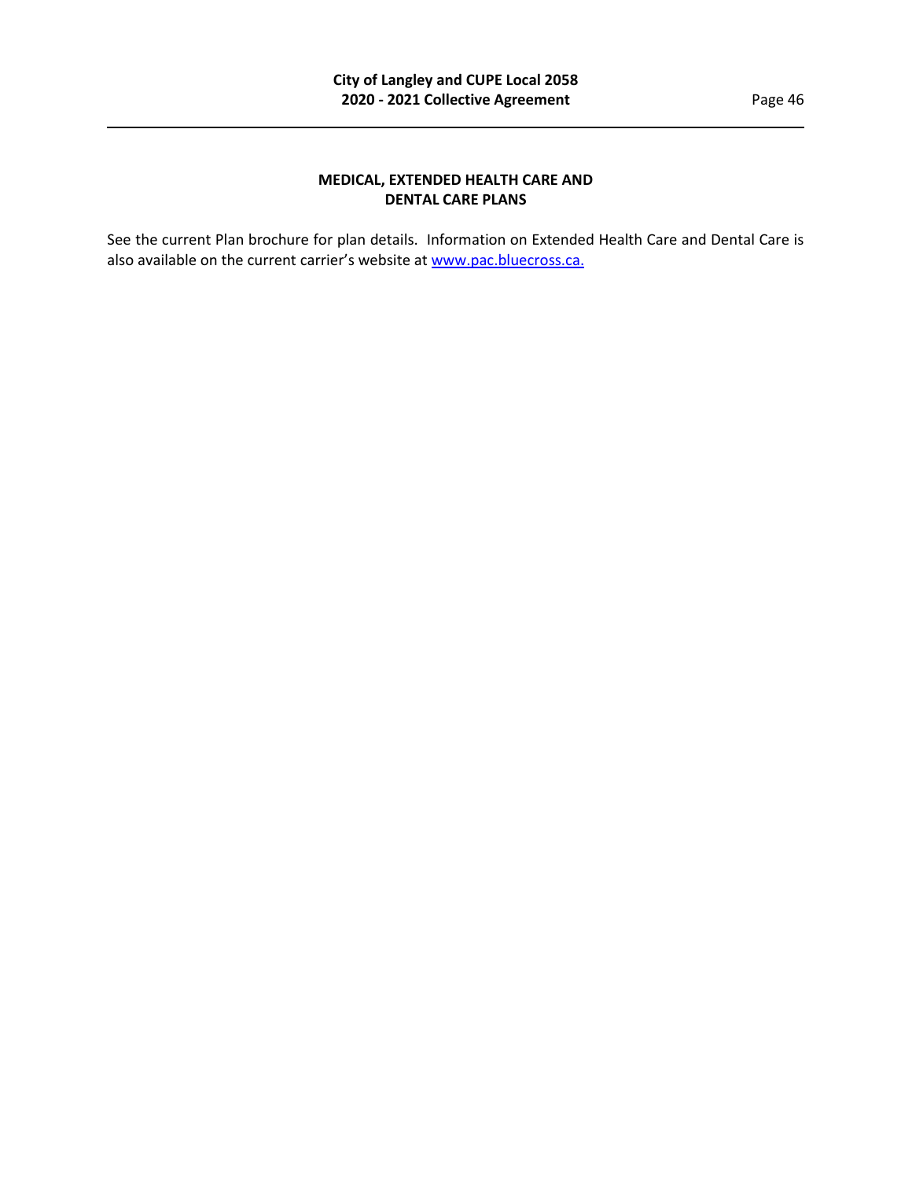## MEDICAL, EXTENDED HEALTH CARE AND DENTAL CARE PLANS

See the current Plan brochure for plan details. Information on Extended Health Care and Dental Care is also available on the current carrier's website at [www.pac.bluecross.ca.](www.pac.bluecross.ca.)